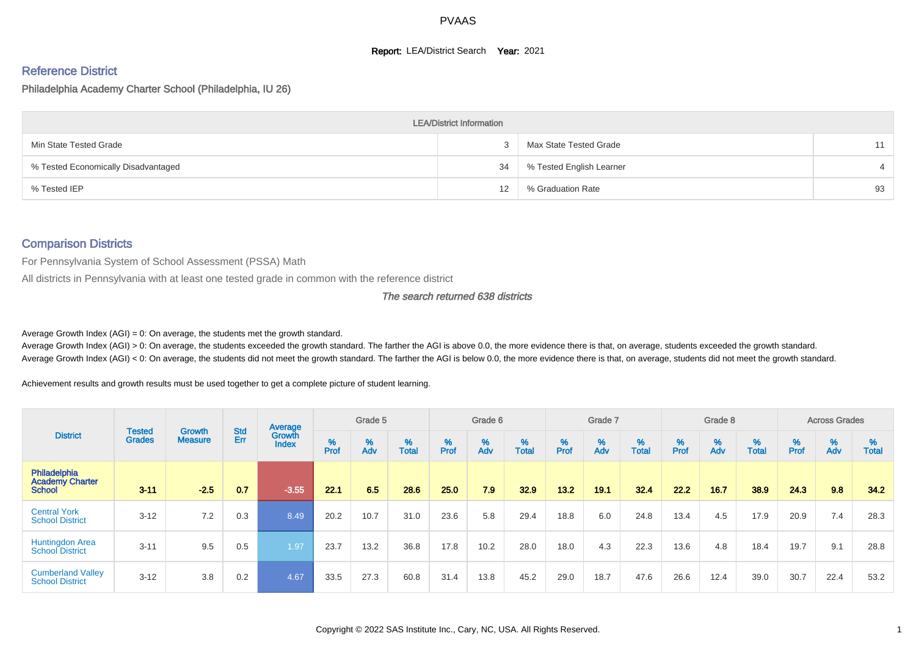# PVAAS

**Report:** LEA/District Search **Year:** 2021

## Reference District

Philadelphia Academy Charter School (Philadelphia, IU 26)

| LEA/District Information | | | |
|---|---|---|---|
| Min State Tested Grade | 3 | Max State Tested Grade | 11 |
| % Tested Economically Disadvantaged | 34 | % Tested English Learner | 4 |
| % Tested IEP | 12 | % Graduation Rate | 93 |

## Comparison Districts

For Pennsylvania System of School Assessment (PSSA) Math

All districts in Pennsylvania with at least one tested grade in common with the reference district

*The search returned 638 districts*

Average Growth Index (AGI) = 0: On average, the students met the growth standard.

Average Growth Index (AGI) > 0: On average, the students exceeded the growth standard. The farther the AGI is above 0.0, the more evidence there is that, on average, students exceeded the growth standard.

Average Growth Index (AGI) < 0: On average, the students did not meet the growth standard. The farther the AGI is below 0.0, the more evidence there is that, on average, students did not meet the growth standard.

Achievement results and growth results must be used together to get a complete picture of student learning.

| District | Tested Grades | Growth Measure | Std Err | Average Growth Index | Grade 5 | | | Grade 6 | | | Grade 7 | | | Grade 8 | | | Across Grades | | |
|---|---|---|---|---|---|---|---|---|---|---|---|---|---|---|---|---|---|---|---|
| | | | | | % Prof | % Adv | % Total | % Prof | % Adv | % Total | % Prof | % Adv | % Total | % Prof | % Adv | % Total | % Prof | % Adv | % Total |
| **Philadelphia Academy Charter School** | **3-11** | **-2.5** | **0.7** | **-3.55** | **22.1** | **6.5** | **28.6** | **25.0** | **7.9** | **32.9** | **13.2** | **19.1** | **32.4** | **22.2** | **16.7** | **38.9** | **24.3** | **9.8** | **34.2** |
| Central York School District | 3-12 | 7.2 | 0.3 | 8.49 | 20.2 | 10.7 | 31.0 | 23.6 | 5.8 | 29.4 | 18.8 | 6.0 | 24.8 | 13.4 | 4.5 | 17.9 | 20.9 | 7.4 | 28.3 |
| Huntingdon Area School District | 3-11 | 9.5 | 0.5 | 1.97 | 23.7 | 13.2 | 36.8 | 17.8 | 10.2 | 28.0 | 18.0 | 4.3 | 22.3 | 13.6 | 4.8 | 18.4 | 19.7 | 9.1 | 28.8 |
| Cumberland Valley School District | 3-12 | 3.8 | 0.2 | 4.67 | 33.5 | 27.3 | 60.8 | 31.4 | 13.8 | 45.2 | 29.0 | 18.7 | 47.6 | 26.6 | 12.4 | 39.0 | 30.7 | 22.4 | 53.2 |

Copyright © 2022 SAS Institute Inc., Cary, NC, USA. All Rights Reserved.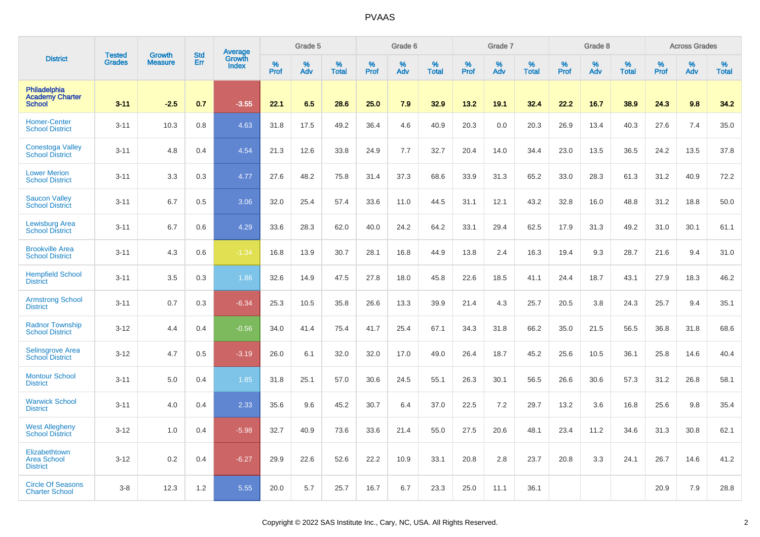# PVAAS

| District | Tested Grades | Growth Measure | Std Err | Average Growth Index | Grade 5 | | | Grade 6 | | | Grade 7 | | | Grade 8 | | | Across Grades | | |
|---|---|---|---|---|---|---|---|---|---|---|---|---|---|---|---|---|---|---|---|
| | | | | | % Prof | % Adv | % Total | % Prof | % Adv | % Total | % Prof | % Adv | % Total | % Prof | % Adv | % Total | % Prof | % Adv | % Total |
| **Philadelphia Academy Charter School** | **3-11** | **-2.5** | **0.7** | **-3.55** | **22.1** | **6.5** | **28.6** | **25.0** | **7.9** | **32.9** | **13.2** | **19.1** | **32.4** | **22.2** | **16.7** | **38.9** | **24.3** | **9.8** | **34.2** |
| Homer-Center School District | 3-11 | 10.3 | 0.8 | 4.63 | 31.8 | 17.5 | 49.2 | 36.4 | 4.6 | 40.9 | 20.3 | 0.0 | 20.3 | 26.9 | 13.4 | 40.3 | 27.6 | 7.4 | 35.0 |
| Conestoga Valley School District | 3-11 | 4.8 | 0.4 | 4.54 | 21.3 | 12.6 | 33.8 | 24.9 | 7.7 | 32.7 | 20.4 | 14.0 | 34.4 | 23.0 | 13.5 | 36.5 | 24.2 | 13.5 | 37.8 |
| Lower Merion School District | 3-11 | 3.3 | 0.3 | 4.77 | 27.6 | 48.2 | 75.8 | 31.4 | 37.3 | 68.6 | 33.9 | 31.3 | 65.2 | 33.0 | 28.3 | 61.3 | 31.2 | 40.9 | 72.2 |
| Saucon Valley School District | 3-11 | 6.7 | 0.5 | 3.06 | 32.0 | 25.4 | 57.4 | 33.6 | 11.0 | 44.5 | 31.1 | 12.1 | 43.2 | 32.8 | 16.0 | 48.8 | 31.2 | 18.8 | 50.0 |
| Lewisburg Area School District | 3-11 | 6.7 | 0.6 | 4.29 | 33.6 | 28.3 | 62.0 | 40.0 | 24.2 | 64.2 | 33.1 | 29.4 | 62.5 | 17.9 | 31.3 | 49.2 | 31.0 | 30.1 | 61.1 |
| Brookville Area School District | 3-11 | 4.3 | 0.6 | -1.34 | 16.8 | 13.9 | 30.7 | 28.1 | 16.8 | 44.9 | 13.8 | 2.4 | 16.3 | 19.4 | 9.3 | 28.7 | 21.6 | 9.4 | 31.0 |
| Hempfield School District | 3-11 | 3.5 | 0.3 | 1.86 | 32.6 | 14.9 | 47.5 | 27.8 | 18.0 | 45.8 | 22.6 | 18.5 | 41.1 | 24.4 | 18.7 | 43.1 | 27.9 | 18.3 | 46.2 |
| Armstrong School District | 3-11 | 0.7 | 0.3 | -6.34 | 25.3 | 10.5 | 35.8 | 26.6 | 13.3 | 39.9 | 21.4 | 4.3 | 25.7 | 20.5 | 3.8 | 24.3 | 25.7 | 9.4 | 35.1 |
| Radnor Township School District | 3-12 | 4.4 | 0.4 | -0.56 | 34.0 | 41.4 | 75.4 | 41.7 | 25.4 | 67.1 | 34.3 | 31.8 | 66.2 | 35.0 | 21.5 | 56.5 | 36.8 | 31.8 | 68.6 |
| Selinsgrove Area School District | 3-12 | 4.7 | 0.5 | -3.19 | 26.0 | 6.1 | 32.0 | 32.0 | 17.0 | 49.0 | 26.4 | 18.7 | 45.2 | 25.6 | 10.5 | 36.1 | 25.8 | 14.6 | 40.4 |
| Montour School District | 3-11 | 5.0 | 0.4 | 1.85 | 31.8 | 25.1 | 57.0 | 30.6 | 24.5 | 55.1 | 26.3 | 30.1 | 56.5 | 26.6 | 30.6 | 57.3 | 31.2 | 26.8 | 58.1 |
| Warwick School District | 3-11 | 4.0 | 0.4 | 2.33 | 35.6 | 9.6 | 45.2 | 30.7 | 6.4 | 37.0 | 22.5 | 7.2 | 29.7 | 13.2 | 3.6 | 16.8 | 25.6 | 9.8 | 35.4 |
| West Allegheny School District | 3-12 | 1.0 | 0.4 | -5.98 | 32.7 | 40.9 | 73.6 | 33.6 | 21.4 | 55.0 | 27.5 | 20.6 | 48.1 | 23.4 | 11.2 | 34.6 | 31.3 | 30.8 | 62.1 |
| Elizabethtown Area School District | 3-12 | 0.2 | 0.4 | -6.27 | 29.9 | 22.6 | 52.6 | 22.2 | 10.9 | 33.1 | 20.8 | 2.8 | 23.7 | 20.8 | 3.3 | 24.1 | 26.7 | 14.6 | 41.2 |
| Circle Of Seasons Charter School | 3-8 | 12.3 | 1.2 | 5.55 | 20.0 | 5.7 | 25.7 | 16.7 | 6.7 | 23.3 | 25.0 | 11.1 | 36.1 | | | | 20.9 | 7.9 | 28.8 |

Copyright © 2022 SAS Institute Inc., Cary, NC, USA. All Rights Reserved.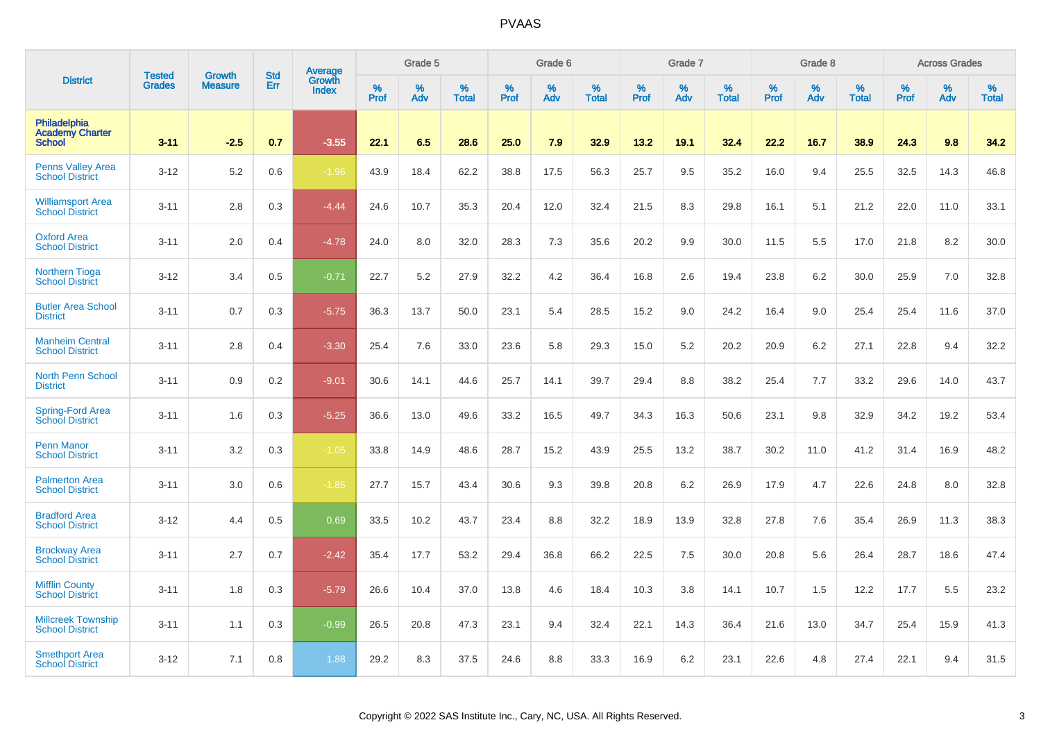# PVAAS

| District | Tested Grades | Growth Measure | Std Err | Average Growth Index | Grade 5 | | | Grade 6 | | | Grade 7 | | | Grade 8 | | | Across Grades | | |
|---|---|---|---|---|---|---|---|---|---|---|---|---|---|---|---|---|---|---|---|
| | | | | | % Prof | % Adv | % Total | % Prof | % Adv | % Total | % Prof | % Adv | % Total | % Prof | % Adv | % Total | % Prof | % Adv | % Total |
| **Philadelphia Academy Charter School** | **3-11** | **-2.5** | **0.7** | **-3.55** | **22.1** | **6.5** | **28.6** | **25.0** | **7.9** | **32.9** | **13.2** | **19.1** | **32.4** | **22.2** | **16.7** | **38.9** | **24.3** | **9.8** | **34.2** |
| Penns Valley Area School District | 3-12 | 5.2 | 0.6 | -1.96 | 43.9 | 18.4 | 62.2 | 38.8 | 17.5 | 56.3 | 25.7 | 9.5 | 35.2 | 16.0 | 9.4 | 25.5 | 32.5 | 14.3 | 46.8 |
| Williamsport Area School District | 3-11 | 2.8 | 0.3 | -4.44 | 24.6 | 10.7 | 35.3 | 20.4 | 12.0 | 32.4 | 21.5 | 8.3 | 29.8 | 16.1 | 5.1 | 21.2 | 22.0 | 11.0 | 33.1 |
| Oxford Area School District | 3-11 | 2.0 | 0.4 | -4.78 | 24.0 | 8.0 | 32.0 | 28.3 | 7.3 | 35.6 | 20.2 | 9.9 | 30.0 | 11.5 | 5.5 | 17.0 | 21.8 | 8.2 | 30.0 |
| Northern Tioga School District | 3-12 | 3.4 | 0.5 | -0.71 | 22.7 | 5.2 | 27.9 | 32.2 | 4.2 | 36.4 | 16.8 | 2.6 | 19.4 | 23.8 | 6.2 | 30.0 | 25.9 | 7.0 | 32.8 |
| Butler Area School District | 3-11 | 0.7 | 0.3 | -5.75 | 36.3 | 13.7 | 50.0 | 23.1 | 5.4 | 28.5 | 15.2 | 9.0 | 24.2 | 16.4 | 9.0 | 25.4 | 25.4 | 11.6 | 37.0 |
| Manheim Central School District | 3-11 | 2.8 | 0.4 | -3.30 | 25.4 | 7.6 | 33.0 | 23.6 | 5.8 | 29.3 | 15.0 | 5.2 | 20.2 | 20.9 | 6.2 | 27.1 | 22.8 | 9.4 | 32.2 |
| North Penn School District | 3-11 | 0.9 | 0.2 | -9.01 | 30.6 | 14.1 | 44.6 | 25.7 | 14.1 | 39.7 | 29.4 | 8.8 | 38.2 | 25.4 | 7.7 | 33.2 | 29.6 | 14.0 | 43.7 |
| Spring-Ford Area School District | 3-11 | 1.6 | 0.3 | -5.25 | 36.6 | 13.0 | 49.6 | 33.2 | 16.5 | 49.7 | 34.3 | 16.3 | 50.6 | 23.1 | 9.8 | 32.9 | 34.2 | 19.2 | 53.4 |
| Penn Manor School District | 3-11 | 3.2 | 0.3 | -1.05 | 33.8 | 14.9 | 48.6 | 28.7 | 15.2 | 43.9 | 25.5 | 13.2 | 38.7 | 30.2 | 11.0 | 41.2 | 31.4 | 16.9 | 48.2 |
| Palmerton Area School District | 3-11 | 3.0 | 0.6 | -1.85 | 27.7 | 15.7 | 43.4 | 30.6 | 9.3 | 39.8 | 20.8 | 6.2 | 26.9 | 17.9 | 4.7 | 22.6 | 24.8 | 8.0 | 32.8 |
| Bradford Area School District | 3-12 | 4.4 | 0.5 | 0.69 | 33.5 | 10.2 | 43.7 | 23.4 | 8.8 | 32.2 | 18.9 | 13.9 | 32.8 | 27.8 | 7.6 | 35.4 | 26.9 | 11.3 | 38.3 |
| Brockway Area School District | 3-11 | 2.7 | 0.7 | -2.42 | 35.4 | 17.7 | 53.2 | 29.4 | 36.8 | 66.2 | 22.5 | 7.5 | 30.0 | 20.8 | 5.6 | 26.4 | 28.7 | 18.6 | 47.4 |
| Mifflin County School District | 3-11 | 1.8 | 0.3 | -5.79 | 26.6 | 10.4 | 37.0 | 13.8 | 4.6 | 18.4 | 10.3 | 3.8 | 14.1 | 10.7 | 1.5 | 12.2 | 17.7 | 5.5 | 23.2 |
| Millcreek Township School District | 3-11 | 1.1 | 0.3 | -0.99 | 26.5 | 20.8 | 47.3 | 23.1 | 9.4 | 32.4 | 22.1 | 14.3 | 36.4 | 21.6 | 13.0 | 34.7 | 25.4 | 15.9 | 41.3 |
| Smethport Area School District | 3-12 | 7.1 | 0.8 | 1.88 | 29.2 | 8.3 | 37.5 | 24.6 | 8.8 | 33.3 | 16.9 | 6.2 | 23.1 | 22.6 | 4.8 | 27.4 | 22.1 | 9.4 | 31.5 |

Copyright © 2022 SAS Institute Inc., Cary, NC, USA. All Rights Reserved.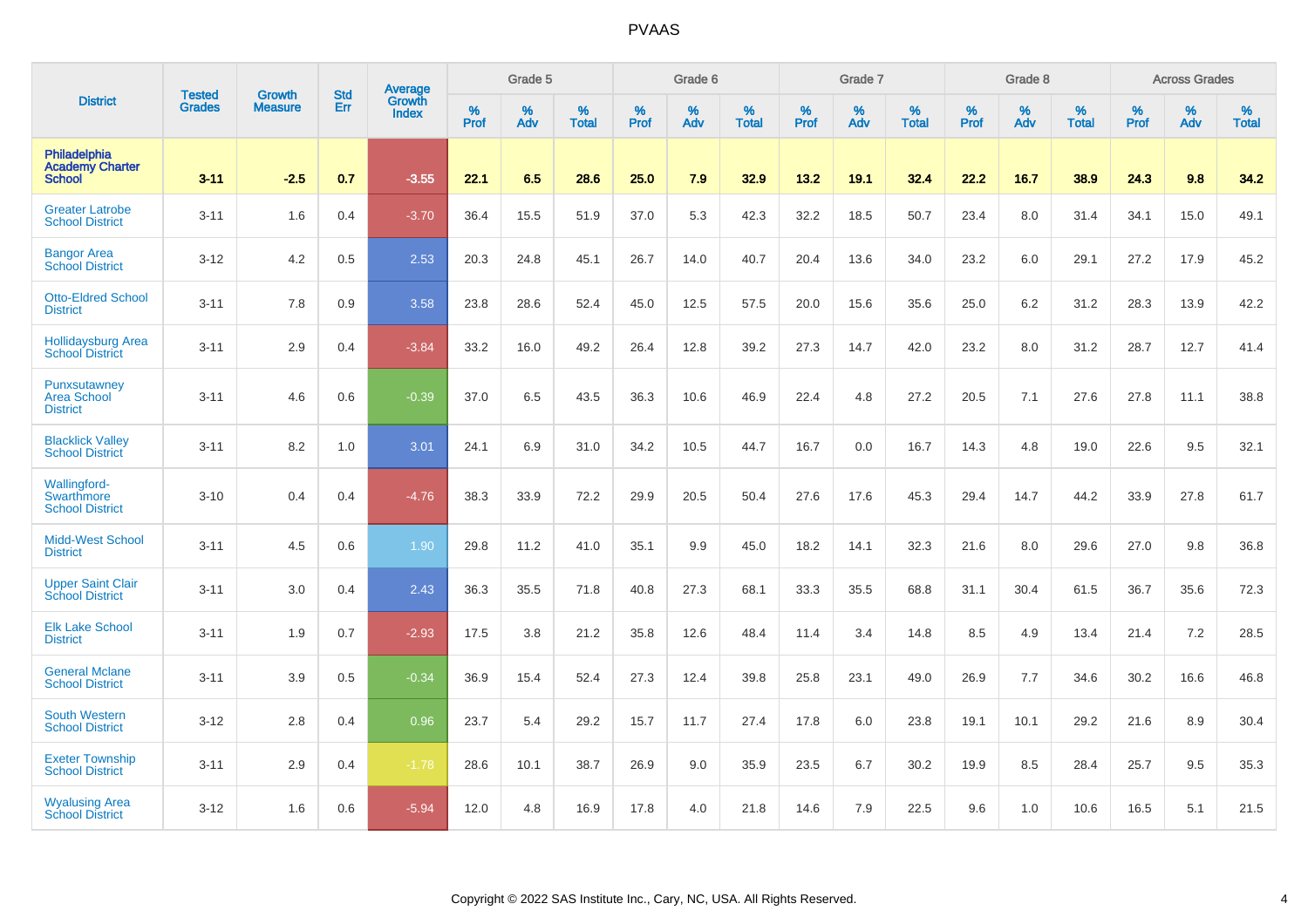# PVAAS

| District | Tested Grades | Growth Measure | Std Err | Average Growth Index | Grade 5 | | | Grade 6 | | | Grade 7 | | | Grade 8 | | | Across Grades | | |
|---|---|---|---|---|---|---|---|---|---|---|---|---|---|---|---|---|---|---|---|
| | | | | | % Prof | % Adv | % Total | % Prof | % Adv | % Total | % Prof | % Adv | % Total | % Prof | % Adv | % Total | % Prof | % Adv | % Total |
| **Philadelphia Academy Charter School** | **3-11** | **-2.5** | **0.7** | **-3.55** | **22.1** | **6.5** | **28.6** | **25.0** | **7.9** | **32.9** | **13.2** | **19.1** | **32.4** | **22.2** | **16.7** | **38.9** | **24.3** | **9.8** | **34.2** |
| Greater Latrobe School District | 3-11 | 1.6 | 0.4 | -3.70 | 36.4 | 15.5 | 51.9 | 37.0 | 5.3 | 42.3 | 32.2 | 18.5 | 50.7 | 23.4 | 8.0 | 31.4 | 34.1 | 15.0 | 49.1 |
| Bangor Area School District | 3-12 | 4.2 | 0.5 | 2.53 | 20.3 | 24.8 | 45.1 | 26.7 | 14.0 | 40.7 | 20.4 | 13.6 | 34.0 | 23.2 | 6.0 | 29.1 | 27.2 | 17.9 | 45.2 |
| Otto-Eldred School District | 3-11 | 7.8 | 0.9 | 3.58 | 23.8 | 28.6 | 52.4 | 45.0 | 12.5 | 57.5 | 20.0 | 15.6 | 35.6 | 25.0 | 6.2 | 31.2 | 28.3 | 13.9 | 42.2 |
| Hollidaysburg Area School District | 3-11 | 2.9 | 0.4 | -3.84 | 33.2 | 16.0 | 49.2 | 26.4 | 12.8 | 39.2 | 27.3 | 14.7 | 42.0 | 23.2 | 8.0 | 31.2 | 28.7 | 12.7 | 41.4 |
| Punxsutawney Area School District | 3-11 | 4.6 | 0.6 | -0.39 | 37.0 | 6.5 | 43.5 | 36.3 | 10.6 | 46.9 | 22.4 | 4.8 | 27.2 | 20.5 | 7.1 | 27.6 | 27.8 | 11.1 | 38.8 |
| Blacklick Valley School District | 3-11 | 8.2 | 1.0 | 3.01 | 24.1 | 6.9 | 31.0 | 34.2 | 10.5 | 44.7 | 16.7 | 0.0 | 16.7 | 14.3 | 4.8 | 19.0 | 22.6 | 9.5 | 32.1 |
| Wallingford-Swarthmore School District | 3-10 | 0.4 | 0.4 | -4.76 | 38.3 | 33.9 | 72.2 | 29.9 | 20.5 | 50.4 | 27.6 | 17.6 | 45.3 | 29.4 | 14.7 | 44.2 | 33.9 | 27.8 | 61.7 |
| Midd-West School District | 3-11 | 4.5 | 0.6 | 1.90 | 29.8 | 11.2 | 41.0 | 35.1 | 9.9 | 45.0 | 18.2 | 14.1 | 32.3 | 21.6 | 8.0 | 29.6 | 27.0 | 9.8 | 36.8 |
| Upper Saint Clair School District | 3-11 | 3.0 | 0.4 | 2.43 | 36.3 | 35.5 | 71.8 | 40.8 | 27.3 | 68.1 | 33.3 | 35.5 | 68.8 | 31.1 | 30.4 | 61.5 | 36.7 | 35.6 | 72.3 |
| Elk Lake School District | 3-11 | 1.9 | 0.7 | -2.93 | 17.5 | 3.8 | 21.2 | 35.8 | 12.6 | 48.4 | 11.4 | 3.4 | 14.8 | 8.5 | 4.9 | 13.4 | 21.4 | 7.2 | 28.5 |
| General Mclane School District | 3-11 | 3.9 | 0.5 | -0.34 | 36.9 | 15.4 | 52.4 | 27.3 | 12.4 | 39.8 | 25.8 | 23.1 | 49.0 | 26.9 | 7.7 | 34.6 | 30.2 | 16.6 | 46.8 |
| South Western School District | 3-12 | 2.8 | 0.4 | 0.96 | 23.7 | 5.4 | 29.2 | 15.7 | 11.7 | 27.4 | 17.8 | 6.0 | 23.8 | 19.1 | 10.1 | 29.2 | 21.6 | 8.9 | 30.4 |
| Exeter Township School District | 3-11 | 2.9 | 0.4 | -1.78 | 28.6 | 10.1 | 38.7 | 26.9 | 9.0 | 35.9 | 23.5 | 6.7 | 30.2 | 19.9 | 8.5 | 28.4 | 25.7 | 9.5 | 35.3 |
| Wyalusing Area School District | 3-12 | 1.6 | 0.6 | -5.94 | 12.0 | 4.8 | 16.9 | 17.8 | 4.0 | 21.8 | 14.6 | 7.9 | 22.5 | 9.6 | 1.0 | 10.6 | 16.5 | 5.1 | 21.5 |

Copyright © 2022 SAS Institute Inc., Cary, NC, USA. All Rights Reserved.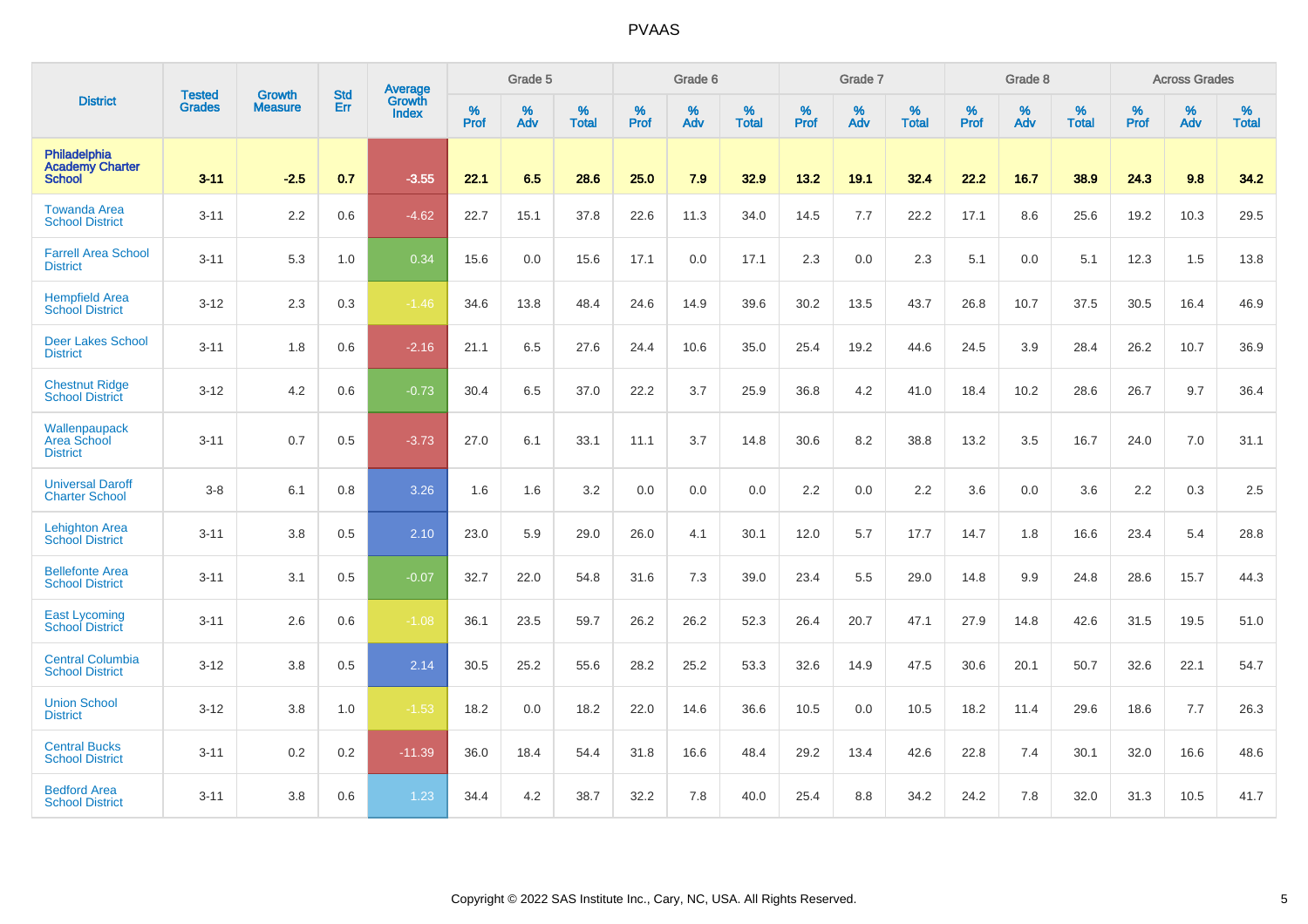# PVAAS

| District | Tested Grades | Growth Measure | Std Err | Average Growth Index | Grade 5 | | | Grade 6 | | | Grade 7 | | | Grade 8 | | | Across Grades | | |
|---|---|---|---|---|---|---|---|---|---|---|---|---|---|---|---|---|---|---|---|
| | | | | | % Prof | % Adv | % Total | % Prof | % Adv | % Total | % Prof | % Adv | % Total | % Prof | % Adv | % Total | % Prof | % Adv | % Total |
| **Philadelphia Academy Charter School** | **3-11** | **-2.5** | **0.7** | **-3.55** | **22.1** | **6.5** | **28.6** | **25.0** | **7.9** | **32.9** | **13.2** | **19.1** | **32.4** | **22.2** | **16.7** | **38.9** | **24.3** | **9.8** | **34.2** |
| Towanda Area School District | 3-11 | 2.2 | 0.6 | -4.62 | 22.7 | 15.1 | 37.8 | 22.6 | 11.3 | 34.0 | 14.5 | 7.7 | 22.2 | 17.1 | 8.6 | 25.6 | 19.2 | 10.3 | 29.5 |
| Farrell Area School District | 3-11 | 5.3 | 1.0 | 0.34 | 15.6 | 0.0 | 15.6 | 17.1 | 0.0 | 17.1 | 2.3 | 0.0 | 2.3 | 5.1 | 0.0 | 5.1 | 12.3 | 1.5 | 13.8 |
| Hempfield Area School District | 3-12 | 2.3 | 0.3 | -1.46 | 34.6 | 13.8 | 48.4 | 24.6 | 14.9 | 39.6 | 30.2 | 13.5 | 43.7 | 26.8 | 10.7 | 37.5 | 30.5 | 16.4 | 46.9 |
| Deer Lakes School District | 3-11 | 1.8 | 0.6 | -2.16 | 21.1 | 6.5 | 27.6 | 24.4 | 10.6 | 35.0 | 25.4 | 19.2 | 44.6 | 24.5 | 3.9 | 28.4 | 26.2 | 10.7 | 36.9 |
| Chestnut Ridge School District | 3-12 | 4.2 | 0.6 | -0.73 | 30.4 | 6.5 | 37.0 | 22.2 | 3.7 | 25.9 | 36.8 | 4.2 | 41.0 | 18.4 | 10.2 | 28.6 | 26.7 | 9.7 | 36.4 |
| Wallenpaupack Area School District | 3-11 | 0.7 | 0.5 | -3.73 | 27.0 | 6.1 | 33.1 | 11.1 | 3.7 | 14.8 | 30.6 | 8.2 | 38.8 | 13.2 | 3.5 | 16.7 | 24.0 | 7.0 | 31.1 |
| Universal Daroff Charter School | 3-8 | 6.1 | 0.8 | 3.26 | 1.6 | 1.6 | 3.2 | 0.0 | 0.0 | 0.0 | 2.2 | 0.0 | 2.2 | 3.6 | 0.0 | 3.6 | 2.2 | 0.3 | 2.5 |
| Lehighton Area School District | 3-11 | 3.8 | 0.5 | 2.10 | 23.0 | 5.9 | 29.0 | 26.0 | 4.1 | 30.1 | 12.0 | 5.7 | 17.7 | 14.7 | 1.8 | 16.6 | 23.4 | 5.4 | 28.8 |
| Bellefonte Area School District | 3-11 | 3.1 | 0.5 | -0.07 | 32.7 | 22.0 | 54.8 | 31.6 | 7.3 | 39.0 | 23.4 | 5.5 | 29.0 | 14.8 | 9.9 | 24.8 | 28.6 | 15.7 | 44.3 |
| East Lycoming School District | 3-11 | 2.6 | 0.6 | -1.08 | 36.1 | 23.5 | 59.7 | 26.2 | 26.2 | 52.3 | 26.4 | 20.7 | 47.1 | 27.9 | 14.8 | 42.6 | 31.5 | 19.5 | 51.0 |
| Central Columbia School District | 3-12 | 3.8 | 0.5 | 2.14 | 30.5 | 25.2 | 55.6 | 28.2 | 25.2 | 53.3 | 32.6 | 14.9 | 47.5 | 30.6 | 20.1 | 50.7 | 32.6 | 22.1 | 54.7 |
| Union School District | 3-12 | 3.8 | 1.0 | -1.53 | 18.2 | 0.0 | 18.2 | 22.0 | 14.6 | 36.6 | 10.5 | 0.0 | 10.5 | 18.2 | 11.4 | 29.6 | 18.6 | 7.7 | 26.3 |
| Central Bucks School District | 3-11 | 0.2 | 0.2 | -11.39 | 36.0 | 18.4 | 54.4 | 31.8 | 16.6 | 48.4 | 29.2 | 13.4 | 42.6 | 22.8 | 7.4 | 30.1 | 32.0 | 16.6 | 48.6 |
| Bedford Area School District | 3-11 | 3.8 | 0.6 | 1.23 | 34.4 | 4.2 | 38.7 | 32.2 | 7.8 | 40.0 | 25.4 | 8.8 | 34.2 | 24.2 | 7.8 | 32.0 | 31.3 | 10.5 | 41.7 |

Copyright © 2022 SAS Institute Inc., Cary, NC, USA. All Rights Reserved.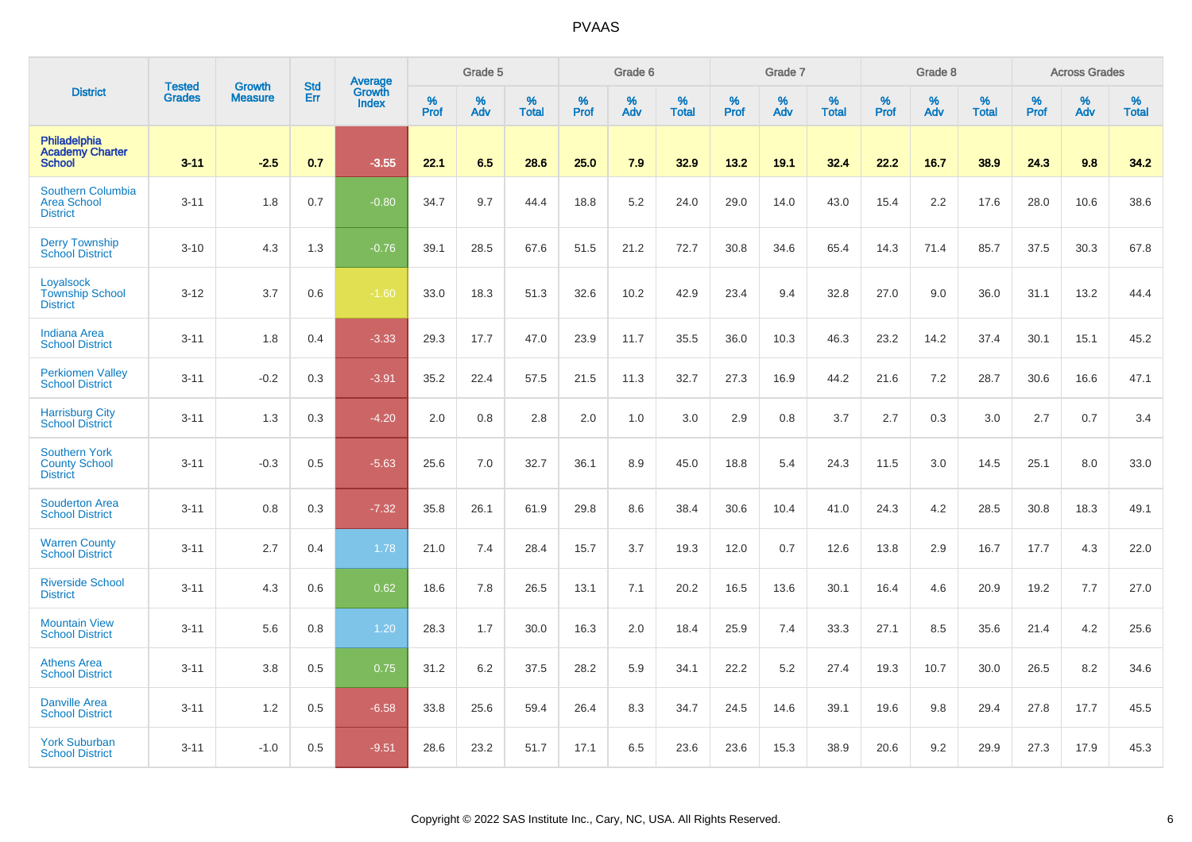| District | Tested Grades | Growth Measure | Std Err | Average Growth Index | Grade 5 | | | Grade 6 | | | Grade 7 | | | Grade 8 | | | Across Grades | | |
|---|---|---|---|---|---|---|---|---|---|---|---|---|---|---|---|---|---|---|---|
| | | | | | % Prof | % Adv | % Total | % Prof | % Adv | % Total | % Prof | % Adv | % Total | % Prof | % Adv | % Total | % Prof | % Adv | % Total |
| **Philadelphia Academy Charter School** | **3-11** | **-2.5** | **0.7** | **-3.55** | **22.1** | **6.5** | **28.6** | **25.0** | **7.9** | **32.9** | **13.2** | **19.1** | **32.4** | **22.2** | **16.7** | **38.9** | **24.3** | **9.8** | **34.2** |
| Southern Columbia Area School District | 3-11 | 1.8 | 0.7 | -0.80 | 34.7 | 9.7 | 44.4 | 18.8 | 5.2 | 24.0 | 29.0 | 14.0 | 43.0 | 15.4 | 2.2 | 17.6 | 28.0 | 10.6 | 38.6 |
| Derry Township School District | 3-10 | 4.3 | 1.3 | -0.76 | 39.1 | 28.5 | 67.6 | 51.5 | 21.2 | 72.7 | 30.8 | 34.6 | 65.4 | 14.3 | 71.4 | 85.7 | 37.5 | 30.3 | 67.8 |
| Loyalsock Township School District | 3-12 | 3.7 | 0.6 | -1.60 | 33.0 | 18.3 | 51.3 | 32.6 | 10.2 | 42.9 | 23.4 | 9.4 | 32.8 | 27.0 | 9.0 | 36.0 | 31.1 | 13.2 | 44.4 |
| Indiana Area School District | 3-11 | 1.8 | 0.4 | -3.33 | 29.3 | 17.7 | 47.0 | 23.9 | 11.7 | 35.5 | 36.0 | 10.3 | 46.3 | 23.2 | 14.2 | 37.4 | 30.1 | 15.1 | 45.2 |
| Perkiomen Valley School District | 3-11 | -0.2 | 0.3 | -3.91 | 35.2 | 22.4 | 57.5 | 21.5 | 11.3 | 32.7 | 27.3 | 16.9 | 44.2 | 21.6 | 7.2 | 28.7 | 30.6 | 16.6 | 47.1 |
| Harrisburg City School District | 3-11 | 1.3 | 0.3 | -4.20 | 2.0 | 0.8 | 2.8 | 2.0 | 1.0 | 3.0 | 2.9 | 0.8 | 3.7 | 2.7 | 0.3 | 3.0 | 2.7 | 0.7 | 3.4 |
| Southern York County School District | 3-11 | -0.3 | 0.5 | -5.63 | 25.6 | 7.0 | 32.7 | 36.1 | 8.9 | 45.0 | 18.8 | 5.4 | 24.3 | 11.5 | 3.0 | 14.5 | 25.1 | 8.0 | 33.0 |
| Souderton Area School District | 3-11 | 0.8 | 0.3 | -7.32 | 35.8 | 26.1 | 61.9 | 29.8 | 8.6 | 38.4 | 30.6 | 10.4 | 41.0 | 24.3 | 4.2 | 28.5 | 30.8 | 18.3 | 49.1 |
| Warren County School District | 3-11 | 2.7 | 0.4 | 1.78 | 21.0 | 7.4 | 28.4 | 15.7 | 3.7 | 19.3 | 12.0 | 0.7 | 12.6 | 13.8 | 2.9 | 16.7 | 17.7 | 4.3 | 22.0 |
| Riverside School District | 3-11 | 4.3 | 0.6 | 0.62 | 18.6 | 7.8 | 26.5 | 13.1 | 7.1 | 20.2 | 16.5 | 13.6 | 30.1 | 16.4 | 4.6 | 20.9 | 19.2 | 7.7 | 27.0 |
| Mountain View School District | 3-11 | 5.6 | 0.8 | 1.20 | 28.3 | 1.7 | 30.0 | 16.3 | 2.0 | 18.4 | 25.9 | 7.4 | 33.3 | 27.1 | 8.5 | 35.6 | 21.4 | 4.2 | 25.6 |
| Athens Area School District | 3-11 | 3.8 | 0.5 | 0.75 | 31.2 | 6.2 | 37.5 | 28.2 | 5.9 | 34.1 | 22.2 | 5.2 | 27.4 | 19.3 | 10.7 | 30.0 | 26.5 | 8.2 | 34.6 |
| Danville Area School District | 3-11 | 1.2 | 0.5 | -6.58 | 33.8 | 25.6 | 59.4 | 26.4 | 8.3 | 34.7 | 24.5 | 14.6 | 39.1 | 19.6 | 9.8 | 29.4 | 27.8 | 17.7 | 45.5 |
| York Suburban School District | 3-11 | -1.0 | 0.5 | -9.51 | 28.6 | 23.2 | 51.7 | 17.1 | 6.5 | 23.6 | 23.6 | 15.3 | 38.9 | 20.6 | 9.2 | 29.9 | 27.3 | 17.9 | 45.3 |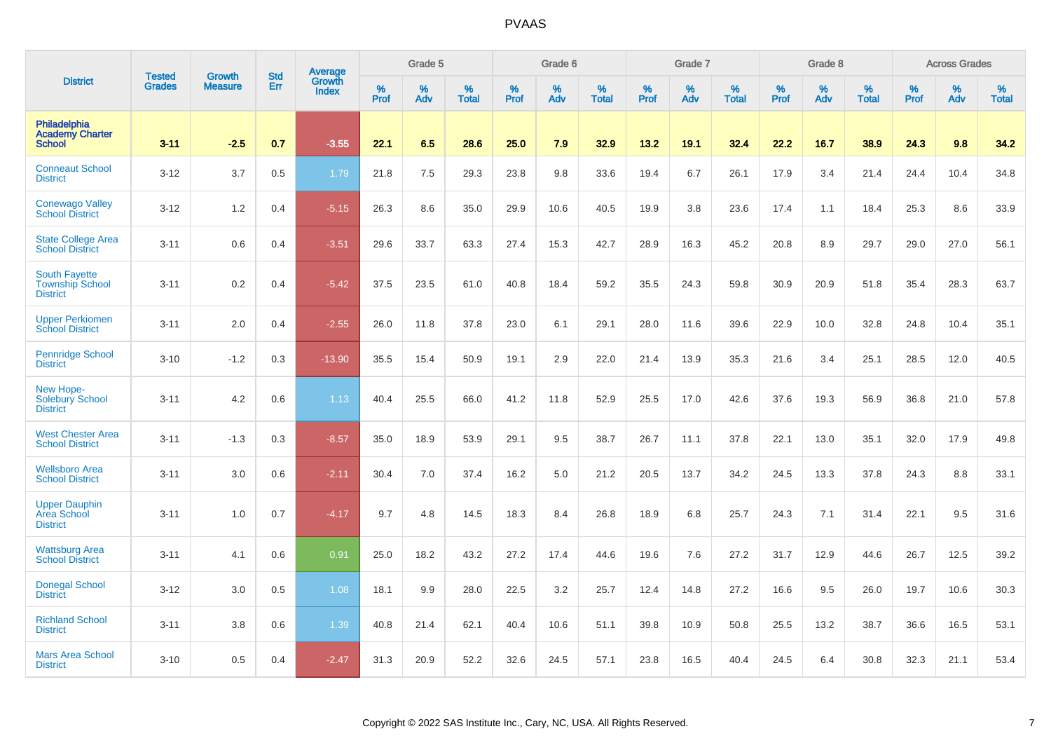| District | Tested Grades | Growth Measure | Std Err | Average Growth Index | Grade 5 | | | Grade 6 | | | Grade 7 | | | Grade 8 | | | Across Grades | | |
|---|---|---|---|---|---|---|---|---|---|---|---|---|---|---|---|---|---|---|---|
| | | | | | % Prof | % Adv | % Total | % Prof | % Adv | % Total | % Prof | % Adv | % Total | % Prof | % Adv | % Total | % Prof | % Adv | % Total |
| **Philadelphia Academy Charter School** | **3-11** | **-2.5** | **0.7** | **-3.55** | **22.1** | **6.5** | **28.6** | **25.0** | **7.9** | **32.9** | **13.2** | **19.1** | **32.4** | **22.2** | **16.7** | **38.9** | **24.3** | **9.8** | **34.2** |
| Conneaut School District | 3-12 | 3.7 | 0.5 | 1.79 | 21.8 | 7.5 | 29.3 | 23.8 | 9.8 | 33.6 | 19.4 | 6.7 | 26.1 | 17.9 | 3.4 | 21.4 | 24.4 | 10.4 | 34.8 |
| Conewago Valley School District | 3-12 | 1.2 | 0.4 | -5.15 | 26.3 | 8.6 | 35.0 | 29.9 | 10.6 | 40.5 | 19.9 | 3.8 | 23.6 | 17.4 | 1.1 | 18.4 | 25.3 | 8.6 | 33.9 |
| State College Area School District | 3-11 | 0.6 | 0.4 | -3.51 | 29.6 | 33.7 | 63.3 | 27.4 | 15.3 | 42.7 | 28.9 | 16.3 | 45.2 | 20.8 | 8.9 | 29.7 | 29.0 | 27.0 | 56.1 |
| South Fayette Township School District | 3-11 | 0.2 | 0.4 | -5.42 | 37.5 | 23.5 | 61.0 | 40.8 | 18.4 | 59.2 | 35.5 | 24.3 | 59.8 | 30.9 | 20.9 | 51.8 | 35.4 | 28.3 | 63.7 |
| Upper Perkiomen School District | 3-11 | 2.0 | 0.4 | -2.55 | 26.0 | 11.8 | 37.8 | 23.0 | 6.1 | 29.1 | 28.0 | 11.6 | 39.6 | 22.9 | 10.0 | 32.8 | 24.8 | 10.4 | 35.1 |
| Pennridge School District | 3-10 | -1.2 | 0.3 | -13.90 | 35.5 | 15.4 | 50.9 | 19.1 | 2.9 | 22.0 | 21.4 | 13.9 | 35.3 | 21.6 | 3.4 | 25.1 | 28.5 | 12.0 | 40.5 |
| New Hope-Solebury School District | 3-11 | 4.2 | 0.6 | 1.13 | 40.4 | 25.5 | 66.0 | 41.2 | 11.8 | 52.9 | 25.5 | 17.0 | 42.6 | 37.6 | 19.3 | 56.9 | 36.8 | 21.0 | 57.8 |
| West Chester Area School District | 3-11 | -1.3 | 0.3 | -8.57 | 35.0 | 18.9 | 53.9 | 29.1 | 9.5 | 38.7 | 26.7 | 11.1 | 37.8 | 22.1 | 13.0 | 35.1 | 32.0 | 17.9 | 49.8 |
| Wellsboro Area School District | 3-11 | 3.0 | 0.6 | -2.11 | 30.4 | 7.0 | 37.4 | 16.2 | 5.0 | 21.2 | 20.5 | 13.7 | 34.2 | 24.5 | 13.3 | 37.8 | 24.3 | 8.8 | 33.1 |
| Upper Dauphin Area School District | 3-11 | 1.0 | 0.7 | -4.17 | 9.7 | 4.8 | 14.5 | 18.3 | 8.4 | 26.8 | 18.9 | 6.8 | 25.7 | 24.3 | 7.1 | 31.4 | 22.1 | 9.5 | 31.6 |
| Wattsburg Area School District | 3-11 | 4.1 | 0.6 | 0.91 | 25.0 | 18.2 | 43.2 | 27.2 | 17.4 | 44.6 | 19.6 | 7.6 | 27.2 | 31.7 | 12.9 | 44.6 | 26.7 | 12.5 | 39.2 |
| Donegal School District | 3-12 | 3.0 | 0.5 | 1.08 | 18.1 | 9.9 | 28.0 | 22.5 | 3.2 | 25.7 | 12.4 | 14.8 | 27.2 | 16.6 | 9.5 | 26.0 | 19.7 | 10.6 | 30.3 |
| Richland School District | 3-11 | 3.8 | 0.6 | 1.39 | 40.8 | 21.4 | 62.1 | 40.4 | 10.6 | 51.1 | 39.8 | 10.9 | 50.8 | 25.5 | 13.2 | 38.7 | 36.6 | 16.5 | 53.1 |
| Mars Area School District | 3-10 | 0.5 | 0.4 | -2.47 | 31.3 | 20.9 | 52.2 | 32.6 | 24.5 | 57.1 | 23.8 | 16.5 | 40.4 | 24.5 | 6.4 | 30.8 | 32.3 | 21.1 | 53.4 |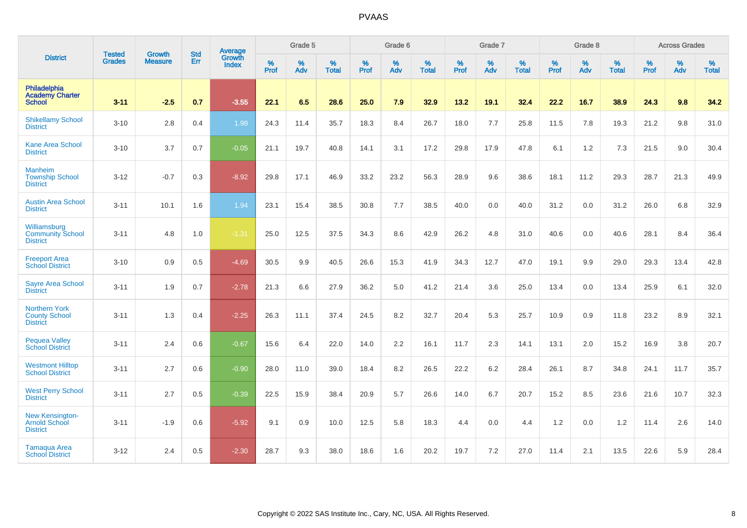| District | Tested Grades | Growth Measure | Std Err | Average Growth Index | Grade 5 | | | Grade 6 | | | Grade 7 | | | Grade 8 | | | Across Grades | | |
|---|---|---|---|---|---|---|---|---|---|---|---|---|---|---|---|---|---|---|---|
| | | | | | % Prof | % Adv | % Total | % Prof | % Adv | % Total | % Prof | % Adv | % Total | % Prof | % Adv | % Total | % Prof | % Adv | % Total |
| **Philadelphia Academy Charter School** | **3-11** | **-2.5** | **0.7** | **-3.55** | **22.1** | **6.5** | **28.6** | **25.0** | **7.9** | **32.9** | **13.2** | **19.1** | **32.4** | **22.2** | **16.7** | **38.9** | **24.3** | **9.8** | **34.2** |
| Shikellamy School District | 3-10 | 2.8 | 0.4 | 1.98 | 24.3 | 11.4 | 35.7 | 18.3 | 8.4 | 26.7 | 18.0 | 7.7 | 25.8 | 11.5 | 7.8 | 19.3 | 21.2 | 9.8 | 31.0 |
| Kane Area School District | 3-10 | 3.7 | 0.7 | -0.05 | 21.1 | 19.7 | 40.8 | 14.1 | 3.1 | 17.2 | 29.8 | 17.9 | 47.8 | 6.1 | 1.2 | 7.3 | 21.5 | 9.0 | 30.4 |
| Manheim Township School District | 3-12 | -0.7 | 0.3 | -8.92 | 29.8 | 17.1 | 46.9 | 33.2 | 23.2 | 56.3 | 28.9 | 9.6 | 38.6 | 18.1 | 11.2 | 29.3 | 28.7 | 21.3 | 49.9 |
| Austin Area School District | 3-11 | 10.1 | 1.6 | 1.94 | 23.1 | 15.4 | 38.5 | 30.8 | 7.7 | 38.5 | 40.0 | 0.0 | 40.0 | 31.2 | 0.0 | 31.2 | 26.0 | 6.8 | 32.9 |
| Williamsburg Community School District | 3-11 | 4.8 | 1.0 | -1.31 | 25.0 | 12.5 | 37.5 | 34.3 | 8.6 | 42.9 | 26.2 | 4.8 | 31.0 | 40.6 | 0.0 | 40.6 | 28.1 | 8.4 | 36.4 |
| Freeport Area School District | 3-10 | 0.9 | 0.5 | -4.69 | 30.5 | 9.9 | 40.5 | 26.6 | 15.3 | 41.9 | 34.3 | 12.7 | 47.0 | 19.1 | 9.9 | 29.0 | 29.3 | 13.4 | 42.8 |
| Sayre Area School District | 3-11 | 1.9 | 0.7 | -2.78 | 21.3 | 6.6 | 27.9 | 36.2 | 5.0 | 41.2 | 21.4 | 3.6 | 25.0 | 13.4 | 0.0 | 13.4 | 25.9 | 6.1 | 32.0 |
| Northern York County School District | 3-11 | 1.3 | 0.4 | -2.25 | 26.3 | 11.1 | 37.4 | 24.5 | 8.2 | 32.7 | 20.4 | 5.3 | 25.7 | 10.9 | 0.9 | 11.8 | 23.2 | 8.9 | 32.1 |
| Pequea Valley School District | 3-11 | 2.4 | 0.6 | -0.67 | 15.6 | 6.4 | 22.0 | 14.0 | 2.2 | 16.1 | 11.7 | 2.3 | 14.1 | 13.1 | 2.0 | 15.2 | 16.9 | 3.8 | 20.7 |
| Westmont Hilltop School District | 3-11 | 2.7 | 0.6 | -0.90 | 28.0 | 11.0 | 39.0 | 18.4 | 8.2 | 26.5 | 22.2 | 6.2 | 28.4 | 26.1 | 8.7 | 34.8 | 24.1 | 11.7 | 35.7 |
| West Perry School District | 3-11 | 2.7 | 0.5 | -0.39 | 22.5 | 15.9 | 38.4 | 20.9 | 5.7 | 26.6 | 14.0 | 6.7 | 20.7 | 15.2 | 8.5 | 23.6 | 21.6 | 10.7 | 32.3 |
| New Kensington-Arnold School District | 3-11 | -1.9 | 0.6 | -5.92 | 9.1 | 0.9 | 10.0 | 12.5 | 5.8 | 18.3 | 4.4 | 0.0 | 4.4 | 1.2 | 0.0 | 1.2 | 11.4 | 2.6 | 14.0 |
| Tamaqua Area School District | 3-12 | 2.4 | 0.5 | -2.30 | 28.7 | 9.3 | 38.0 | 18.6 | 1.6 | 20.2 | 19.7 | 7.2 | 27.0 | 11.4 | 2.1 | 13.5 | 22.6 | 5.9 | 28.4 |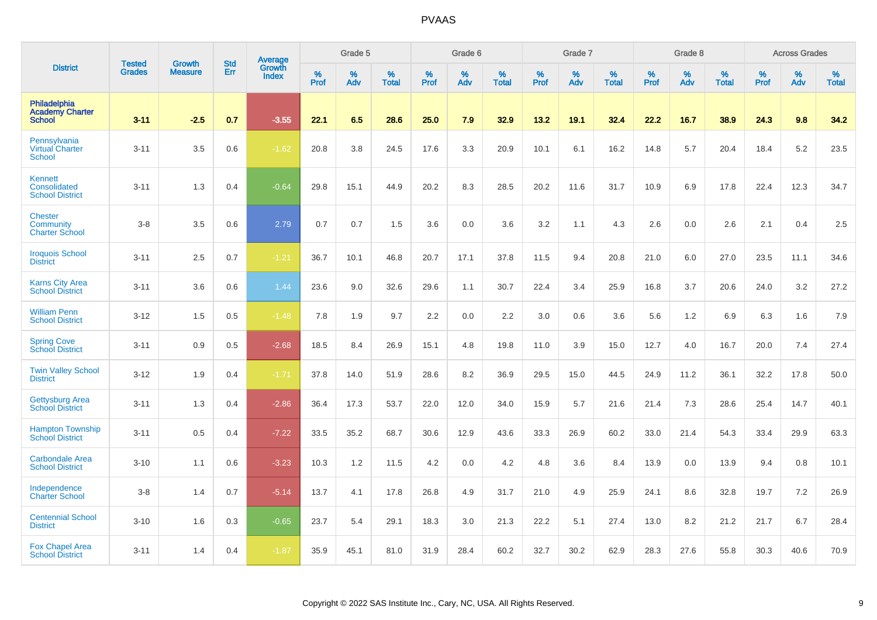| District | Tested Grades | Growth Measure | Std Err | Average Growth Index | Grade 5 | | | Grade 6 | | | Grade 7 | | | Grade 8 | | | Across Grades | | |
|---|---|---|---|---|---|---|---|---|---|---|---|---|---|---|---|---|---|---|---|
| | | | | | % Prof | % Adv | % Total | % Prof | % Adv | % Total | % Prof | % Adv | % Total | % Prof | % Adv | % Total | % Prof | % Adv | % Total |
| **Philadelphia Academy Charter School** | **3-11** | **-2.5** | **0.7** | **-3.55** | **22.1** | **6.5** | **28.6** | **25.0** | **7.9** | **32.9** | **13.2** | **19.1** | **32.4** | **22.2** | **16.7** | **38.9** | **24.3** | **9.8** | **34.2** |
| Pennsylvania Virtual Charter School | 3-11 | 3.5 | 0.6 | -1.62 | 20.8 | 3.8 | 24.5 | 17.6 | 3.3 | 20.9 | 10.1 | 6.1 | 16.2 | 14.8 | 5.7 | 20.4 | 18.4 | 5.2 | 23.5 |
| Kennett Consolidated School District | 3-11 | 1.3 | 0.4 | -0.64 | 29.8 | 15.1 | 44.9 | 20.2 | 8.3 | 28.5 | 20.2 | 11.6 | 31.7 | 10.9 | 6.9 | 17.8 | 22.4 | 12.3 | 34.7 |
| Chester Community Charter School | 3-8 | 3.5 | 0.6 | 2.79 | 0.7 | 0.7 | 1.5 | 3.6 | 0.0 | 3.6 | 3.2 | 1.1 | 4.3 | 2.6 | 0.0 | 2.6 | 2.1 | 0.4 | 2.5 |
| Iroquois School District | 3-11 | 2.5 | 0.7 | -1.21 | 36.7 | 10.1 | 46.8 | 20.7 | 17.1 | 37.8 | 11.5 | 9.4 | 20.8 | 21.0 | 6.0 | 27.0 | 23.5 | 11.1 | 34.6 |
| Karns City Area School District | 3-11 | 3.6 | 0.6 | 1.44 | 23.6 | 9.0 | 32.6 | 29.6 | 1.1 | 30.7 | 22.4 | 3.4 | 25.9 | 16.8 | 3.7 | 20.6 | 24.0 | 3.2 | 27.2 |
| William Penn School District | 3-12 | 1.5 | 0.5 | -1.48 | 7.8 | 1.9 | 9.7 | 2.2 | 0.0 | 2.2 | 3.0 | 0.6 | 3.6 | 5.6 | 1.2 | 6.9 | 6.3 | 1.6 | 7.9 |
| Spring Cove School District | 3-11 | 0.9 | 0.5 | -2.68 | 18.5 | 8.4 | 26.9 | 15.1 | 4.8 | 19.8 | 11.0 | 3.9 | 15.0 | 12.7 | 4.0 | 16.7 | 20.0 | 7.4 | 27.4 |
| Twin Valley School District | 3-12 | 1.9 | 0.4 | -1.71 | 37.8 | 14.0 | 51.9 | 28.6 | 8.2 | 36.9 | 29.5 | 15.0 | 44.5 | 24.9 | 11.2 | 36.1 | 32.2 | 17.8 | 50.0 |
| Gettysburg Area School District | 3-11 | 1.3 | 0.4 | -2.86 | 36.4 | 17.3 | 53.7 | 22.0 | 12.0 | 34.0 | 15.9 | 5.7 | 21.6 | 21.4 | 7.3 | 28.6 | 25.4 | 14.7 | 40.1 |
| Hampton Township School District | 3-11 | 0.5 | 0.4 | -7.22 | 33.5 | 35.2 | 68.7 | 30.6 | 12.9 | 43.6 | 33.3 | 26.9 | 60.2 | 33.0 | 21.4 | 54.3 | 33.4 | 29.9 | 63.3 |
| Carbondale Area School District | 3-10 | 1.1 | 0.6 | -3.23 | 10.3 | 1.2 | 11.5 | 4.2 | 0.0 | 4.2 | 4.8 | 3.6 | 8.4 | 13.9 | 0.0 | 13.9 | 9.4 | 0.8 | 10.1 |
| Independence Charter School | 3-8 | 1.4 | 0.7 | -5.14 | 13.7 | 4.1 | 17.8 | 26.8 | 4.9 | 31.7 | 21.0 | 4.9 | 25.9 | 24.1 | 8.6 | 32.8 | 19.7 | 7.2 | 26.9 |
| Centennial School District | 3-10 | 1.6 | 0.3 | -0.65 | 23.7 | 5.4 | 29.1 | 18.3 | 3.0 | 21.3 | 22.2 | 5.1 | 27.4 | 13.0 | 8.2 | 21.2 | 21.7 | 6.7 | 28.4 |
| Fox Chapel Area School District | 3-11 | 1.4 | 0.4 | -1.87 | 35.9 | 45.1 | 81.0 | 31.9 | 28.4 | 60.2 | 32.7 | 30.2 | 62.9 | 28.3 | 27.6 | 55.8 | 30.3 | 40.6 | 70.9 |

Copyright © 2022 SAS Institute Inc., Cary, NC, USA. All Rights Reserved.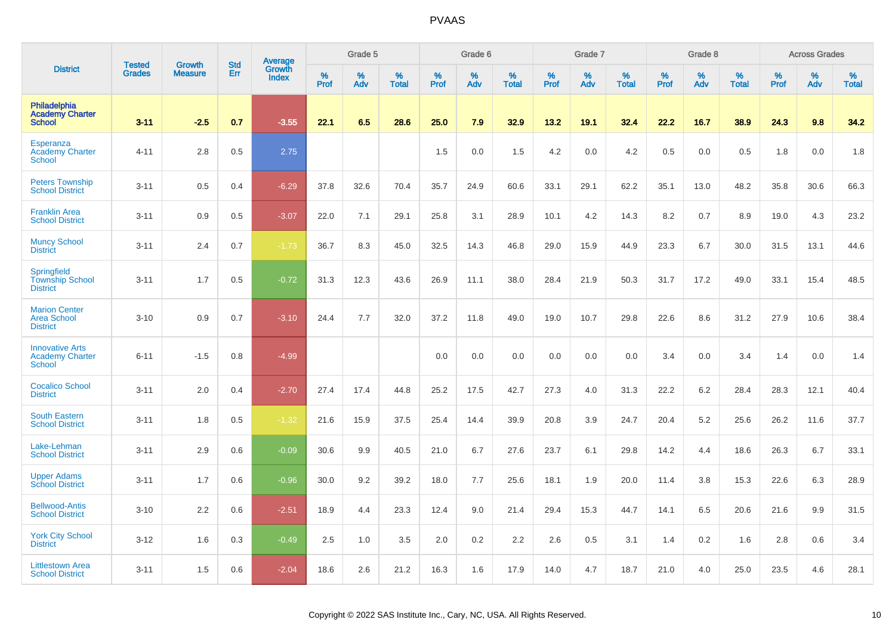# PVAAS

| District | Tested Grades | Growth Measure | Std Err | Average Growth Index | Grade 5 | | | Grade 6 | | | Grade 7 | | | Grade 8 | | | Across Grades | | |
|---|---|---|---|---|---|---|---|---|---|---|---|---|---|---|---|---|---|---|---|
| | | | | | % Prof | % Adv | % Total | % Prof | % Adv | % Total | % Prof | % Adv | % Total | % Prof | % Adv | % Total | % Prof | % Adv | % Total |
| **Philadelphia Academy Charter School** | **3-11** | **-2.5** | **0.7** | **-3.55** | **22.1** | **6.5** | **28.6** | **25.0** | **7.9** | **32.9** | **13.2** | **19.1** | **32.4** | **22.2** | **16.7** | **38.9** | **24.3** | **9.8** | **34.2** |
| Esperanza Academy Charter School | 4-11 | 2.8 | 0.5 | 2.75 | | | | 1.5 | 0.0 | 1.5 | 4.2 | 0.0 | 4.2 | 0.5 | 0.0 | 0.5 | 1.8 | 0.0 | 1.8 |
| Peters Township School District | 3-11 | 0.5 | 0.4 | -6.29 | 37.8 | 32.6 | 70.4 | 35.7 | 24.9 | 60.6 | 33.1 | 29.1 | 62.2 | 35.1 | 13.0 | 48.2 | 35.8 | 30.6 | 66.3 |
| Franklin Area School District | 3-11 | 0.9 | 0.5 | -3.07 | 22.0 | 7.1 | 29.1 | 25.8 | 3.1 | 28.9 | 10.1 | 4.2 | 14.3 | 8.2 | 0.7 | 8.9 | 19.0 | 4.3 | 23.2 |
| Muncy School District | 3-11 | 2.4 | 0.7 | -1.73 | 36.7 | 8.3 | 45.0 | 32.5 | 14.3 | 46.8 | 29.0 | 15.9 | 44.9 | 23.3 | 6.7 | 30.0 | 31.5 | 13.1 | 44.6 |
| Springfield Township School District | 3-11 | 1.7 | 0.5 | -0.72 | 31.3 | 12.3 | 43.6 | 26.9 | 11.1 | 38.0 | 28.4 | 21.9 | 50.3 | 31.7 | 17.2 | 49.0 | 33.1 | 15.4 | 48.5 |
| Marion Center Area School District | 3-10 | 0.9 | 0.7 | -3.10 | 24.4 | 7.7 | 32.0 | 37.2 | 11.8 | 49.0 | 19.0 | 10.7 | 29.8 | 22.6 | 8.6 | 31.2 | 27.9 | 10.6 | 38.4 |
| Innovative Arts Academy Charter School | 6-11 | -1.5 | 0.8 | -4.99 | | | | 0.0 | 0.0 | 0.0 | 0.0 | 0.0 | 0.0 | 3.4 | 0.0 | 3.4 | 1.4 | 0.0 | 1.4 |
| Cocalico School District | 3-11 | 2.0 | 0.4 | -2.70 | 27.4 | 17.4 | 44.8 | 25.2 | 17.5 | 42.7 | 27.3 | 4.0 | 31.3 | 22.2 | 6.2 | 28.4 | 28.3 | 12.1 | 40.4 |
| South Eastern School District | 3-11 | 1.8 | 0.5 | -1.32 | 21.6 | 15.9 | 37.5 | 25.4 | 14.4 | 39.9 | 20.8 | 3.9 | 24.7 | 20.4 | 5.2 | 25.6 | 26.2 | 11.6 | 37.7 |
| Lake-Lehman School District | 3-11 | 2.9 | 0.6 | -0.09 | 30.6 | 9.9 | 40.5 | 21.0 | 6.7 | 27.6 | 23.7 | 6.1 | 29.8 | 14.2 | 4.4 | 18.6 | 26.3 | 6.7 | 33.1 |
| Upper Adams School District | 3-11 | 1.7 | 0.6 | -0.96 | 30.0 | 9.2 | 39.2 | 18.0 | 7.7 | 25.6 | 18.1 | 1.9 | 20.0 | 11.4 | 3.8 | 15.3 | 22.6 | 6.3 | 28.9 |
| Bellwood-Antis School District | 3-10 | 2.2 | 0.6 | -2.51 | 18.9 | 4.4 | 23.3 | 12.4 | 9.0 | 21.4 | 29.4 | 15.3 | 44.7 | 14.1 | 6.5 | 20.6 | 21.6 | 9.9 | 31.5 |
| York City School District | 3-12 | 1.6 | 0.3 | -0.49 | 2.5 | 1.0 | 3.5 | 2.0 | 0.2 | 2.2 | 2.6 | 0.5 | 3.1 | 1.4 | 0.2 | 1.6 | 2.8 | 0.6 | 3.4 |
| Littlestown Area School District | 3-11 | 1.5 | 0.6 | -2.04 | 18.6 | 2.6 | 21.2 | 16.3 | 1.6 | 17.9 | 14.0 | 4.7 | 18.7 | 21.0 | 4.0 | 25.0 | 23.5 | 4.6 | 28.1 |

Copyright © 2022 SAS Institute Inc., Cary, NC, USA. All Rights Reserved.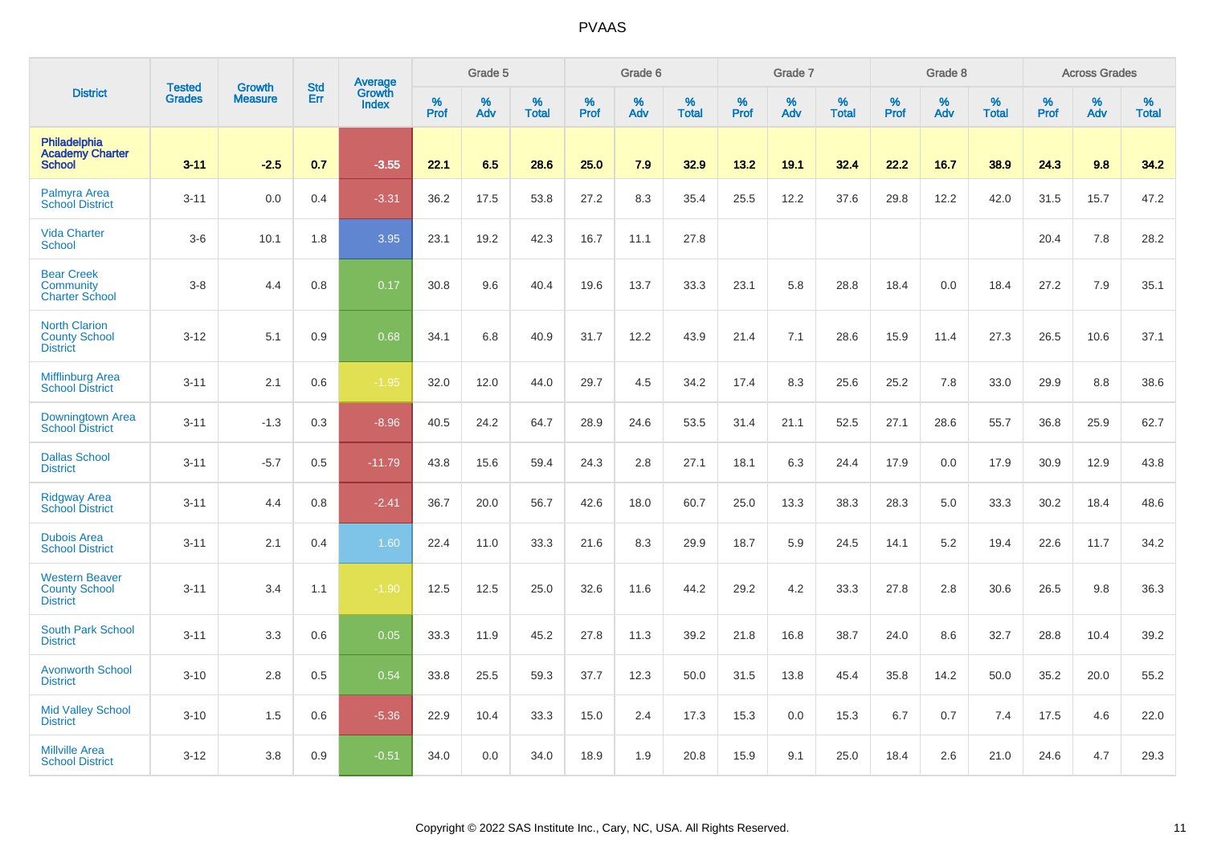| District | Tested Grades | Growth Measure | Std Err | Average Growth Index | Grade 5 | | | Grade 6 | | | Grade 7 | | | Grade 8 | | | Across Grades | | |
|---|---|---|---|---|---|---|---|---|---|---|---|---|---|---|---|---|---|---|---|
| | | | | | % Prof | % Adv | % Total | % Prof | % Adv | % Total | % Prof | % Adv | % Total | % Prof | % Adv | % Total | % Prof | % Adv | % Total |
| **Philadelphia Academy Charter School** | **3-11** | **-2.5** | **0.7** | **-3.55** | **22.1** | **6.5** | **28.6** | **25.0** | **7.9** | **32.9** | **13.2** | **19.1** | **32.4** | **22.2** | **16.7** | **38.9** | **24.3** | **9.8** | **34.2** |
| Palmyra Area School District | 3-11 | 0.0 | 0.4 | -3.31 | 36.2 | 17.5 | 53.8 | 27.2 | 8.3 | 35.4 | 25.5 | 12.2 | 37.6 | 29.8 | 12.2 | 42.0 | 31.5 | 15.7 | 47.2 |
| Vida Charter School | 3-6 | 10.1 | 1.8 | 3.95 | 23.1 | 19.2 | 42.3 | 16.7 | 11.1 | 27.8 | | | | | | | 20.4 | 7.8 | 28.2 |
| Bear Creek Community Charter School | 3-8 | 4.4 | 0.8 | 0.17 | 30.8 | 9.6 | 40.4 | 19.6 | 13.7 | 33.3 | 23.1 | 5.8 | 28.8 | 18.4 | 0.0 | 18.4 | 27.2 | 7.9 | 35.1 |
| North Clarion County School District | 3-12 | 5.1 | 0.9 | 0.68 | 34.1 | 6.8 | 40.9 | 31.7 | 12.2 | 43.9 | 21.4 | 7.1 | 28.6 | 15.9 | 11.4 | 27.3 | 26.5 | 10.6 | 37.1 |
| Mifflinburg Area School District | 3-11 | 2.1 | 0.6 | -1.95 | 32.0 | 12.0 | 44.0 | 29.7 | 4.5 | 34.2 | 17.4 | 8.3 | 25.6 | 25.2 | 7.8 | 33.0 | 29.9 | 8.8 | 38.6 |
| Downingtown Area School District | 3-11 | -1.3 | 0.3 | -8.96 | 40.5 | 24.2 | 64.7 | 28.9 | 24.6 | 53.5 | 31.4 | 21.1 | 52.5 | 27.1 | 28.6 | 55.7 | 36.8 | 25.9 | 62.7 |
| Dallas School District | 3-11 | -5.7 | 0.5 | -11.79 | 43.8 | 15.6 | 59.4 | 24.3 | 2.8 | 27.1 | 18.1 | 6.3 | 24.4 | 17.9 | 0.0 | 17.9 | 30.9 | 12.9 | 43.8 |
| Ridgway Area School District | 3-11 | 4.4 | 0.8 | -2.41 | 36.7 | 20.0 | 56.7 | 42.6 | 18.0 | 60.7 | 25.0 | 13.3 | 38.3 | 28.3 | 5.0 | 33.3 | 30.2 | 18.4 | 48.6 |
| Dubois Area School District | 3-11 | 2.1 | 0.4 | 1.60 | 22.4 | 11.0 | 33.3 | 21.6 | 8.3 | 29.9 | 18.7 | 5.9 | 24.5 | 14.1 | 5.2 | 19.4 | 22.6 | 11.7 | 34.2 |
| Western Beaver County School District | 3-11 | 3.4 | 1.1 | -1.90 | 12.5 | 12.5 | 25.0 | 32.6 | 11.6 | 44.2 | 29.2 | 4.2 | 33.3 | 27.8 | 2.8 | 30.6 | 26.5 | 9.8 | 36.3 |
| South Park School District | 3-11 | 3.3 | 0.6 | 0.05 | 33.3 | 11.9 | 45.2 | 27.8 | 11.3 | 39.2 | 21.8 | 16.8 | 38.7 | 24.0 | 8.6 | 32.7 | 28.8 | 10.4 | 39.2 |
| Avonworth School District | 3-10 | 2.8 | 0.5 | 0.54 | 33.8 | 25.5 | 59.3 | 37.7 | 12.3 | 50.0 | 31.5 | 13.8 | 45.4 | 35.8 | 14.2 | 50.0 | 35.2 | 20.0 | 55.2 |
| Mid Valley School District | 3-10 | 1.5 | 0.6 | -5.36 | 22.9 | 10.4 | 33.3 | 15.0 | 2.4 | 17.3 | 15.3 | 0.0 | 15.3 | 6.7 | 0.7 | 7.4 | 17.5 | 4.6 | 22.0 |
| Millville Area School District | 3-12 | 3.8 | 0.9 | -0.51 | 34.0 | 0.0 | 34.0 | 18.9 | 1.9 | 20.8 | 15.9 | 9.1 | 25.0 | 18.4 | 2.6 | 21.0 | 24.6 | 4.7 | 29.3 |

Copyright © 2022 SAS Institute Inc., Cary, NC, USA. All Rights Reserved.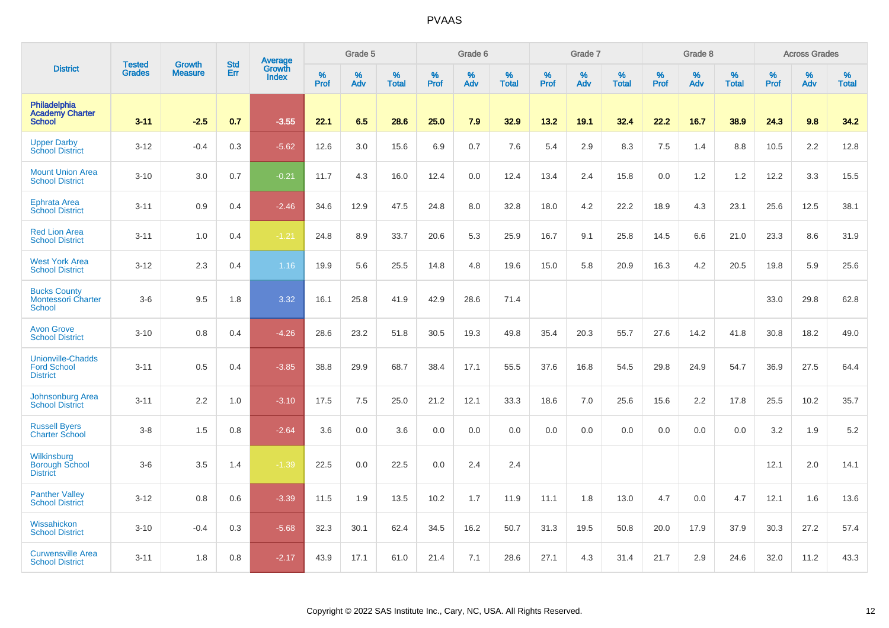| District | Tested Grades | Growth Measure | Std Err | Average Growth Index | Grade 5 | | | Grade 6 | | | Grade 7 | | | Grade 8 | | | Across Grades | | |
|---|---|---|---|---|---|---|---|---|---|---|---|---|---|---|---|---|---|---|---|
| | | | | | % Prof | % Adv | % Total | % Prof | % Adv | % Total | % Prof | % Adv | % Total | % Prof | % Adv | % Total | % Prof | % Adv | % Total |
| **Philadelphia Academy Charter School** | **3-11** | **-2.5** | **0.7** | **-3.55** | **22.1** | **6.5** | **28.6** | **25.0** | **7.9** | **32.9** | **13.2** | **19.1** | **32.4** | **22.2** | **16.7** | **38.9** | **24.3** | **9.8** | **34.2** |
| Upper Darby School District | 3-12 | -0.4 | 0.3 | -5.62 | 12.6 | 3.0 | 15.6 | 6.9 | 0.7 | 7.6 | 5.4 | 2.9 | 8.3 | 7.5 | 1.4 | 8.8 | 10.5 | 2.2 | 12.8 |
| Mount Union Area School District | 3-10 | 3.0 | 0.7 | -0.21 | 11.7 | 4.3 | 16.0 | 12.4 | 0.0 | 12.4 | 13.4 | 2.4 | 15.8 | 0.0 | 1.2 | 1.2 | 12.2 | 3.3 | 15.5 |
| Ephrata Area School District | 3-11 | 0.9 | 0.4 | -2.46 | 34.6 | 12.9 | 47.5 | 24.8 | 8.0 | 32.8 | 18.0 | 4.2 | 22.2 | 18.9 | 4.3 | 23.1 | 25.6 | 12.5 | 38.1 |
| Red Lion Area School District | 3-11 | 1.0 | 0.4 | -1.21 | 24.8 | 8.9 | 33.7 | 20.6 | 5.3 | 25.9 | 16.7 | 9.1 | 25.8 | 14.5 | 6.6 | 21.0 | 23.3 | 8.6 | 31.9 |
| West York Area School District | 3-12 | 2.3 | 0.4 | 1.16 | 19.9 | 5.6 | 25.5 | 14.8 | 4.8 | 19.6 | 15.0 | 5.8 | 20.9 | 16.3 | 4.2 | 20.5 | 19.8 | 5.9 | 25.6 |
| Bucks County Montessori Charter School | 3-6 | 9.5 | 1.8 | 3.32 | 16.1 | 25.8 | 41.9 | 42.9 | 28.6 | 71.4 | | | | | | | 33.0 | 29.8 | 62.8 |
| Avon Grove School District | 3-10 | 0.8 | 0.4 | -4.26 | 28.6 | 23.2 | 51.8 | 30.5 | 19.3 | 49.8 | 35.4 | 20.3 | 55.7 | 27.6 | 14.2 | 41.8 | 30.8 | 18.2 | 49.0 |
| Unionville-Chadds Ford School District | 3-11 | 0.5 | 0.4 | -3.85 | 38.8 | 29.9 | 68.7 | 38.4 | 17.1 | 55.5 | 37.6 | 16.8 | 54.5 | 29.8 | 24.9 | 54.7 | 36.9 | 27.5 | 64.4 |
| Johnsonburg Area School District | 3-11 | 2.2 | 1.0 | -3.10 | 17.5 | 7.5 | 25.0 | 21.2 | 12.1 | 33.3 | 18.6 | 7.0 | 25.6 | 15.6 | 2.2 | 17.8 | 25.5 | 10.2 | 35.7 |
| Russell Byers Charter School | 3-8 | 1.5 | 0.8 | -2.64 | 3.6 | 0.0 | 3.6 | 0.0 | 0.0 | 0.0 | 0.0 | 0.0 | 0.0 | 0.0 | 0.0 | 0.0 | 3.2 | 1.9 | 5.2 |
| Wilkinsburg Borough School District | 3-6 | 3.5 | 1.4 | -1.39 | 22.5 | 0.0 | 22.5 | 0.0 | 2.4 | 2.4 | | | | | | | 12.1 | 2.0 | 14.1 |
| Panther Valley School District | 3-12 | 0.8 | 0.6 | -3.39 | 11.5 | 1.9 | 13.5 | 10.2 | 1.7 | 11.9 | 11.1 | 1.8 | 13.0 | 4.7 | 0.0 | 4.7 | 12.1 | 1.6 | 13.6 |
| Wissahickon School District | 3-10 | -0.4 | 0.3 | -5.68 | 32.3 | 30.1 | 62.4 | 34.5 | 16.2 | 50.7 | 31.3 | 19.5 | 50.8 | 20.0 | 17.9 | 37.9 | 30.3 | 27.2 | 57.4 |
| Curwensville Area School District | 3-11 | 1.8 | 0.8 | -2.17 | 43.9 | 17.1 | 61.0 | 21.4 | 7.1 | 28.6 | 27.1 | 4.3 | 31.4 | 21.7 | 2.9 | 24.6 | 32.0 | 11.2 | 43.3 |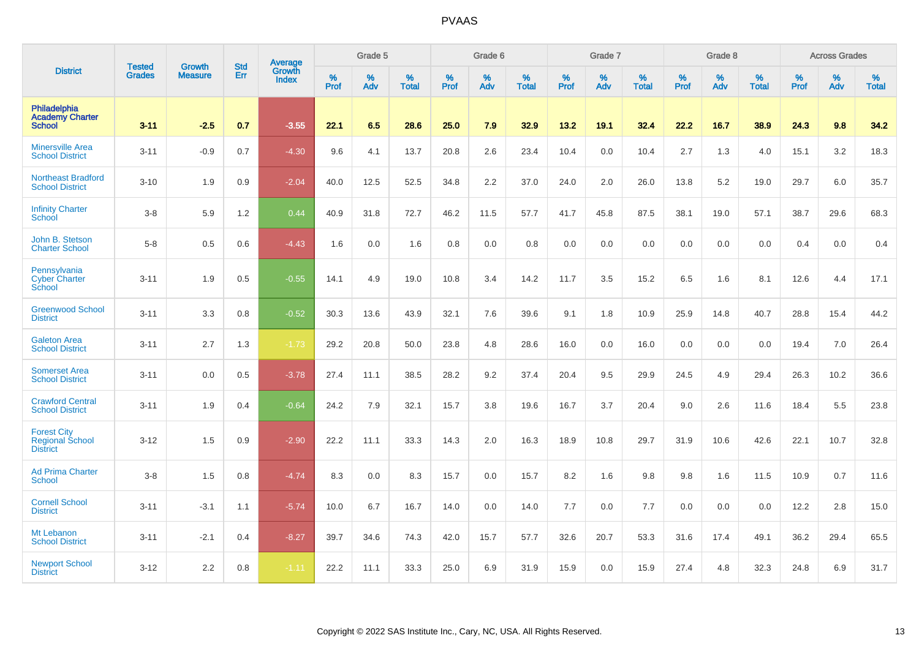| District | Tested Grades | Growth Measure | Std Err | Average Growth Index | Grade 5 | | | Grade 6 | | | Grade 7 | | | Grade 8 | | | Across Grades | | |
|---|---|---|---|---|---|---|---|---|---|---|---|---|---|---|---|---|---|---|---|
| | | | | | % Prof | % Adv | % Total | % Prof | % Adv | % Total | % Prof | % Adv | % Total | % Prof | % Adv | % Total | % Prof | % Adv | % Total |
| **Philadelphia Academy Charter School** | **3-11** | **-2.5** | **0.7** | **-3.55** | **22.1** | **6.5** | **28.6** | **25.0** | **7.9** | **32.9** | **13.2** | **19.1** | **32.4** | **22.2** | **16.7** | **38.9** | **24.3** | **9.8** | **34.2** |
| Minersville Area School District | 3-11 | -0.9 | 0.7 | -4.30 | 9.6 | 4.1 | 13.7 | 20.8 | 2.6 | 23.4 | 10.4 | 0.0 | 10.4 | 2.7 | 1.3 | 4.0 | 15.1 | 3.2 | 18.3 |
| Northeast Bradford School District | 3-10 | 1.9 | 0.9 | -2.04 | 40.0 | 12.5 | 52.5 | 34.8 | 2.2 | 37.0 | 24.0 | 2.0 | 26.0 | 13.8 | 5.2 | 19.0 | 29.7 | 6.0 | 35.7 |
| Infinity Charter School | 3-8 | 5.9 | 1.2 | 0.44 | 40.9 | 31.8 | 72.7 | 46.2 | 11.5 | 57.7 | 41.7 | 45.8 | 87.5 | 38.1 | 19.0 | 57.1 | 38.7 | 29.6 | 68.3 |
| John B. Stetson Charter School | 5-8 | 0.5 | 0.6 | -4.43 | 1.6 | 0.0 | 1.6 | 0.8 | 0.0 | 0.8 | 0.0 | 0.0 | 0.0 | 0.0 | 0.0 | 0.0 | 0.4 | 0.0 | 0.4 |
| Pennsylvania Cyber Charter School | 3-11 | 1.9 | 0.5 | -0.55 | 14.1 | 4.9 | 19.0 | 10.8 | 3.4 | 14.2 | 11.7 | 3.5 | 15.2 | 6.5 | 1.6 | 8.1 | 12.6 | 4.4 | 17.1 |
| Greenwood School District | 3-11 | 3.3 | 0.8 | -0.52 | 30.3 | 13.6 | 43.9 | 32.1 | 7.6 | 39.6 | 9.1 | 1.8 | 10.9 | 25.9 | 14.8 | 40.7 | 28.8 | 15.4 | 44.2 |
| Galeton Area School District | 3-11 | 2.7 | 1.3 | -1.73 | 29.2 | 20.8 | 50.0 | 23.8 | 4.8 | 28.6 | 16.0 | 0.0 | 16.0 | 0.0 | 0.0 | 0.0 | 19.4 | 7.0 | 26.4 |
| Somerset Area School District | 3-11 | 0.0 | 0.5 | -3.78 | 27.4 | 11.1 | 38.5 | 28.2 | 9.2 | 37.4 | 20.4 | 9.5 | 29.9 | 24.5 | 4.9 | 29.4 | 26.3 | 10.2 | 36.6 |
| Crawford Central School District | 3-11 | 1.9 | 0.4 | -0.64 | 24.2 | 7.9 | 32.1 | 15.7 | 3.8 | 19.6 | 16.7 | 3.7 | 20.4 | 9.0 | 2.6 | 11.6 | 18.4 | 5.5 | 23.8 |
| Forest City Regional School District | 3-12 | 1.5 | 0.9 | -2.90 | 22.2 | 11.1 | 33.3 | 14.3 | 2.0 | 16.3 | 18.9 | 10.8 | 29.7 | 31.9 | 10.6 | 42.6 | 22.1 | 10.7 | 32.8 |
| Ad Prima Charter School | 3-8 | 1.5 | 0.8 | -4.74 | 8.3 | 0.0 | 8.3 | 15.7 | 0.0 | 15.7 | 8.2 | 1.6 | 9.8 | 9.8 | 1.6 | 11.5 | 10.9 | 0.7 | 11.6 |
| Cornell School District | 3-11 | -3.1 | 1.1 | -5.74 | 10.0 | 6.7 | 16.7 | 14.0 | 0.0 | 14.0 | 7.7 | 0.0 | 7.7 | 0.0 | 0.0 | 0.0 | 12.2 | 2.8 | 15.0 |
| Mt Lebanon School District | 3-11 | -2.1 | 0.4 | -8.27 | 39.7 | 34.6 | 74.3 | 42.0 | 15.7 | 57.7 | 32.6 | 20.7 | 53.3 | 31.6 | 17.4 | 49.1 | 36.2 | 29.4 | 65.5 |
| Newport School District | 3-12 | 2.2 | 0.8 | -1.11 | 22.2 | 11.1 | 33.3 | 25.0 | 6.9 | 31.9 | 15.9 | 0.0 | 15.9 | 27.4 | 4.8 | 32.3 | 24.8 | 6.9 | 31.7 |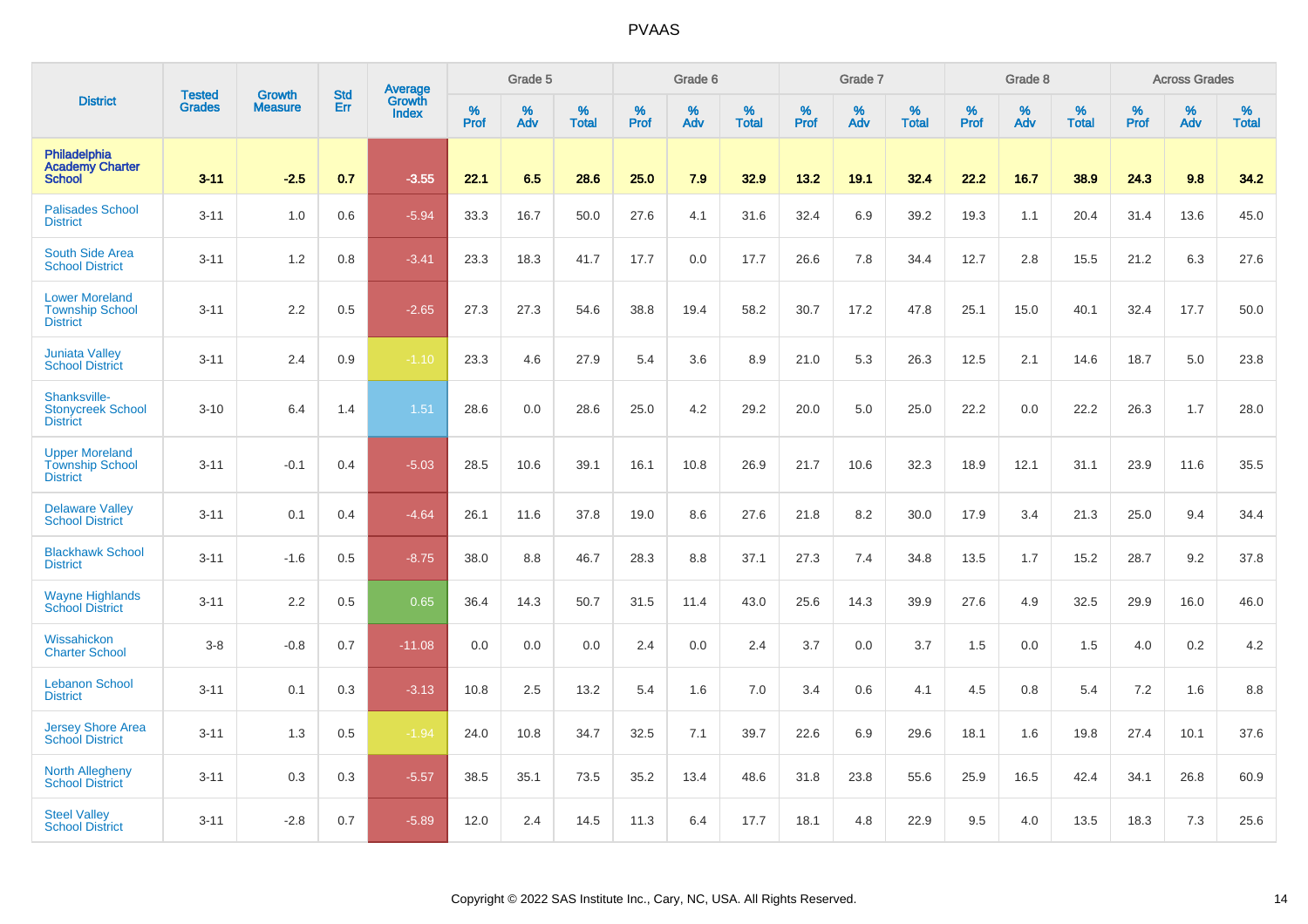| District | Tested Grades | Growth Measure | Std Err | Average Growth Index | Grade 5 | | | Grade 6 | | | Grade 7 | | | Grade 8 | | | Across Grades | | |
|---|---|---|---|---|---|---|---|---|---|---|---|---|---|---|---|---|---|---|---|
| | | | | | % Prof | % Adv | % Total | % Prof | % Adv | % Total | % Prof | % Adv | % Total | % Prof | % Adv | % Total | % Prof | % Adv | % Total |
| **Philadelphia Academy Charter School** | **3-11** | **-2.5** | **0.7** | **-3.55** | **22.1** | **6.5** | **28.6** | **25.0** | **7.9** | **32.9** | **13.2** | **19.1** | **32.4** | **22.2** | **16.7** | **38.9** | **24.3** | **9.8** | **34.2** |
| Palisades School District | 3-11 | 1.0 | 0.6 | -5.94 | 33.3 | 16.7 | 50.0 | 27.6 | 4.1 | 31.6 | 32.4 | 6.9 | 39.2 | 19.3 | 1.1 | 20.4 | 31.4 | 13.6 | 45.0 |
| South Side Area School District | 3-11 | 1.2 | 0.8 | -3.41 | 23.3 | 18.3 | 41.7 | 17.7 | 0.0 | 17.7 | 26.6 | 7.8 | 34.4 | 12.7 | 2.8 | 15.5 | 21.2 | 6.3 | 27.6 |
| Lower Moreland Township School District | 3-11 | 2.2 | 0.5 | -2.65 | 27.3 | 27.3 | 54.6 | 38.8 | 19.4 | 58.2 | 30.7 | 17.2 | 47.8 | 25.1 | 15.0 | 40.1 | 32.4 | 17.7 | 50.0 |
| Juniata Valley School District | 3-11 | 2.4 | 0.9 | -1.10 | 23.3 | 4.6 | 27.9 | 5.4 | 3.6 | 8.9 | 21.0 | 5.3 | 26.3 | 12.5 | 2.1 | 14.6 | 18.7 | 5.0 | 23.8 |
| Shanksville-Stonycreek School District | 3-10 | 6.4 | 1.4 | 1.51 | 28.6 | 0.0 | 28.6 | 25.0 | 4.2 | 29.2 | 20.0 | 5.0 | 25.0 | 22.2 | 0.0 | 22.2 | 26.3 | 1.7 | 28.0 |
| Upper Moreland Township School District | 3-11 | -0.1 | 0.4 | -5.03 | 28.5 | 10.6 | 39.1 | 16.1 | 10.8 | 26.9 | 21.7 | 10.6 | 32.3 | 18.9 | 12.1 | 31.1 | 23.9 | 11.6 | 35.5 |
| Delaware Valley School District | 3-11 | 0.1 | 0.4 | -4.64 | 26.1 | 11.6 | 37.8 | 19.0 | 8.6 | 27.6 | 21.8 | 8.2 | 30.0 | 17.9 | 3.4 | 21.3 | 25.0 | 9.4 | 34.4 |
| Blackhawk School District | 3-11 | -1.6 | 0.5 | -8.75 | 38.0 | 8.8 | 46.7 | 28.3 | 8.8 | 37.1 | 27.3 | 7.4 | 34.8 | 13.5 | 1.7 | 15.2 | 28.7 | 9.2 | 37.8 |
| Wayne Highlands School District | 3-11 | 2.2 | 0.5 | 0.65 | 36.4 | 14.3 | 50.7 | 31.5 | 11.4 | 43.0 | 25.6 | 14.3 | 39.9 | 27.6 | 4.9 | 32.5 | 29.9 | 16.0 | 46.0 |
| Wissahickon Charter School | 3-8 | -0.8 | 0.7 | -11.08 | 0.0 | 0.0 | 0.0 | 2.4 | 0.0 | 2.4 | 3.7 | 0.0 | 3.7 | 1.5 | 0.0 | 1.5 | 4.0 | 0.2 | 4.2 |
| Lebanon School District | 3-11 | 0.1 | 0.3 | -3.13 | 10.8 | 2.5 | 13.2 | 5.4 | 1.6 | 7.0 | 3.4 | 0.6 | 4.1 | 4.5 | 0.8 | 5.4 | 7.2 | 1.6 | 8.8 |
| Jersey Shore Area School District | 3-11 | 1.3 | 0.5 | -1.94 | 24.0 | 10.8 | 34.7 | 32.5 | 7.1 | 39.7 | 22.6 | 6.9 | 29.6 | 18.1 | 1.6 | 19.8 | 27.4 | 10.1 | 37.6 |
| North Allegheny School District | 3-11 | 0.3 | 0.3 | -5.57 | 38.5 | 35.1 | 73.5 | 35.2 | 13.4 | 48.6 | 31.8 | 23.8 | 55.6 | 25.9 | 16.5 | 42.4 | 34.1 | 26.8 | 60.9 |
| Steel Valley School District | 3-11 | -2.8 | 0.7 | -5.89 | 12.0 | 2.4 | 14.5 | 11.3 | 6.4 | 17.7 | 18.1 | 4.8 | 22.9 | 9.5 | 4.0 | 13.5 | 18.3 | 7.3 | 25.6 |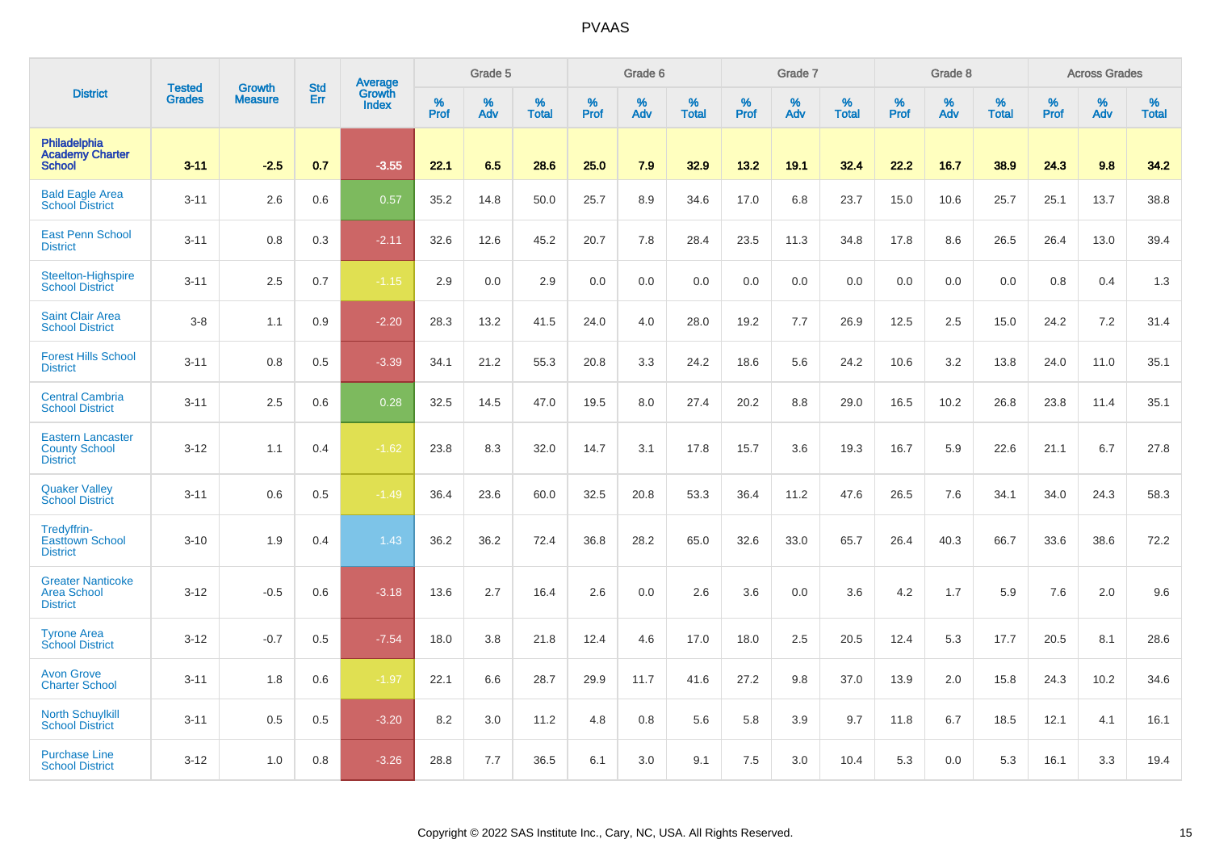# PVAAS

| District | Tested Grades | Growth Measure | Std Err | Average Growth Index | Grade 5 | | | Grade 6 | | | Grade 7 | | | Grade 8 | | | Across Grades | | |
|---|---|---|---|---|---|---|---|---|---|---|---|---|---|---|---|---|---|---|---|
| | | | | | % Prof | % Adv | % Total | % Prof | % Adv | % Total | % Prof | % Adv | % Total | % Prof | % Adv | % Total | % Prof | % Adv | % Total |
| **Philadelphia Academy Charter School** | **3-11** | **-2.5** | **0.7** | **-3.55** | **22.1** | **6.5** | **28.6** | **25.0** | **7.9** | **32.9** | **13.2** | **19.1** | **32.4** | **22.2** | **16.7** | **38.9** | **24.3** | **9.8** | **34.2** |
| Bald Eagle Area School District | 3-11 | 2.6 | 0.6 | 0.57 | 35.2 | 14.8 | 50.0 | 25.7 | 8.9 | 34.6 | 17.0 | 6.8 | 23.7 | 15.0 | 10.6 | 25.7 | 25.1 | 13.7 | 38.8 |
| East Penn School District | 3-11 | 0.8 | 0.3 | -2.11 | 32.6 | 12.6 | 45.2 | 20.7 | 7.8 | 28.4 | 23.5 | 11.3 | 34.8 | 17.8 | 8.6 | 26.5 | 26.4 | 13.0 | 39.4 |
| Steelton-Highspire School District | 3-11 | 2.5 | 0.7 | -1.15 | 2.9 | 0.0 | 2.9 | 0.0 | 0.0 | 0.0 | 0.0 | 0.0 | 0.0 | 0.0 | 0.0 | 0.0 | 0.8 | 0.4 | 1.3 |
| Saint Clair Area School District | 3-8 | 1.1 | 0.9 | -2.20 | 28.3 | 13.2 | 41.5 | 24.0 | 4.0 | 28.0 | 19.2 | 7.7 | 26.9 | 12.5 | 2.5 | 15.0 | 24.2 | 7.2 | 31.4 |
| Forest Hills School District | 3-11 | 0.8 | 0.5 | -3.39 | 34.1 | 21.2 | 55.3 | 20.8 | 3.3 | 24.2 | 18.6 | 5.6 | 24.2 | 10.6 | 3.2 | 13.8 | 24.0 | 11.0 | 35.1 |
| Central Cambria School District | 3-11 | 2.5 | 0.6 | 0.28 | 32.5 | 14.5 | 47.0 | 19.5 | 8.0 | 27.4 | 20.2 | 8.8 | 29.0 | 16.5 | 10.2 | 26.8 | 23.8 | 11.4 | 35.1 |
| Eastern Lancaster County School District | 3-12 | 1.1 | 0.4 | -1.62 | 23.8 | 8.3 | 32.0 | 14.7 | 3.1 | 17.8 | 15.7 | 3.6 | 19.3 | 16.7 | 5.9 | 22.6 | 21.1 | 6.7 | 27.8 |
| Quaker Valley School District | 3-11 | 0.6 | 0.5 | -1.49 | 36.4 | 23.6 | 60.0 | 32.5 | 20.8 | 53.3 | 36.4 | 11.2 | 47.6 | 26.5 | 7.6 | 34.1 | 34.0 | 24.3 | 58.3 |
| Tredyffrin-Easttown School District | 3-10 | 1.9 | 0.4 | 1.43 | 36.2 | 36.2 | 72.4 | 36.8 | 28.2 | 65.0 | 32.6 | 33.0 | 65.7 | 26.4 | 40.3 | 66.7 | 33.6 | 38.6 | 72.2 |
| Greater Nanticoke Area School District | 3-12 | -0.5 | 0.6 | -3.18 | 13.6 | 2.7 | 16.4 | 2.6 | 0.0 | 2.6 | 3.6 | 0.0 | 3.6 | 4.2 | 1.7 | 5.9 | 7.6 | 2.0 | 9.6 |
| Tyrone Area School District | 3-12 | -0.7 | 0.5 | -7.54 | 18.0 | 3.8 | 21.8 | 12.4 | 4.6 | 17.0 | 18.0 | 2.5 | 20.5 | 12.4 | 5.3 | 17.7 | 20.5 | 8.1 | 28.6 |
| Avon Grove Charter School | 3-11 | 1.8 | 0.6 | -1.97 | 22.1 | 6.6 | 28.7 | 29.9 | 11.7 | 41.6 | 27.2 | 9.8 | 37.0 | 13.9 | 2.0 | 15.8 | 24.3 | 10.2 | 34.6 |
| North Schuylkill School District | 3-11 | 0.5 | 0.5 | -3.20 | 8.2 | 3.0 | 11.2 | 4.8 | 0.8 | 5.6 | 5.8 | 3.9 | 9.7 | 11.8 | 6.7 | 18.5 | 12.1 | 4.1 | 16.1 |
| Purchase Line School District | 3-12 | 1.0 | 0.8 | -3.26 | 28.8 | 7.7 | 36.5 | 6.1 | 3.0 | 9.1 | 7.5 | 3.0 | 10.4 | 5.3 | 0.0 | 5.3 | 16.1 | 3.3 | 19.4 |

Copyright © 2022 SAS Institute Inc., Cary, NC, USA. All Rights Reserved.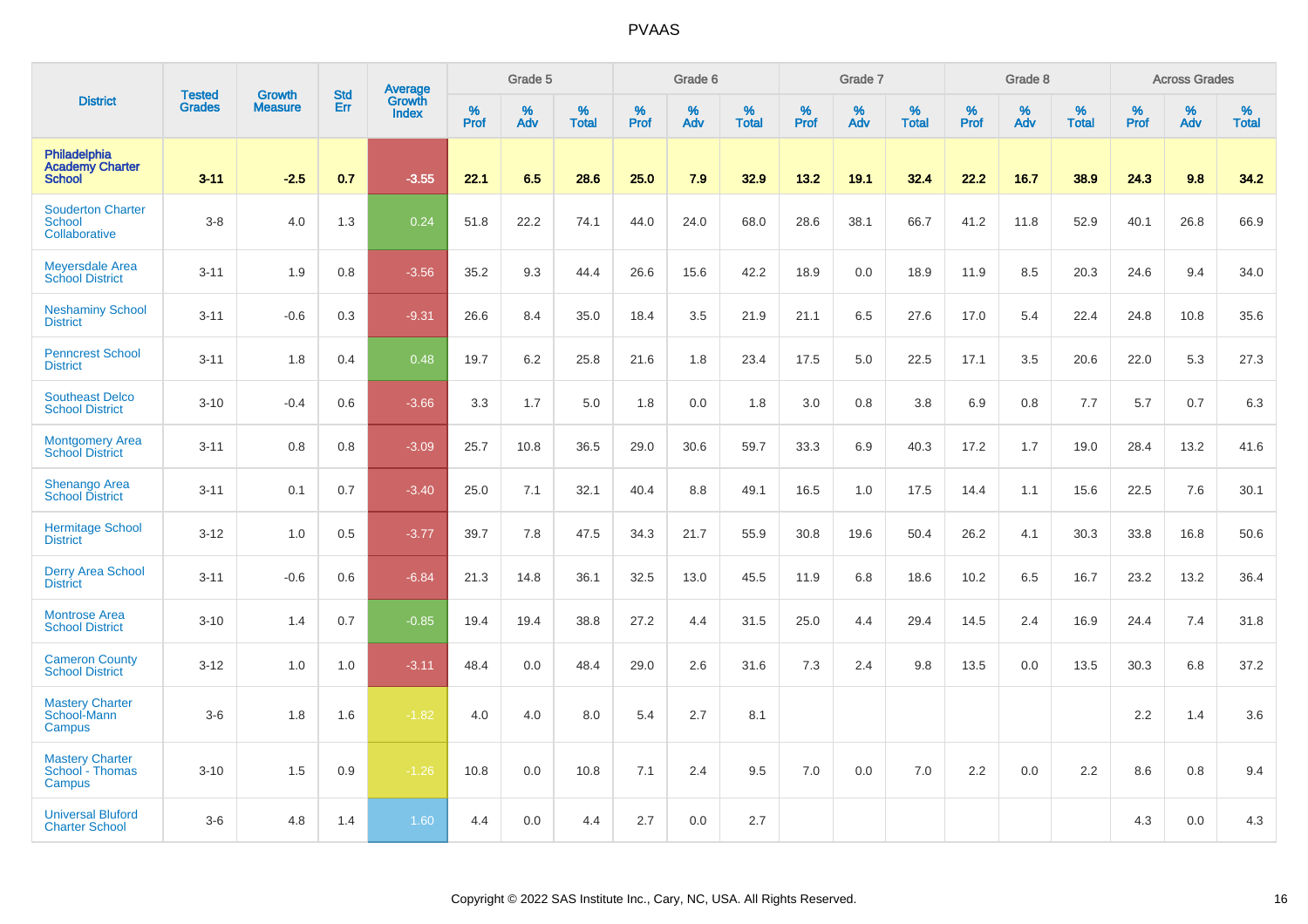| District | Tested Grades | Growth Measure | Std Err | Average Growth Index | Grade 5 | | | Grade 6 | | | Grade 7 | | | Grade 8 | | | Across Grades | | |
|---|---|---|---|---|---|---|---|---|---|---|---|---|---|---|---|---|---|---|---|
| | | | | | % Prof | % Adv | % Total | % Prof | % Adv | % Total | % Prof | % Adv | % Total | % Prof | % Adv | % Total | % Prof | % Adv | % Total |
| **Philadelphia Academy Charter School** | **3-11** | **-2.5** | **0.7** | **-3.55** | **22.1** | **6.5** | **28.6** | **25.0** | **7.9** | **32.9** | **13.2** | **19.1** | **32.4** | **22.2** | **16.7** | **38.9** | **24.3** | **9.8** | **34.2** |
| Souderton Charter School Collaborative | 3-8 | 4.0 | 1.3 | 0.24 | 51.8 | 22.2 | 74.1 | 44.0 | 24.0 | 68.0 | 28.6 | 38.1 | 66.7 | 41.2 | 11.8 | 52.9 | 40.1 | 26.8 | 66.9 |
| Meyersdale Area School District | 3-11 | 1.9 | 0.8 | -3.56 | 35.2 | 9.3 | 44.4 | 26.6 | 15.6 | 42.2 | 18.9 | 0.0 | 18.9 | 11.9 | 8.5 | 20.3 | 24.6 | 9.4 | 34.0 |
| Neshaminy School District | 3-11 | -0.6 | 0.3 | -9.31 | 26.6 | 8.4 | 35.0 | 18.4 | 3.5 | 21.9 | 21.1 | 6.5 | 27.6 | 17.0 | 5.4 | 22.4 | 24.8 | 10.8 | 35.6 |
| Penncrest School District | 3-11 | 1.8 | 0.4 | 0.48 | 19.7 | 6.2 | 25.8 | 21.6 | 1.8 | 23.4 | 17.5 | 5.0 | 22.5 | 17.1 | 3.5 | 20.6 | 22.0 | 5.3 | 27.3 |
| Southeast Delco School District | 3-10 | -0.4 | 0.6 | -3.66 | 3.3 | 1.7 | 5.0 | 1.8 | 0.0 | 1.8 | 3.0 | 0.8 | 3.8 | 6.9 | 0.8 | 7.7 | 5.7 | 0.7 | 6.3 |
| Montgomery Area School District | 3-11 | 0.8 | 0.8 | -3.09 | 25.7 | 10.8 | 36.5 | 29.0 | 30.6 | 59.7 | 33.3 | 6.9 | 40.3 | 17.2 | 1.7 | 19.0 | 28.4 | 13.2 | 41.6 |
| Shenango Area School District | 3-11 | 0.1 | 0.7 | -3.40 | 25.0 | 7.1 | 32.1 | 40.4 | 8.8 | 49.1 | 16.5 | 1.0 | 17.5 | 14.4 | 1.1 | 15.6 | 22.5 | 7.6 | 30.1 |
| Hermitage School District | 3-12 | 1.0 | 0.5 | -3.77 | 39.7 | 7.8 | 47.5 | 34.3 | 21.7 | 55.9 | 30.8 | 19.6 | 50.4 | 26.2 | 4.1 | 30.3 | 33.8 | 16.8 | 50.6 |
| Derry Area School District | 3-11 | -0.6 | 0.6 | -6.84 | 21.3 | 14.8 | 36.1 | 32.5 | 13.0 | 45.5 | 11.9 | 6.8 | 18.6 | 10.2 | 6.5 | 16.7 | 23.2 | 13.2 | 36.4 |
| Montrose Area School District | 3-10 | 1.4 | 0.7 | -0.85 | 19.4 | 19.4 | 38.8 | 27.2 | 4.4 | 31.5 | 25.0 | 4.4 | 29.4 | 14.5 | 2.4 | 16.9 | 24.4 | 7.4 | 31.8 |
| Cameron County School District | 3-12 | 1.0 | 1.0 | -3.11 | 48.4 | 0.0 | 48.4 | 29.0 | 2.6 | 31.6 | 7.3 | 2.4 | 9.8 | 13.5 | 0.0 | 13.5 | 30.3 | 6.8 | 37.2 |
| Mastery Charter School-Mann Campus | 3-6 | 1.8 | 1.6 | -1.82 | 4.0 | 4.0 | 8.0 | 5.4 | 2.7 | 8.1 | | | | | | | 2.2 | 1.4 | 3.6 |
| Mastery Charter School - Thomas Campus | 3-10 | 1.5 | 0.9 | -1.26 | 10.8 | 0.0 | 10.8 | 7.1 | 2.4 | 9.5 | 7.0 | 0.0 | 7.0 | 2.2 | 0.0 | 2.2 | 8.6 | 0.8 | 9.4 |
| Universal Bluford Charter School | 3-6 | 4.8 | 1.4 | 1.60 | 4.4 | 0.0 | 4.4 | 2.7 | 0.0 | 2.7 | | | | | | | 4.3 | 0.0 | 4.3 |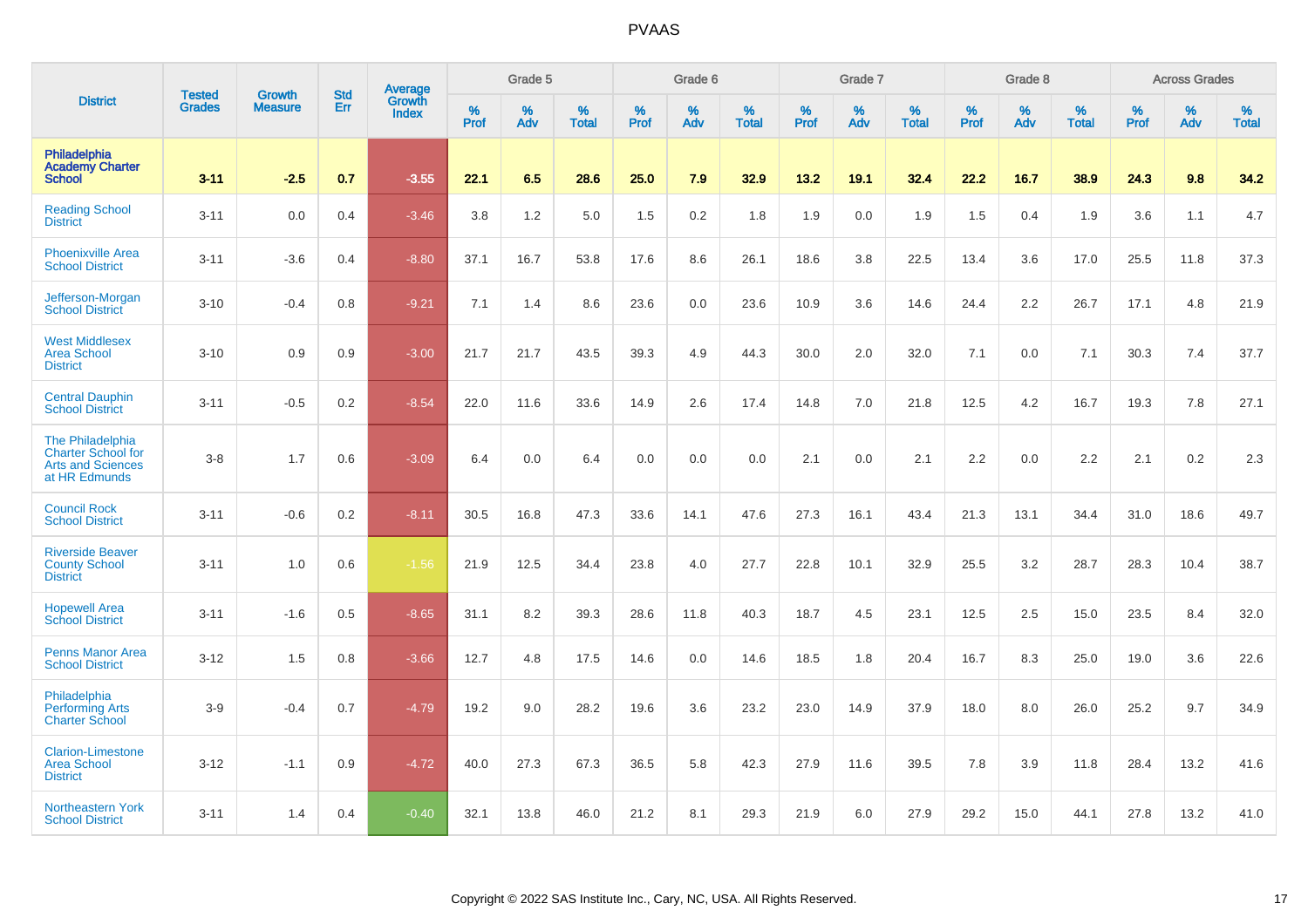| District | Tested Grades | Growth Measure | Std Err | Average Growth Index | Grade 5 | | | Grade 6 | | | Grade 7 | | | Grade 8 | | | Across Grades | | |
|---|---|---|---|---|---|---|---|---|---|---|---|---|---|---|---|---|---|---|---|
| | | | | | % Prof | % Adv | % Total | % Prof | % Adv | % Total | % Prof | % Adv | % Total | % Prof | % Adv | % Total | % Prof | % Adv | % Total |
| **Philadelphia Academy Charter School** | **3-11** | **-2.5** | **0.7** | **-3.55** | **22.1** | **6.5** | **28.6** | **25.0** | **7.9** | **32.9** | **13.2** | **19.1** | **32.4** | **22.2** | **16.7** | **38.9** | **24.3** | **9.8** | **34.2** |
| Reading School District | 3-11 | 0.0 | 0.4 | -3.46 | 3.8 | 1.2 | 5.0 | 1.5 | 0.2 | 1.8 | 1.9 | 0.0 | 1.9 | 1.5 | 0.4 | 1.9 | 3.6 | 1.1 | 4.7 |
| Phoenixville Area School District | 3-11 | -3.6 | 0.4 | -8.80 | 37.1 | 16.7 | 53.8 | 17.6 | 8.6 | 26.1 | 18.6 | 3.8 | 22.5 | 13.4 | 3.6 | 17.0 | 25.5 | 11.8 | 37.3 |
| Jefferson-Morgan School District | 3-10 | -0.4 | 0.8 | -9.21 | 7.1 | 1.4 | 8.6 | 23.6 | 0.0 | 23.6 | 10.9 | 3.6 | 14.6 | 24.4 | 2.2 | 26.7 | 17.1 | 4.8 | 21.9 |
| West Middlesex Area School District | 3-10 | 0.9 | 0.9 | -3.00 | 21.7 | 21.7 | 43.5 | 39.3 | 4.9 | 44.3 | 30.0 | 2.0 | 32.0 | 7.1 | 0.0 | 7.1 | 30.3 | 7.4 | 37.7 |
| Central Dauphin School District | 3-11 | -0.5 | 0.2 | -8.54 | 22.0 | 11.6 | 33.6 | 14.9 | 2.6 | 17.4 | 14.8 | 7.0 | 21.8 | 12.5 | 4.2 | 16.7 | 19.3 | 7.8 | 27.1 |
| The Philadelphia Charter School for Arts and Sciences at HR Edmunds | 3-8 | 1.7 | 0.6 | -3.09 | 6.4 | 0.0 | 6.4 | 0.0 | 0.0 | 0.0 | 2.1 | 0.0 | 2.1 | 2.2 | 0.0 | 2.2 | 2.1 | 0.2 | 2.3 |
| Council Rock School District | 3-11 | -0.6 | 0.2 | -8.11 | 30.5 | 16.8 | 47.3 | 33.6 | 14.1 | 47.6 | 27.3 | 16.1 | 43.4 | 21.3 | 13.1 | 34.4 | 31.0 | 18.6 | 49.7 |
| Riverside Beaver County School District | 3-11 | 1.0 | 0.6 | -1.56 | 21.9 | 12.5 | 34.4 | 23.8 | 4.0 | 27.7 | 22.8 | 10.1 | 32.9 | 25.5 | 3.2 | 28.7 | 28.3 | 10.4 | 38.7 |
| Hopewell Area School District | 3-11 | -1.6 | 0.5 | -8.65 | 31.1 | 8.2 | 39.3 | 28.6 | 11.8 | 40.3 | 18.7 | 4.5 | 23.1 | 12.5 | 2.5 | 15.0 | 23.5 | 8.4 | 32.0 |
| Penns Manor Area School District | 3-12 | 1.5 | 0.8 | -3.66 | 12.7 | 4.8 | 17.5 | 14.6 | 0.0 | 14.6 | 18.5 | 1.8 | 20.4 | 16.7 | 8.3 | 25.0 | 19.0 | 3.6 | 22.6 |
| Philadelphia Performing Arts Charter School | 3-9 | -0.4 | 0.7 | -4.79 | 19.2 | 9.0 | 28.2 | 19.6 | 3.6 | 23.2 | 23.0 | 14.9 | 37.9 | 18.0 | 8.0 | 26.0 | 25.2 | 9.7 | 34.9 |
| Clarion-Limestone Area School District | 3-12 | -1.1 | 0.9 | -4.72 | 40.0 | 27.3 | 67.3 | 36.5 | 5.8 | 42.3 | 27.9 | 11.6 | 39.5 | 7.8 | 3.9 | 11.8 | 28.4 | 13.2 | 41.6 |
| Northeastern York School District | 3-11 | 1.4 | 0.4 | -0.40 | 32.1 | 13.8 | 46.0 | 21.2 | 8.1 | 29.3 | 21.9 | 6.0 | 27.9 | 29.2 | 15.0 | 44.1 | 27.8 | 13.2 | 41.0 |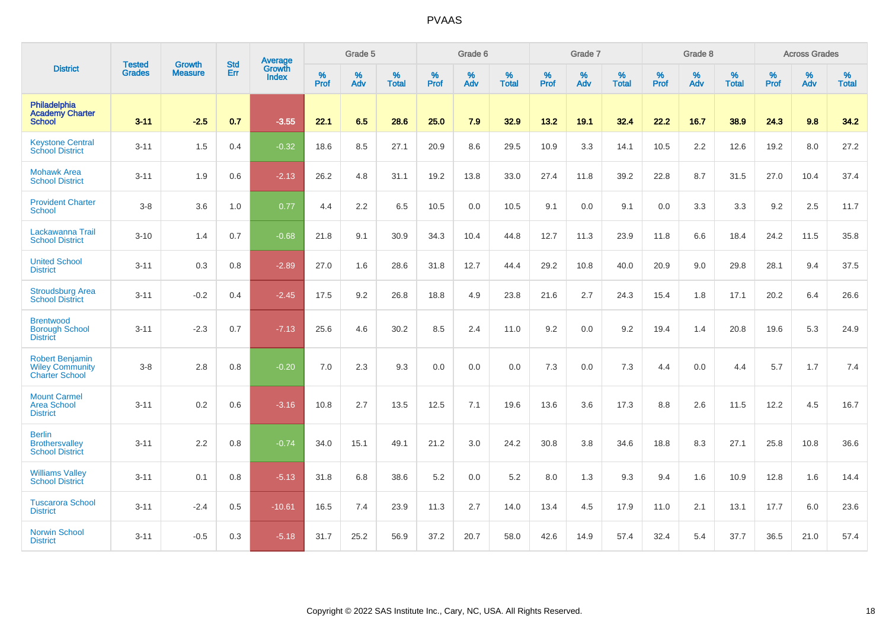| District | Tested Grades | Growth Measure | Std Err | Average Growth Index | Grade 5 | | | Grade 6 | | | Grade 7 | | | Grade 8 | | | Across Grades | | |
|---|---|---|---|---|---|---|---|---|---|---|---|---|---|---|---|---|---|---|---|
| | | | | | % Prof | % Adv | % Total | % Prof | % Adv | % Total | % Prof | % Adv | % Total | % Prof | % Adv | % Total | % Prof | % Adv | % Total |
| **Philadelphia Academy Charter School** | **3-11** | **-2.5** | **0.7** | **-3.55** | **22.1** | **6.5** | **28.6** | **25.0** | **7.9** | **32.9** | **13.2** | **19.1** | **32.4** | **22.2** | **16.7** | **38.9** | **24.3** | **9.8** | **34.2** |
| Keystone Central School District | 3-11 | 1.5 | 0.4 | -0.32 | 18.6 | 8.5 | 27.1 | 20.9 | 8.6 | 29.5 | 10.9 | 3.3 | 14.1 | 10.5 | 2.2 | 12.6 | 19.2 | 8.0 | 27.2 |
| Mohawk Area School District | 3-11 | 1.9 | 0.6 | -2.13 | 26.2 | 4.8 | 31.1 | 19.2 | 13.8 | 33.0 | 27.4 | 11.8 | 39.2 | 22.8 | 8.7 | 31.5 | 27.0 | 10.4 | 37.4 |
| Provident Charter School | 3-8 | 3.6 | 1.0 | 0.77 | 4.4 | 2.2 | 6.5 | 10.5 | 0.0 | 10.5 | 9.1 | 0.0 | 9.1 | 0.0 | 3.3 | 3.3 | 9.2 | 2.5 | 11.7 |
| Lackawanna Trail School District | 3-10 | 1.4 | 0.7 | -0.68 | 21.8 | 9.1 | 30.9 | 34.3 | 10.4 | 44.8 | 12.7 | 11.3 | 23.9 | 11.8 | 6.6 | 18.4 | 24.2 | 11.5 | 35.8 |
| United School District | 3-11 | 0.3 | 0.8 | -2.89 | 27.0 | 1.6 | 28.6 | 31.8 | 12.7 | 44.4 | 29.2 | 10.8 | 40.0 | 20.9 | 9.0 | 29.8 | 28.1 | 9.4 | 37.5 |
| Stroudsburg Area School District | 3-11 | -0.2 | 0.4 | -2.45 | 17.5 | 9.2 | 26.8 | 18.8 | 4.9 | 23.8 | 21.6 | 2.7 | 24.3 | 15.4 | 1.8 | 17.1 | 20.2 | 6.4 | 26.6 |
| Brentwood Borough School District | 3-11 | -2.3 | 0.7 | -7.13 | 25.6 | 4.6 | 30.2 | 8.5 | 2.4 | 11.0 | 9.2 | 0.0 | 9.2 | 19.4 | 1.4 | 20.8 | 19.6 | 5.3 | 24.9 |
| Robert Benjamin Wiley Community Charter School | 3-8 | 2.8 | 0.8 | -0.20 | 7.0 | 2.3 | 9.3 | 0.0 | 0.0 | 0.0 | 7.3 | 0.0 | 7.3 | 4.4 | 0.0 | 4.4 | 5.7 | 1.7 | 7.4 |
| Mount Carmel Area School District | 3-11 | 0.2 | 0.6 | -3.16 | 10.8 | 2.7 | 13.5 | 12.5 | 7.1 | 19.6 | 13.6 | 3.6 | 17.3 | 8.8 | 2.6 | 11.5 | 12.2 | 4.5 | 16.7 |
| Berlin Brothersvalley School District | 3-11 | 2.2 | 0.8 | -0.74 | 34.0 | 15.1 | 49.1 | 21.2 | 3.0 | 24.2 | 30.8 | 3.8 | 34.6 | 18.8 | 8.3 | 27.1 | 25.8 | 10.8 | 36.6 |
| Williams Valley School District | 3-11 | 0.1 | 0.8 | -5.13 | 31.8 | 6.8 | 38.6 | 5.2 | 0.0 | 5.2 | 8.0 | 1.3 | 9.3 | 9.4 | 1.6 | 10.9 | 12.8 | 1.6 | 14.4 |
| Tuscarora School District | 3-11 | -2.4 | 0.5 | -10.61 | 16.5 | 7.4 | 23.9 | 11.3 | 2.7 | 14.0 | 13.4 | 4.5 | 17.9 | 11.0 | 2.1 | 13.1 | 17.7 | 6.0 | 23.6 |
| Norwin School District | 3-11 | -0.5 | 0.3 | -5.18 | 31.7 | 25.2 | 56.9 | 37.2 | 20.7 | 58.0 | 42.6 | 14.9 | 57.4 | 32.4 | 5.4 | 37.7 | 36.5 | 21.0 | 57.4 |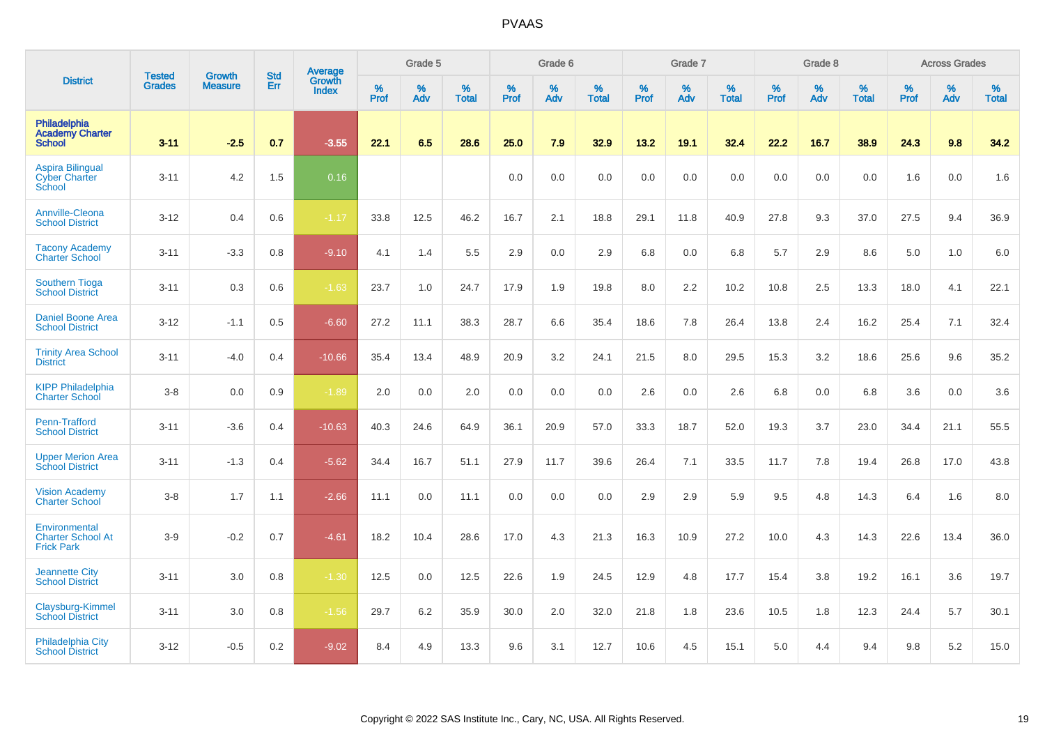# PVAAS

| District | Tested Grades | Growth Measure | Std Err | Average Growth Index | Grade 5 | | | Grade 6 | | | Grade 7 | | | Grade 8 | | | Across Grades | | |
|---|---|---|---|---|---|---|---|---|---|---|---|---|---|---|---|---|---|---|---|
| | | | | | % Prof | % Adv | % Total | % Prof | % Adv | % Total | % Prof | % Adv | % Total | % Prof | % Adv | % Total | % Prof | % Adv | % Total |
| **Philadelphia Academy Charter School** | **3-11** | **-2.5** | **0.7** | **-3.55** | **22.1** | **6.5** | **28.6** | **25.0** | **7.9** | **32.9** | **13.2** | **19.1** | **32.4** | **22.2** | **16.7** | **38.9** | **24.3** | **9.8** | **34.2** |
| Aspira Bilingual Cyber Charter School | 3-11 | 4.2 | 1.5 | 0.16 | | | | 0.0 | 0.0 | 0.0 | 0.0 | 0.0 | 0.0 | 0.0 | 0.0 | 0.0 | 1.6 | 0.0 | 1.6 |
| Annville-Cleona School District | 3-12 | 0.4 | 0.6 | -1.17 | 33.8 | 12.5 | 46.2 | 16.7 | 2.1 | 18.8 | 29.1 | 11.8 | 40.9 | 27.8 | 9.3 | 37.0 | 27.5 | 9.4 | 36.9 |
| Tacony Academy Charter School | 3-11 | -3.3 | 0.8 | -9.10 | 4.1 | 1.4 | 5.5 | 2.9 | 0.0 | 2.9 | 6.8 | 0.0 | 6.8 | 5.7 | 2.9 | 8.6 | 5.0 | 1.0 | 6.0 |
| Southern Tioga School District | 3-11 | 0.3 | 0.6 | -1.63 | 23.7 | 1.0 | 24.7 | 17.9 | 1.9 | 19.8 | 8.0 | 2.2 | 10.2 | 10.8 | 2.5 | 13.3 | 18.0 | 4.1 | 22.1 |
| Daniel Boone Area School District | 3-12 | -1.1 | 0.5 | -6.60 | 27.2 | 11.1 | 38.3 | 28.7 | 6.6 | 35.4 | 18.6 | 7.8 | 26.4 | 13.8 | 2.4 | 16.2 | 25.4 | 7.1 | 32.4 |
| Trinity Area School District | 3-11 | -4.0 | 0.4 | -10.66 | 35.4 | 13.4 | 48.9 | 20.9 | 3.2 | 24.1 | 21.5 | 8.0 | 29.5 | 15.3 | 3.2 | 18.6 | 25.6 | 9.6 | 35.2 |
| KIPP Philadelphia Charter School | 3-8 | 0.0 | 0.9 | -1.89 | 2.0 | 0.0 | 2.0 | 0.0 | 0.0 | 0.0 | 2.6 | 0.0 | 2.6 | 6.8 | 0.0 | 6.8 | 3.6 | 0.0 | 3.6 |
| Penn-Trafford School District | 3-11 | -3.6 | 0.4 | -10.63 | 40.3 | 24.6 | 64.9 | 36.1 | 20.9 | 57.0 | 33.3 | 18.7 | 52.0 | 19.3 | 3.7 | 23.0 | 34.4 | 21.1 | 55.5 |
| Upper Merion Area School District | 3-11 | -1.3 | 0.4 | -5.62 | 34.4 | 16.7 | 51.1 | 27.9 | 11.7 | 39.6 | 26.4 | 7.1 | 33.5 | 11.7 | 7.8 | 19.4 | 26.8 | 17.0 | 43.8 |
| Vision Academy Charter School | 3-8 | 1.7 | 1.1 | -2.66 | 11.1 | 0.0 | 11.1 | 0.0 | 0.0 | 0.0 | 2.9 | 2.9 | 5.9 | 9.5 | 4.8 | 14.3 | 6.4 | 1.6 | 8.0 |
| Environmental Charter School At Frick Park | 3-9 | -0.2 | 0.7 | -4.61 | 18.2 | 10.4 | 28.6 | 17.0 | 4.3 | 21.3 | 16.3 | 10.9 | 27.2 | 10.0 | 4.3 | 14.3 | 22.6 | 13.4 | 36.0 |
| Jeannette City School District | 3-11 | 3.0 | 0.8 | -1.30 | 12.5 | 0.0 | 12.5 | 22.6 | 1.9 | 24.5 | 12.9 | 4.8 | 17.7 | 15.4 | 3.8 | 19.2 | 16.1 | 3.6 | 19.7 |
| Claysburg-Kimmel School District | 3-11 | 3.0 | 0.8 | -1.56 | 29.7 | 6.2 | 35.9 | 30.0 | 2.0 | 32.0 | 21.8 | 1.8 | 23.6 | 10.5 | 1.8 | 12.3 | 24.4 | 5.7 | 30.1 |
| Philadelphia City School District | 3-12 | -0.5 | 0.2 | -9.02 | 8.4 | 4.9 | 13.3 | 9.6 | 3.1 | 12.7 | 10.6 | 4.5 | 15.1 | 5.0 | 4.4 | 9.4 | 9.8 | 5.2 | 15.0 |

Copyright © 2022 SAS Institute Inc., Cary, NC, USA. All Rights Reserved.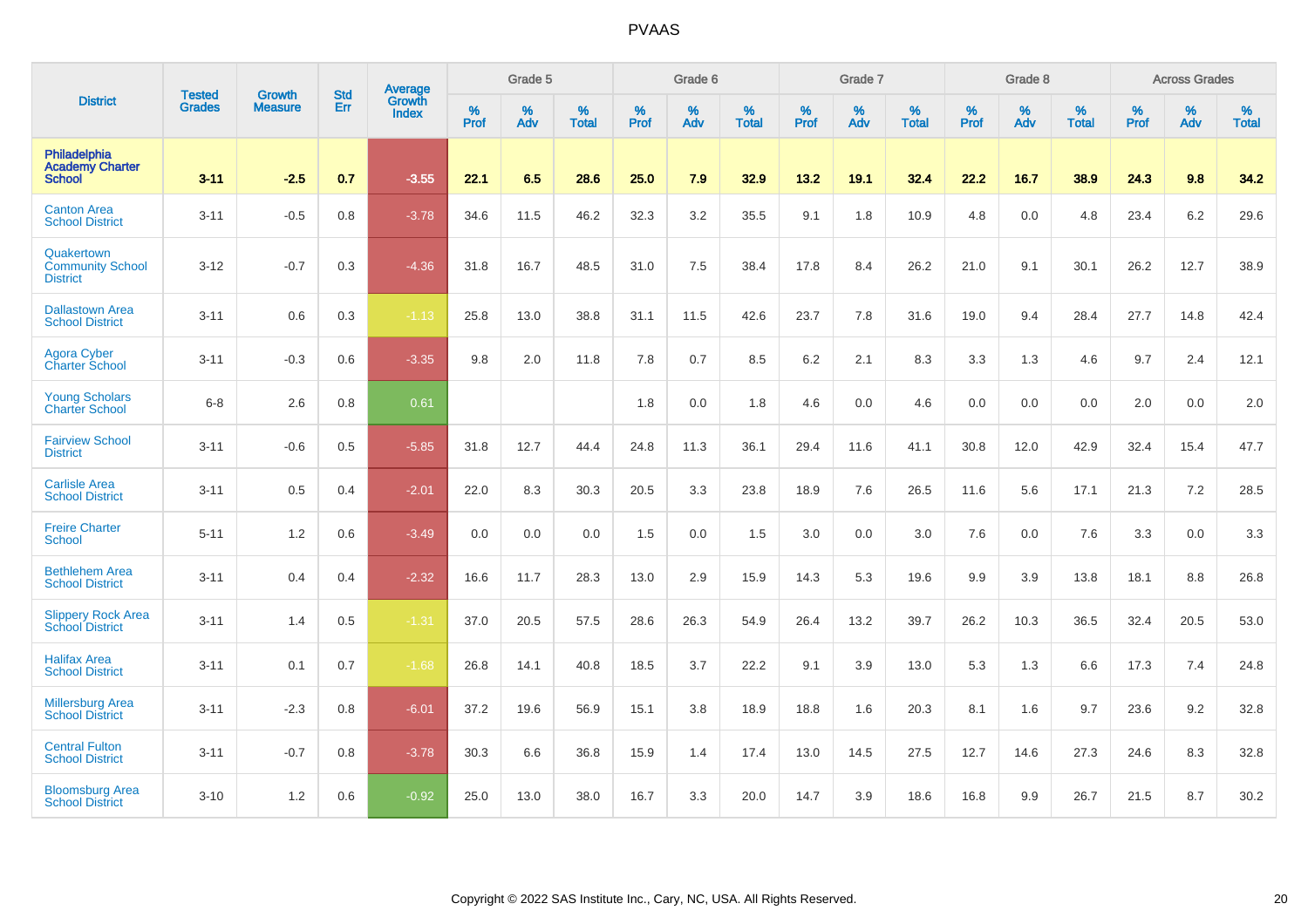| District | Tested Grades | Growth Measure | Std Err | Average Growth Index | Grade 5 | | | Grade 6 | | | Grade 7 | | | Grade 8 | | | Across Grades | | |
|---|---|---|---|---|---|---|---|---|---|---|---|---|---|---|---|---|---|---|---|
| | | | | | % Prof | % Adv | % Total | % Prof | % Adv | % Total | % Prof | % Adv | % Total | % Prof | % Adv | % Total | % Prof | % Adv | % Total |
| **Philadelphia Academy Charter School** | **3-11** | **-2.5** | **0.7** | **-3.55** | **22.1** | **6.5** | **28.6** | **25.0** | **7.9** | **32.9** | **13.2** | **19.1** | **32.4** | **22.2** | **16.7** | **38.9** | **24.3** | **9.8** | **34.2** |
| Canton Area School District | 3-11 | -0.5 | 0.8 | -3.78 | 34.6 | 11.5 | 46.2 | 32.3 | 3.2 | 35.5 | 9.1 | 1.8 | 10.9 | 4.8 | 0.0 | 4.8 | 23.4 | 6.2 | 29.6 |
| Quakertown Community School District | 3-12 | -0.7 | 0.3 | -4.36 | 31.8 | 16.7 | 48.5 | 31.0 | 7.5 | 38.4 | 17.8 | 8.4 | 26.2 | 21.0 | 9.1 | 30.1 | 26.2 | 12.7 | 38.9 |
| Dallastown Area School District | 3-11 | 0.6 | 0.3 | -1.13 | 25.8 | 13.0 | 38.8 | 31.1 | 11.5 | 42.6 | 23.7 | 7.8 | 31.6 | 19.0 | 9.4 | 28.4 | 27.7 | 14.8 | 42.4 |
| Agora Cyber Charter School | 3-11 | -0.3 | 0.6 | -3.35 | 9.8 | 2.0 | 11.8 | 7.8 | 0.7 | 8.5 | 6.2 | 2.1 | 8.3 | 3.3 | 1.3 | 4.6 | 9.7 | 2.4 | 12.1 |
| Young Scholars Charter School | 6-8 | 2.6 | 0.8 | 0.61 | | | | 1.8 | 0.0 | 1.8 | 4.6 | 0.0 | 4.6 | 0.0 | 0.0 | 0.0 | 2.0 | 0.0 | 2.0 |
| Fairview School District | 3-11 | -0.6 | 0.5 | -5.85 | 31.8 | 12.7 | 44.4 | 24.8 | 11.3 | 36.1 | 29.4 | 11.6 | 41.1 | 30.8 | 12.0 | 42.9 | 32.4 | 15.4 | 47.7 |
| Carlisle Area School District | 3-11 | 0.5 | 0.4 | -2.01 | 22.0 | 8.3 | 30.3 | 20.5 | 3.3 | 23.8 | 18.9 | 7.6 | 26.5 | 11.6 | 5.6 | 17.1 | 21.3 | 7.2 | 28.5 |
| Freire Charter School | 5-11 | 1.2 | 0.6 | -3.49 | 0.0 | 0.0 | 0.0 | 1.5 | 0.0 | 1.5 | 3.0 | 0.0 | 3.0 | 7.6 | 0.0 | 7.6 | 3.3 | 0.0 | 3.3 |
| Bethlehem Area School District | 3-11 | 0.4 | 0.4 | -2.32 | 16.6 | 11.7 | 28.3 | 13.0 | 2.9 | 15.9 | 14.3 | 5.3 | 19.6 | 9.9 | 3.9 | 13.8 | 18.1 | 8.8 | 26.8 |
| Slippery Rock Area School District | 3-11 | 1.4 | 0.5 | -1.31 | 37.0 | 20.5 | 57.5 | 28.6 | 26.3 | 54.9 | 26.4 | 13.2 | 39.7 | 26.2 | 10.3 | 36.5 | 32.4 | 20.5 | 53.0 |
| Halifax Area School District | 3-11 | 0.1 | 0.7 | -1.68 | 26.8 | 14.1 | 40.8 | 18.5 | 3.7 | 22.2 | 9.1 | 3.9 | 13.0 | 5.3 | 1.3 | 6.6 | 17.3 | 7.4 | 24.8 |
| Millersburg Area School District | 3-11 | -2.3 | 0.8 | -6.01 | 37.2 | 19.6 | 56.9 | 15.1 | 3.8 | 18.9 | 18.8 | 1.6 | 20.3 | 8.1 | 1.6 | 9.7 | 23.6 | 9.2 | 32.8 |
| Central Fulton School District | 3-11 | -0.7 | 0.8 | -3.78 | 30.3 | 6.6 | 36.8 | 15.9 | 1.4 | 17.4 | 13.0 | 14.5 | 27.5 | 12.7 | 14.6 | 27.3 | 24.6 | 8.3 | 32.8 |
| Bloomsburg Area School District | 3-10 | 1.2 | 0.6 | -0.92 | 25.0 | 13.0 | 38.0 | 16.7 | 3.3 | 20.0 | 14.7 | 3.9 | 18.6 | 16.8 | 9.9 | 26.7 | 21.5 | 8.7 | 30.2 |

Copyright © 2022 SAS Institute Inc., Cary, NC, USA. All Rights Reserved.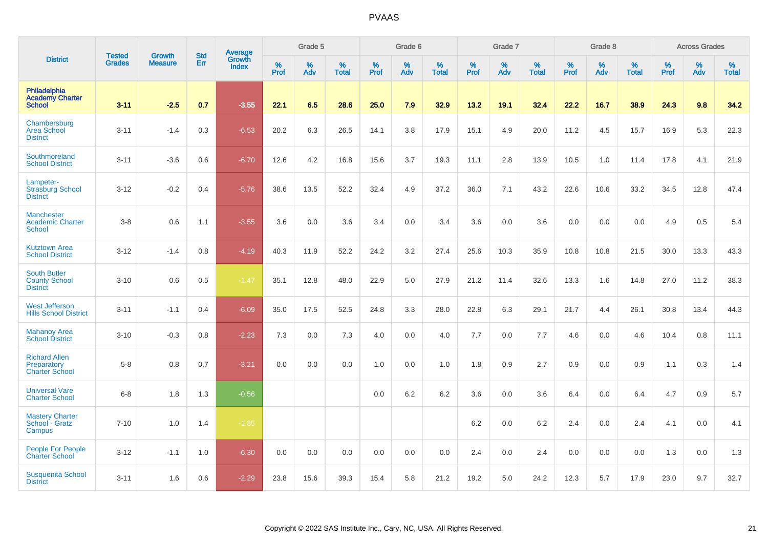| District | Tested Grades | Growth Measure | Std Err | Average Growth Index | Grade 5 | | | Grade 6 | | | Grade 7 | | | Grade 8 | | | Across Grades | | |
|---|---|---|---|---|---|---|---|---|---|---|---|---|---|---|---|---|---|---|---|
| | | | | | % Prof | % Adv | % Total | % Prof | % Adv | % Total | % Prof | % Adv | % Total | % Prof | % Adv | % Total | % Prof | % Adv | % Total |
| **Philadelphia Academy Charter School** | **3-11** | **-2.5** | **0.7** | **-3.55** | **22.1** | **6.5** | **28.6** | **25.0** | **7.9** | **32.9** | **13.2** | **19.1** | **32.4** | **22.2** | **16.7** | **38.9** | **24.3** | **9.8** | **34.2** |
| Chambersburg Area School District | 3-11 | -1.4 | 0.3 | -6.53 | 20.2 | 6.3 | 26.5 | 14.1 | 3.8 | 17.9 | 15.1 | 4.9 | 20.0 | 11.2 | 4.5 | 15.7 | 16.9 | 5.3 | 22.3 |
| Southmoreland School District | 3-11 | -3.6 | 0.6 | -6.70 | 12.6 | 4.2 | 16.8 | 15.6 | 3.7 | 19.3 | 11.1 | 2.8 | 13.9 | 10.5 | 1.0 | 11.4 | 17.8 | 4.1 | 21.9 |
| Lampeter-Strasburg School District | 3-12 | -0.2 | 0.4 | -5.76 | 38.6 | 13.5 | 52.2 | 32.4 | 4.9 | 37.2 | 36.0 | 7.1 | 43.2 | 22.6 | 10.6 | 33.2 | 34.5 | 12.8 | 47.4 |
| Manchester Academic Charter School | 3-8 | 0.6 | 1.1 | -3.55 | 3.6 | 0.0 | 3.6 | 3.4 | 0.0 | 3.4 | 3.6 | 0.0 | 3.6 | 0.0 | 0.0 | 0.0 | 4.9 | 0.5 | 5.4 |
| Kutztown Area School District | 3-12 | -1.4 | 0.8 | -4.19 | 40.3 | 11.9 | 52.2 | 24.2 | 3.2 | 27.4 | 25.6 | 10.3 | 35.9 | 10.8 | 10.8 | 21.5 | 30.0 | 13.3 | 43.3 |
| South Butler County School District | 3-10 | 0.6 | 0.5 | -1.47 | 35.1 | 12.8 | 48.0 | 22.9 | 5.0 | 27.9 | 21.2 | 11.4 | 32.6 | 13.3 | 1.6 | 14.8 | 27.0 | 11.2 | 38.3 |
| West Jefferson Hills School District | 3-11 | -1.1 | 0.4 | -6.09 | 35.0 | 17.5 | 52.5 | 24.8 | 3.3 | 28.0 | 22.8 | 6.3 | 29.1 | 21.7 | 4.4 | 26.1 | 30.8 | 13.4 | 44.3 |
| Mahanoy Area School District | 3-10 | -0.3 | 0.8 | -2.23 | 7.3 | 0.0 | 7.3 | 4.0 | 0.0 | 4.0 | 7.7 | 0.0 | 7.7 | 4.6 | 0.0 | 4.6 | 10.4 | 0.8 | 11.1 |
| Richard Allen Preparatory Charter School | 5-8 | 0.8 | 0.7 | -3.21 | 0.0 | 0.0 | 0.0 | 1.0 | 0.0 | 1.0 | 1.8 | 0.9 | 2.7 | 0.9 | 0.0 | 0.9 | 1.1 | 0.3 | 1.4 |
| Universal Vare Charter School | 6-8 | 1.8 | 1.3 | -0.56 | | | | 0.0 | 6.2 | 6.2 | 3.6 | 0.0 | 3.6 | 6.4 | 0.0 | 6.4 | 4.7 | 0.9 | 5.7 |
| Mastery Charter School - Gratz Campus | 7-10 | 1.0 | 1.4 | -1.85 | | | | | | | 6.2 | 0.0 | 6.2 | 2.4 | 0.0 | 2.4 | 4.1 | 0.0 | 4.1 |
| People For People Charter School | 3-12 | -1.1 | 1.0 | -6.30 | 0.0 | 0.0 | 0.0 | 0.0 | 0.0 | 0.0 | 2.4 | 0.0 | 2.4 | 0.0 | 0.0 | 0.0 | 1.3 | 0.0 | 1.3 |
| Susquenita School District | 3-11 | 1.6 | 0.6 | -2.29 | 23.8 | 15.6 | 39.3 | 15.4 | 5.8 | 21.2 | 19.2 | 5.0 | 24.2 | 12.3 | 5.7 | 17.9 | 23.0 | 9.7 | 32.7 |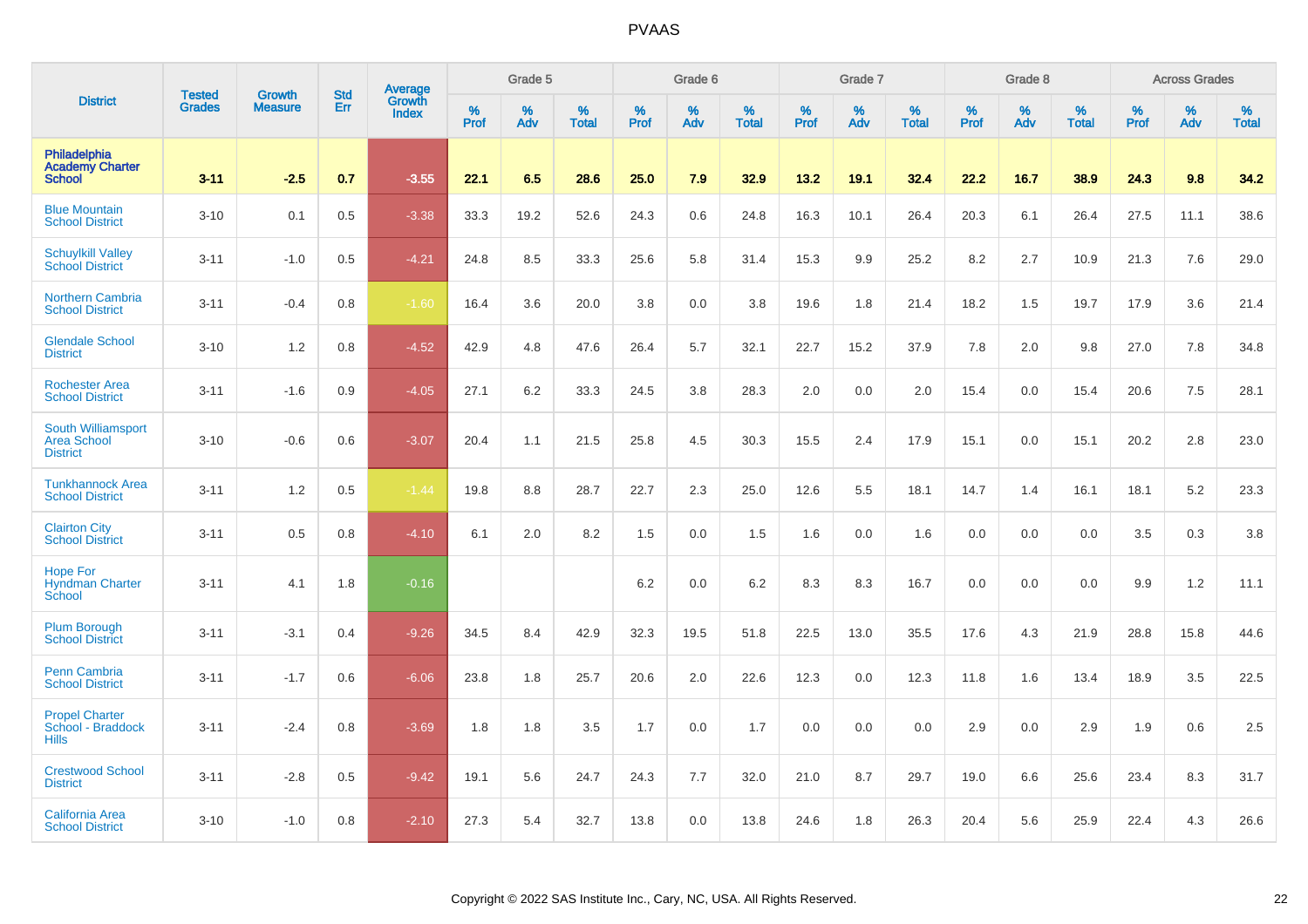| District | Tested Grades | Growth Measure | Std Err | Average Growth Index | Grade 5 | | | Grade 6 | | | Grade 7 | | | Grade 8 | | | Across Grades | | |
|---|---|---|---|---|---|---|---|---|---|---|---|---|---|---|---|---|---|---|---|
| | | | | | % Prof | % Adv | % Total | % Prof | % Adv | % Total | % Prof | % Adv | % Total | % Prof | % Adv | % Total | % Prof | % Adv | % Total |
| **Philadelphia Academy Charter School** | **3-11** | **-2.5** | **0.7** | **-3.55** | **22.1** | **6.5** | **28.6** | **25.0** | **7.9** | **32.9** | **13.2** | **19.1** | **32.4** | **22.2** | **16.7** | **38.9** | **24.3** | **9.8** | **34.2** |
| Blue Mountain School District | 3-10 | 0.1 | 0.5 | -3.38 | 33.3 | 19.2 | 52.6 | 24.3 | 0.6 | 24.8 | 16.3 | 10.1 | 26.4 | 20.3 | 6.1 | 26.4 | 27.5 | 11.1 | 38.6 |
| Schuylkill Valley School District | 3-11 | -1.0 | 0.5 | -4.21 | 24.8 | 8.5 | 33.3 | 25.6 | 5.8 | 31.4 | 15.3 | 9.9 | 25.2 | 8.2 | 2.7 | 10.9 | 21.3 | 7.6 | 29.0 |
| Northern Cambria School District | 3-11 | -0.4 | 0.8 | -1.60 | 16.4 | 3.6 | 20.0 | 3.8 | 0.0 | 3.8 | 19.6 | 1.8 | 21.4 | 18.2 | 1.5 | 19.7 | 17.9 | 3.6 | 21.4 |
| Glendale School District | 3-10 | 1.2 | 0.8 | -4.52 | 42.9 | 4.8 | 47.6 | 26.4 | 5.7 | 32.1 | 22.7 | 15.2 | 37.9 | 7.8 | 2.0 | 9.8 | 27.0 | 7.8 | 34.8 |
| Rochester Area School District | 3-11 | -1.6 | 0.9 | -4.05 | 27.1 | 6.2 | 33.3 | 24.5 | 3.8 | 28.3 | 2.0 | 0.0 | 2.0 | 15.4 | 0.0 | 15.4 | 20.6 | 7.5 | 28.1 |
| South Williamsport Area School District | 3-10 | -0.6 | 0.6 | -3.07 | 20.4 | 1.1 | 21.5 | 25.8 | 4.5 | 30.3 | 15.5 | 2.4 | 17.9 | 15.1 | 0.0 | 15.1 | 20.2 | 2.8 | 23.0 |
| Tunkhannock Area School District | 3-11 | 1.2 | 0.5 | -1.44 | 19.8 | 8.8 | 28.7 | 22.7 | 2.3 | 25.0 | 12.6 | 5.5 | 18.1 | 14.7 | 1.4 | 16.1 | 18.1 | 5.2 | 23.3 |
| Clairton City School District | 3-11 | 0.5 | 0.8 | -4.10 | 6.1 | 2.0 | 8.2 | 1.5 | 0.0 | 1.5 | 1.6 | 0.0 | 1.6 | 0.0 | 0.0 | 0.0 | 3.5 | 0.3 | 3.8 |
| Hope For Hyndman Charter School | 3-11 | 4.1 | 1.8 | -0.16 | | | | 6.2 | 0.0 | 6.2 | 8.3 | 8.3 | 16.7 | 0.0 | 0.0 | 0.0 | 9.9 | 1.2 | 11.1 |
| Plum Borough School District | 3-11 | -3.1 | 0.4 | -9.26 | 34.5 | 8.4 | 42.9 | 32.3 | 19.5 | 51.8 | 22.5 | 13.0 | 35.5 | 17.6 | 4.3 | 21.9 | 28.8 | 15.8 | 44.6 |
| Penn Cambria School District | 3-11 | -1.7 | 0.6 | -6.06 | 23.8 | 1.8 | 25.7 | 20.6 | 2.0 | 22.6 | 12.3 | 0.0 | 12.3 | 11.8 | 1.6 | 13.4 | 18.9 | 3.5 | 22.5 |
| Propel Charter School - Braddock Hills | 3-11 | -2.4 | 0.8 | -3.69 | 1.8 | 1.8 | 3.5 | 1.7 | 0.0 | 1.7 | 0.0 | 0.0 | 0.0 | 2.9 | 0.0 | 2.9 | 1.9 | 0.6 | 2.5 |
| Crestwood School District | 3-11 | -2.8 | 0.5 | -9.42 | 19.1 | 5.6 | 24.7 | 24.3 | 7.7 | 32.0 | 21.0 | 8.7 | 29.7 | 19.0 | 6.6 | 25.6 | 23.4 | 8.3 | 31.7 |
| California Area School District | 3-10 | -1.0 | 0.8 | -2.10 | 27.3 | 5.4 | 32.7 | 13.8 | 0.0 | 13.8 | 24.6 | 1.8 | 26.3 | 20.4 | 5.6 | 25.9 | 22.4 | 4.3 | 26.6 |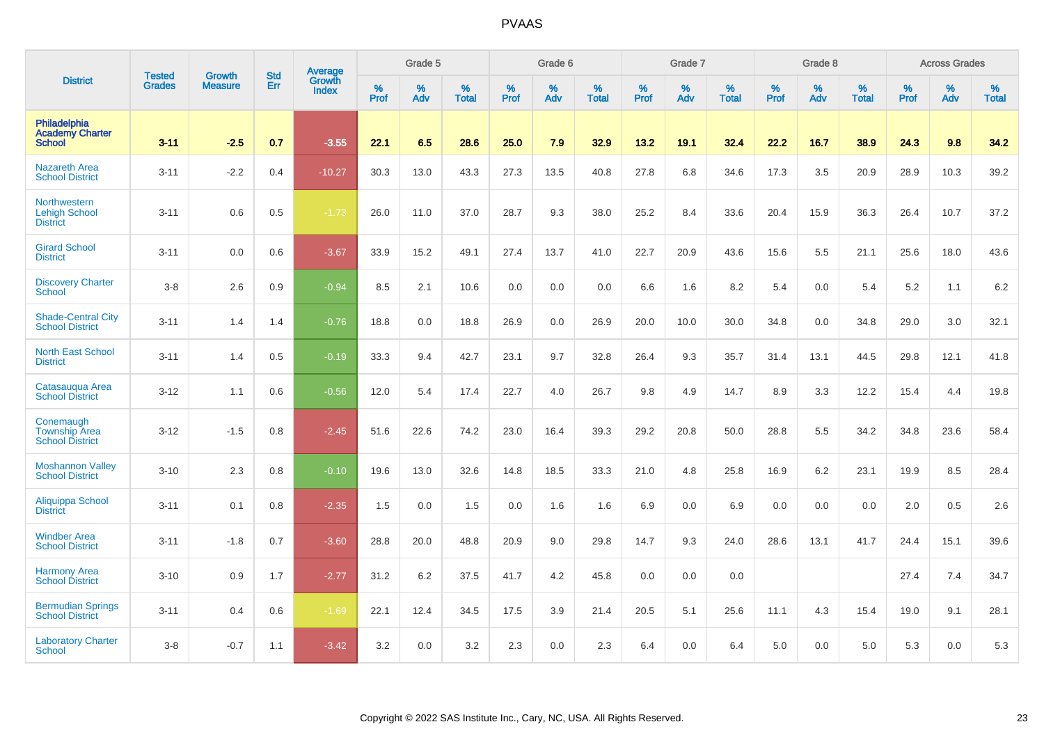# PVAAS

| District | Tested Grades | Growth Measure | Std Err | Average Growth Index | Grade 5 | | | Grade 6 | | | Grade 7 | | | Grade 8 | | | Across Grades | | |
|---|---|---|---|---|---|---|---|---|---|---|---|---|---|---|---|---|---|---|---|
| | | | | | % Prof | % Adv | % Total | % Prof | % Adv | % Total | % Prof | % Adv | % Total | % Prof | % Adv | % Total | % Prof | % Adv | % Total |
| **Philadelphia Academy Charter School** | **3-11** | **-2.5** | **0.7** | **-3.55** | **22.1** | **6.5** | **28.6** | **25.0** | **7.9** | **32.9** | **13.2** | **19.1** | **32.4** | **22.2** | **16.7** | **38.9** | **24.3** | **9.8** | **34.2** |
| Nazareth Area School District | 3-11 | -2.2 | 0.4 | -10.27 | 30.3 | 13.0 | 43.3 | 27.3 | 13.5 | 40.8 | 27.8 | 6.8 | 34.6 | 17.3 | 3.5 | 20.9 | 28.9 | 10.3 | 39.2 |
| Northwestern Lehigh School District | 3-11 | 0.6 | 0.5 | -1.73 | 26.0 | 11.0 | 37.0 | 28.7 | 9.3 | 38.0 | 25.2 | 8.4 | 33.6 | 20.4 | 15.9 | 36.3 | 26.4 | 10.7 | 37.2 |
| Girard School District | 3-11 | 0.0 | 0.6 | -3.67 | 33.9 | 15.2 | 49.1 | 27.4 | 13.7 | 41.0 | 22.7 | 20.9 | 43.6 | 15.6 | 5.5 | 21.1 | 25.6 | 18.0 | 43.6 |
| Discovery Charter School | 3-8 | 2.6 | 0.9 | -0.94 | 8.5 | 2.1 | 10.6 | 0.0 | 0.0 | 0.0 | 6.6 | 1.6 | 8.2 | 5.4 | 0.0 | 5.4 | 5.2 | 1.1 | 6.2 |
| Shade-Central City School District | 3-11 | 1.4 | 1.4 | -0.76 | 18.8 | 0.0 | 18.8 | 26.9 | 0.0 | 26.9 | 20.0 | 10.0 | 30.0 | 34.8 | 0.0 | 34.8 | 29.0 | 3.0 | 32.1 |
| North East School District | 3-11 | 1.4 | 0.5 | -0.19 | 33.3 | 9.4 | 42.7 | 23.1 | 9.7 | 32.8 | 26.4 | 9.3 | 35.7 | 31.4 | 13.1 | 44.5 | 29.8 | 12.1 | 41.8 |
| Catasauqua Area School District | 3-12 | 1.1 | 0.6 | -0.56 | 12.0 | 5.4 | 17.4 | 22.7 | 4.0 | 26.7 | 9.8 | 4.9 | 14.7 | 8.9 | 3.3 | 12.2 | 15.4 | 4.4 | 19.8 |
| Conemaugh Township Area School District | 3-12 | -1.5 | 0.8 | -2.45 | 51.6 | 22.6 | 74.2 | 23.0 | 16.4 | 39.3 | 29.2 | 20.8 | 50.0 | 28.8 | 5.5 | 34.2 | 34.8 | 23.6 | 58.4 |
| Moshannon Valley School District | 3-10 | 2.3 | 0.8 | -0.10 | 19.6 | 13.0 | 32.6 | 14.8 | 18.5 | 33.3 | 21.0 | 4.8 | 25.8 | 16.9 | 6.2 | 23.1 | 19.9 | 8.5 | 28.4 |
| Aliquippa School District | 3-11 | 0.1 | 0.8 | -2.35 | 1.5 | 0.0 | 1.5 | 0.0 | 1.6 | 1.6 | 6.9 | 0.0 | 6.9 | 0.0 | 0.0 | 0.0 | 2.0 | 0.5 | 2.6 |
| Windber Area School District | 3-11 | -1.8 | 0.7 | -3.60 | 28.8 | 20.0 | 48.8 | 20.9 | 9.0 | 29.8 | 14.7 | 9.3 | 24.0 | 28.6 | 13.1 | 41.7 | 24.4 | 15.1 | 39.6 |
| Harmony Area School District | 3-10 | 0.9 | 1.7 | -2.77 | 31.2 | 6.2 | 37.5 | 41.7 | 4.2 | 45.8 | 0.0 | 0.0 | 0.0 | | | | 27.4 | 7.4 | 34.7 |
| Bermudian Springs School District | 3-11 | 0.4 | 0.6 | -1.69 | 22.1 | 12.4 | 34.5 | 17.5 | 3.9 | 21.4 | 20.5 | 5.1 | 25.6 | 11.1 | 4.3 | 15.4 | 19.0 | 9.1 | 28.1 |
| Laboratory Charter School | 3-8 | -0.7 | 1.1 | -3.42 | 3.2 | 0.0 | 3.2 | 2.3 | 0.0 | 2.3 | 6.4 | 0.0 | 6.4 | 5.0 | 0.0 | 5.0 | 5.3 | 0.0 | 5.3 |

Copyright © 2022 SAS Institute Inc., Cary, NC, USA. All Rights Reserved.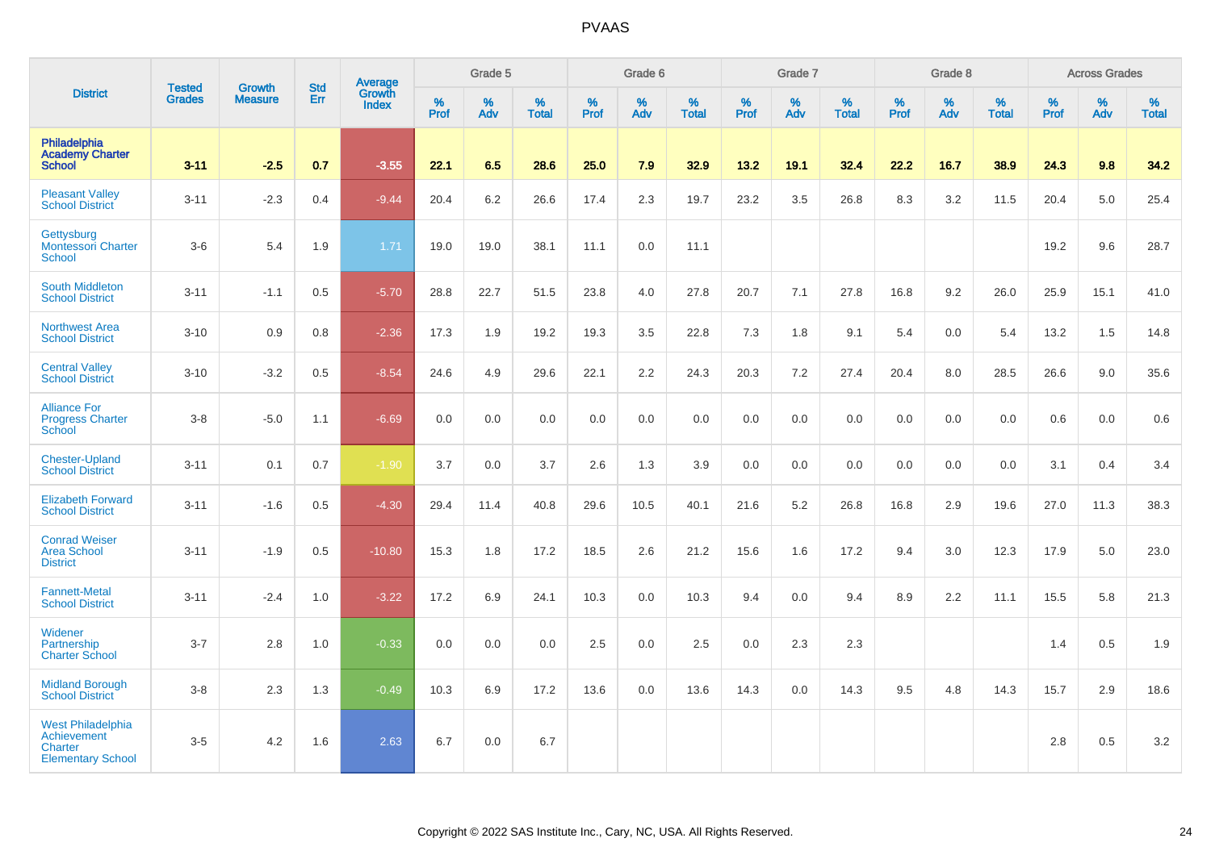| District | Tested Grades | Growth Measure | Std Err | Average Growth Index | Grade 5 | | | Grade 6 | | | Grade 7 | | | Grade 8 | | | Across Grades | | |
|---|---|---|---|---|---|---|---|---|---|---|---|---|---|---|---|---|---|---|---|
| | | | | | % Prof | % Adv | % Total | % Prof | % Adv | % Total | % Prof | % Adv | % Total | % Prof | % Adv | % Total | % Prof | % Adv | % Total |
| **Philadelphia Academy Charter School** | **3-11** | **-2.5** | **0.7** | **-3.55** | **22.1** | **6.5** | **28.6** | **25.0** | **7.9** | **32.9** | **13.2** | **19.1** | **32.4** | **22.2** | **16.7** | **38.9** | **24.3** | **9.8** | **34.2** |
| Pleasant Valley School District | 3-11 | -2.3 | 0.4 | -9.44 | 20.4 | 6.2 | 26.6 | 17.4 | 2.3 | 19.7 | 23.2 | 3.5 | 26.8 | 8.3 | 3.2 | 11.5 | 20.4 | 5.0 | 25.4 |
| Gettysburg Montessori Charter School | 3-6 | 5.4 | 1.9 | 1.71 | 19.0 | 19.0 | 38.1 | 11.1 | 0.0 | 11.1 | | | | | | | 19.2 | 9.6 | 28.7 |
| South Middleton School District | 3-11 | -1.1 | 0.5 | -5.70 | 28.8 | 22.7 | 51.5 | 23.8 | 4.0 | 27.8 | 20.7 | 7.1 | 27.8 | 16.8 | 9.2 | 26.0 | 25.9 | 15.1 | 41.0 |
| Northwest Area School District | 3-10 | 0.9 | 0.8 | -2.36 | 17.3 | 1.9 | 19.2 | 19.3 | 3.5 | 22.8 | 7.3 | 1.8 | 9.1 | 5.4 | 0.0 | 5.4 | 13.2 | 1.5 | 14.8 |
| Central Valley School District | 3-10 | -3.2 | 0.5 | -8.54 | 24.6 | 4.9 | 29.6 | 22.1 | 2.2 | 24.3 | 20.3 | 7.2 | 27.4 | 20.4 | 8.0 | 28.5 | 26.6 | 9.0 | 35.6 |
| Alliance For Progress Charter School | 3-8 | -5.0 | 1.1 | -6.69 | 0.0 | 0.0 | 0.0 | 0.0 | 0.0 | 0.0 | 0.0 | 0.0 | 0.0 | 0.0 | 0.0 | 0.0 | 0.6 | 0.0 | 0.6 |
| Chester-Upland School District | 3-11 | 0.1 | 0.7 | -1.90 | 3.7 | 0.0 | 3.7 | 2.6 | 1.3 | 3.9 | 0.0 | 0.0 | 0.0 | 0.0 | 0.0 | 0.0 | 3.1 | 0.4 | 3.4 |
| Elizabeth Forward School District | 3-11 | -1.6 | 0.5 | -4.30 | 29.4 | 11.4 | 40.8 | 29.6 | 10.5 | 40.1 | 21.6 | 5.2 | 26.8 | 16.8 | 2.9 | 19.6 | 27.0 | 11.3 | 38.3 |
| Conrad Weiser Area School District | 3-11 | -1.9 | 0.5 | -10.80 | 15.3 | 1.8 | 17.2 | 18.5 | 2.6 | 21.2 | 15.6 | 1.6 | 17.2 | 9.4 | 3.0 | 12.3 | 17.9 | 5.0 | 23.0 |
| Fannett-Metal School District | 3-11 | -2.4 | 1.0 | -3.22 | 17.2 | 6.9 | 24.1 | 10.3 | 0.0 | 10.3 | 9.4 | 0.0 | 9.4 | 8.9 | 2.2 | 11.1 | 15.5 | 5.8 | 21.3 |
| Widener Partnership Charter School | 3-7 | 2.8 | 1.0 | -0.33 | 0.0 | 0.0 | 0.0 | 2.5 | 0.0 | 2.5 | 0.0 | 2.3 | 2.3 | | | | 1.4 | 0.5 | 1.9 |
| Midland Borough School District | 3-8 | 2.3 | 1.3 | -0.49 | 10.3 | 6.9 | 17.2 | 13.6 | 0.0 | 13.6 | 14.3 | 0.0 | 14.3 | 9.5 | 4.8 | 14.3 | 15.7 | 2.9 | 18.6 |
| West Philadelphia Achievement Charter Elementary School | 3-5 | 4.2 | 1.6 | 2.63 | 6.7 | 0.0 | 6.7 | | | | | | | | | | 2.8 | 0.5 | 3.2 |

Copyright © 2022 SAS Institute Inc., Cary, NC, USA. All Rights Reserved.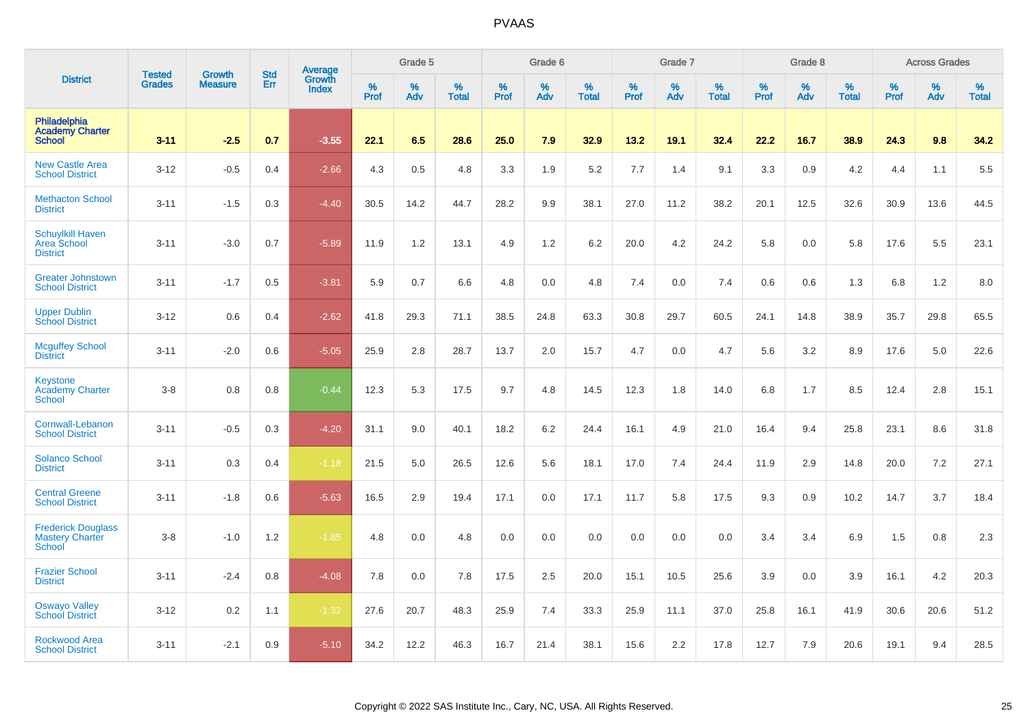| District | Tested Grades | Growth Measure | Std Err | Average Growth Index | Grade 5 | | | Grade 6 | | | Grade 7 | | | Grade 8 | | | Across Grades | | |
|---|---|---|---|---|---|---|---|---|---|---|---|---|---|---|---|---|---|---|---|
| | | | | | % Prof | % Adv | % Total | % Prof | % Adv | % Total | % Prof | % Adv | % Total | % Prof | % Adv | % Total | % Prof | % Adv | % Total |
| **Philadelphia Academy Charter School** | **3-11** | **-2.5** | **0.7** | **-3.55** | **22.1** | **6.5** | **28.6** | **25.0** | **7.9** | **32.9** | **13.2** | **19.1** | **32.4** | **22.2** | **16.7** | **38.9** | **24.3** | **9.8** | **34.2** |
| New Castle Area School District | 3-12 | -0.5 | 0.4 | -2.66 | 4.3 | 0.5 | 4.8 | 3.3 | 1.9 | 5.2 | 7.7 | 1.4 | 9.1 | 3.3 | 0.9 | 4.2 | 4.4 | 1.1 | 5.5 |
| Methacton School District | 3-11 | -1.5 | 0.3 | -4.40 | 30.5 | 14.2 | 44.7 | 28.2 | 9.9 | 38.1 | 27.0 | 11.2 | 38.2 | 20.1 | 12.5 | 32.6 | 30.9 | 13.6 | 44.5 |
| Schuylkill Haven Area School District | 3-11 | -3.0 | 0.7 | -5.89 | 11.9 | 1.2 | 13.1 | 4.9 | 1.2 | 6.2 | 20.0 | 4.2 | 24.2 | 5.8 | 0.0 | 5.8 | 17.6 | 5.5 | 23.1 |
| Greater Johnstown School District | 3-11 | -1.7 | 0.5 | -3.81 | 5.9 | 0.7 | 6.6 | 4.8 | 0.0 | 4.8 | 7.4 | 0.0 | 7.4 | 0.6 | 0.6 | 1.3 | 6.8 | 1.2 | 8.0 |
| Upper Dublin School District | 3-12 | 0.6 | 0.4 | -2.62 | 41.8 | 29.3 | 71.1 | 38.5 | 24.8 | 63.3 | 30.8 | 29.7 | 60.5 | 24.1 | 14.8 | 38.9 | 35.7 | 29.8 | 65.5 |
| Mcguffey School District | 3-11 | -2.0 | 0.6 | -5.05 | 25.9 | 2.8 | 28.7 | 13.7 | 2.0 | 15.7 | 4.7 | 0.0 | 4.7 | 5.6 | 3.2 | 8.9 | 17.6 | 5.0 | 22.6 |
| Keystone Academy Charter School | 3-8 | 0.8 | 0.8 | -0.44 | 12.3 | 5.3 | 17.5 | 9.7 | 4.8 | 14.5 | 12.3 | 1.8 | 14.0 | 6.8 | 1.7 | 8.5 | 12.4 | 2.8 | 15.1 |
| Cornwall-Lebanon School District | 3-11 | -0.5 | 0.3 | -4.20 | 31.1 | 9.0 | 40.1 | 18.2 | 6.2 | 24.4 | 16.1 | 4.9 | 21.0 | 16.4 | 9.4 | 25.8 | 23.1 | 8.6 | 31.8 |
| Solanco School District | 3-11 | 0.3 | 0.4 | -1.18 | 21.5 | 5.0 | 26.5 | 12.6 | 5.6 | 18.1 | 17.0 | 7.4 | 24.4 | 11.9 | 2.9 | 14.8 | 20.0 | 7.2 | 27.1 |
| Central Greene School District | 3-11 | -1.8 | 0.6 | -5.63 | 16.5 | 2.9 | 19.4 | 17.1 | 0.0 | 17.1 | 11.7 | 5.8 | 17.5 | 9.3 | 0.9 | 10.2 | 14.7 | 3.7 | 18.4 |
| Frederick Douglass Mastery Charter School | 3-8 | -1.0 | 1.2 | -1.85 | 4.8 | 0.0 | 4.8 | 0.0 | 0.0 | 0.0 | 0.0 | 0.0 | 0.0 | 3.4 | 3.4 | 6.9 | 1.5 | 0.8 | 2.3 |
| Frazier School District | 3-11 | -2.4 | 0.8 | -4.08 | 7.8 | 0.0 | 7.8 | 17.5 | 2.5 | 20.0 | 15.1 | 10.5 | 25.6 | 3.9 | 0.0 | 3.9 | 16.1 | 4.2 | 20.3 |
| Oswayo Valley School District | 3-12 | 0.2 | 1.1 | -1.32 | 27.6 | 20.7 | 48.3 | 25.9 | 7.4 | 33.3 | 25.9 | 11.1 | 37.0 | 25.8 | 16.1 | 41.9 | 30.6 | 20.6 | 51.2 |
| Rockwood Area School District | 3-11 | -2.1 | 0.9 | -5.10 | 34.2 | 12.2 | 46.3 | 16.7 | 21.4 | 38.1 | 15.6 | 2.2 | 17.8 | 12.7 | 7.9 | 20.6 | 19.1 | 9.4 | 28.5 |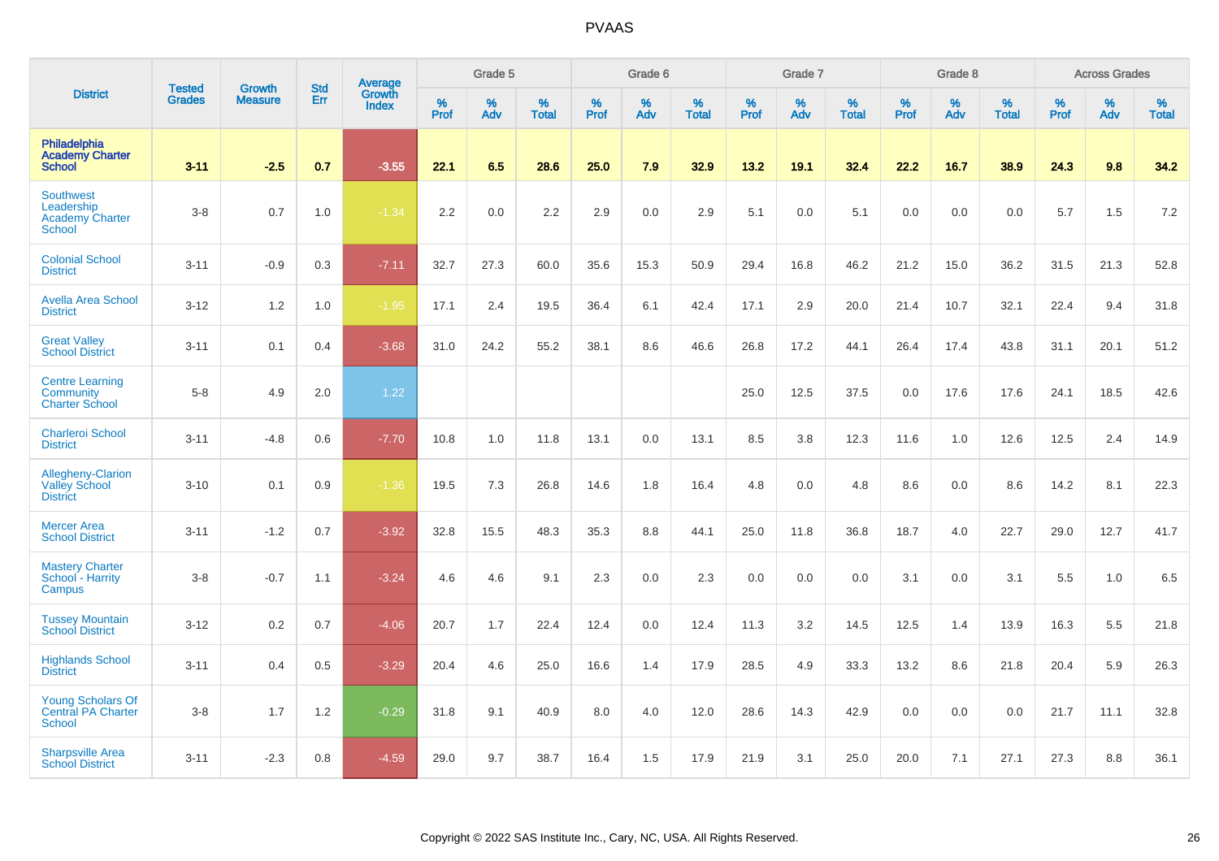| District | Tested Grades | Growth Measure | Std Err | Average Growth Index | Grade 5 | | | Grade 6 | | | Grade 7 | | | Grade 8 | | | Across Grades | | |
|---|---|---|---|---|---|---|---|---|---|---|---|---|---|---|---|---|---|---|---|
| | | | | | % Prof | % Adv | % Total | % Prof | % Adv | % Total | % Prof | % Adv | % Total | % Prof | % Adv | % Total | % Prof | % Adv | % Total |
| **Philadelphia Academy Charter School** | **3-11** | **-2.5** | **0.7** | **-3.55** | **22.1** | **6.5** | **28.6** | **25.0** | **7.9** | **32.9** | **13.2** | **19.1** | **32.4** | **22.2** | **16.7** | **38.9** | **24.3** | **9.8** | **34.2** |
| Southwest Leadership Academy Charter School | 3-8 | 0.7 | 1.0 | -1.34 | 2.2 | 0.0 | 2.2 | 2.9 | 0.0 | 2.9 | 5.1 | 0.0 | 5.1 | 0.0 | 0.0 | 0.0 | 5.7 | 1.5 | 7.2 |
| Colonial School District | 3-11 | -0.9 | 0.3 | -7.11 | 32.7 | 27.3 | 60.0 | 35.6 | 15.3 | 50.9 | 29.4 | 16.8 | 46.2 | 21.2 | 15.0 | 36.2 | 31.5 | 21.3 | 52.8 |
| Avella Area School District | 3-12 | 1.2 | 1.0 | -1.95 | 17.1 | 2.4 | 19.5 | 36.4 | 6.1 | 42.4 | 17.1 | 2.9 | 20.0 | 21.4 | 10.7 | 32.1 | 22.4 | 9.4 | 31.8 |
| Great Valley School District | 3-11 | 0.1 | 0.4 | -3.68 | 31.0 | 24.2 | 55.2 | 38.1 | 8.6 | 46.6 | 26.8 | 17.2 | 44.1 | 26.4 | 17.4 | 43.8 | 31.1 | 20.1 | 51.2 |
| Centre Learning Community Charter School | 5-8 | 4.9 | 2.0 | 1.22 | | | | | | | 25.0 | 12.5 | 37.5 | 0.0 | 17.6 | 17.6 | 24.1 | 18.5 | 42.6 |
| Charleroi School District | 3-11 | -4.8 | 0.6 | -7.70 | 10.8 | 1.0 | 11.8 | 13.1 | 0.0 | 13.1 | 8.5 | 3.8 | 12.3 | 11.6 | 1.0 | 12.6 | 12.5 | 2.4 | 14.9 |
| Allegheny-Clarion Valley School District | 3-10 | 0.1 | 0.9 | -1.36 | 19.5 | 7.3 | 26.8 | 14.6 | 1.8 | 16.4 | 4.8 | 0.0 | 4.8 | 8.6 | 0.0 | 8.6 | 14.2 | 8.1 | 22.3 |
| Mercer Area School District | 3-11 | -1.2 | 0.7 | -3.92 | 32.8 | 15.5 | 48.3 | 35.3 | 8.8 | 44.1 | 25.0 | 11.8 | 36.8 | 18.7 | 4.0 | 22.7 | 29.0 | 12.7 | 41.7 |
| Mastery Charter School - Harrity Campus | 3-8 | -0.7 | 1.1 | -3.24 | 4.6 | 4.6 | 9.1 | 2.3 | 0.0 | 2.3 | 0.0 | 0.0 | 0.0 | 3.1 | 0.0 | 3.1 | 5.5 | 1.0 | 6.5 |
| Tussey Mountain School District | 3-12 | 0.2 | 0.7 | -4.06 | 20.7 | 1.7 | 22.4 | 12.4 | 0.0 | 12.4 | 11.3 | 3.2 | 14.5 | 12.5 | 1.4 | 13.9 | 16.3 | 5.5 | 21.8 |
| Highlands School District | 3-11 | 0.4 | 0.5 | -3.29 | 20.4 | 4.6 | 25.0 | 16.6 | 1.4 | 17.9 | 28.5 | 4.9 | 33.3 | 13.2 | 8.6 | 21.8 | 20.4 | 5.9 | 26.3 |
| Young Scholars Of Central PA Charter School | 3-8 | 1.7 | 1.2 | -0.29 | 31.8 | 9.1 | 40.9 | 8.0 | 4.0 | 12.0 | 28.6 | 14.3 | 42.9 | 0.0 | 0.0 | 0.0 | 21.7 | 11.1 | 32.8 |
| Sharpsville Area School District | 3-11 | -2.3 | 0.8 | -4.59 | 29.0 | 9.7 | 38.7 | 16.4 | 1.5 | 17.9 | 21.9 | 3.1 | 25.0 | 20.0 | 7.1 | 27.1 | 27.3 | 8.8 | 36.1 |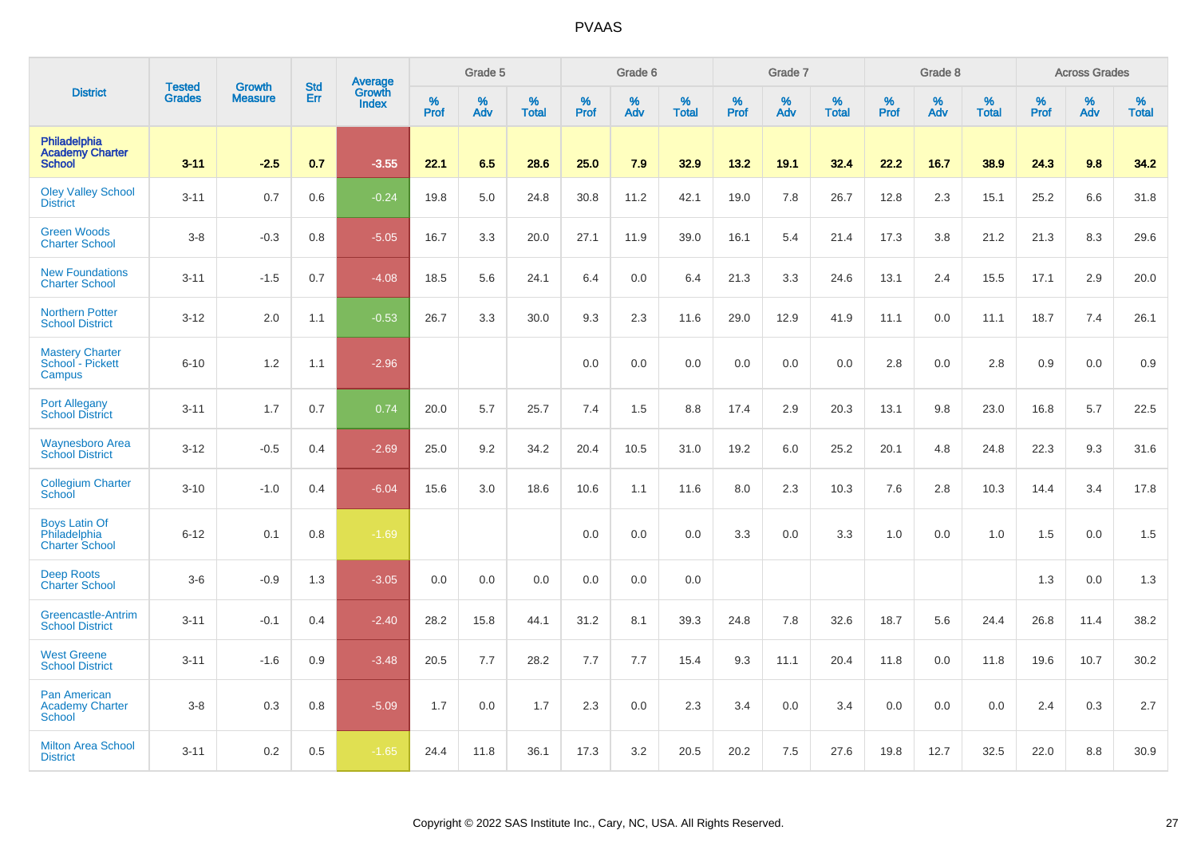# PVAAS

| District | Tested Grades | Growth Measure | Std Err | Average Growth Index | Grade 5 | | | Grade 6 | | | Grade 7 | | | Grade 8 | | | Across Grades | | |
|---|---|---|---|---|---|---|---|---|---|---|---|---|---|---|---|---|---|---|---|
| | | | | | % Prof | % Adv | % Total | % Prof | % Adv | % Total | % Prof | % Adv | % Total | % Prof | % Adv | % Total | % Prof | % Adv | % Total |
| **Philadelphia Academy Charter School** | **3-11** | **-2.5** | **0.7** | **-3.55** | **22.1** | **6.5** | **28.6** | **25.0** | **7.9** | **32.9** | **13.2** | **19.1** | **32.4** | **22.2** | **16.7** | **38.9** | **24.3** | **9.8** | **34.2** |
| Oley Valley School District | 3-11 | 0.7 | 0.6 | -0.24 | 19.8 | 5.0 | 24.8 | 30.8 | 11.2 | 42.1 | 19.0 | 7.8 | 26.7 | 12.8 | 2.3 | 15.1 | 25.2 | 6.6 | 31.8 |
| Green Woods Charter School | 3-8 | -0.3 | 0.8 | -5.05 | 16.7 | 3.3 | 20.0 | 27.1 | 11.9 | 39.0 | 16.1 | 5.4 | 21.4 | 17.3 | 3.8 | 21.2 | 21.3 | 8.3 | 29.6 |
| New Foundations Charter School | 3-11 | -1.5 | 0.7 | -4.08 | 18.5 | 5.6 | 24.1 | 6.4 | 0.0 | 6.4 | 21.3 | 3.3 | 24.6 | 13.1 | 2.4 | 15.5 | 17.1 | 2.9 | 20.0 |
| Northern Potter School District | 3-12 | 2.0 | 1.1 | -0.53 | 26.7 | 3.3 | 30.0 | 9.3 | 2.3 | 11.6 | 29.0 | 12.9 | 41.9 | 11.1 | 0.0 | 11.1 | 18.7 | 7.4 | 26.1 |
| Mastery Charter School - Pickett Campus | 6-10 | 1.2 | 1.1 | -2.96 | | | | 0.0 | 0.0 | 0.0 | 0.0 | 0.0 | 0.0 | 2.8 | 0.0 | 2.8 | 0.9 | 0.0 | 0.9 |
| Port Allegany School District | 3-11 | 1.7 | 0.7 | 0.74 | 20.0 | 5.7 | 25.7 | 7.4 | 1.5 | 8.8 | 17.4 | 2.9 | 20.3 | 13.1 | 9.8 | 23.0 | 16.8 | 5.7 | 22.5 |
| Waynesboro Area School District | 3-12 | -0.5 | 0.4 | -2.69 | 25.0 | 9.2 | 34.2 | 20.4 | 10.5 | 31.0 | 19.2 | 6.0 | 25.2 | 20.1 | 4.8 | 24.8 | 22.3 | 9.3 | 31.6 |
| Collegium Charter School | 3-10 | -1.0 | 0.4 | -6.04 | 15.6 | 3.0 | 18.6 | 10.6 | 1.1 | 11.6 | 8.0 | 2.3 | 10.3 | 7.6 | 2.8 | 10.3 | 14.4 | 3.4 | 17.8 |
| Boys Latin Of Philadelphia Charter School | 6-12 | 0.1 | 0.8 | -1.69 | | | | 0.0 | 0.0 | 0.0 | 3.3 | 0.0 | 3.3 | 1.0 | 0.0 | 1.0 | 1.5 | 0.0 | 1.5 |
| Deep Roots Charter School | 3-6 | -0.9 | 1.3 | -3.05 | 0.0 | 0.0 | 0.0 | 0.0 | 0.0 | 0.0 | | | | | | | 1.3 | 0.0 | 1.3 |
| Greencastle-Antrim School District | 3-11 | -0.1 | 0.4 | -2.40 | 28.2 | 15.8 | 44.1 | 31.2 | 8.1 | 39.3 | 24.8 | 7.8 | 32.6 | 18.7 | 5.6 | 24.4 | 26.8 | 11.4 | 38.2 |
| West Greene School District | 3-11 | -1.6 | 0.9 | -3.48 | 20.5 | 7.7 | 28.2 | 7.7 | 7.7 | 15.4 | 9.3 | 11.1 | 20.4 | 11.8 | 0.0 | 11.8 | 19.6 | 10.7 | 30.2 |
| Pan American Academy Charter School | 3-8 | 0.3 | 0.8 | -5.09 | 1.7 | 0.0 | 1.7 | 2.3 | 0.0 | 2.3 | 3.4 | 0.0 | 3.4 | 0.0 | 0.0 | 0.0 | 2.4 | 0.3 | 2.7 |
| Milton Area School District | 3-11 | 0.2 | 0.5 | -1.65 | 24.4 | 11.8 | 36.1 | 17.3 | 3.2 | 20.5 | 20.2 | 7.5 | 27.6 | 19.8 | 12.7 | 32.5 | 22.0 | 8.8 | 30.9 |

Copyright © 2022 SAS Institute Inc., Cary, NC, USA. All Rights Reserved.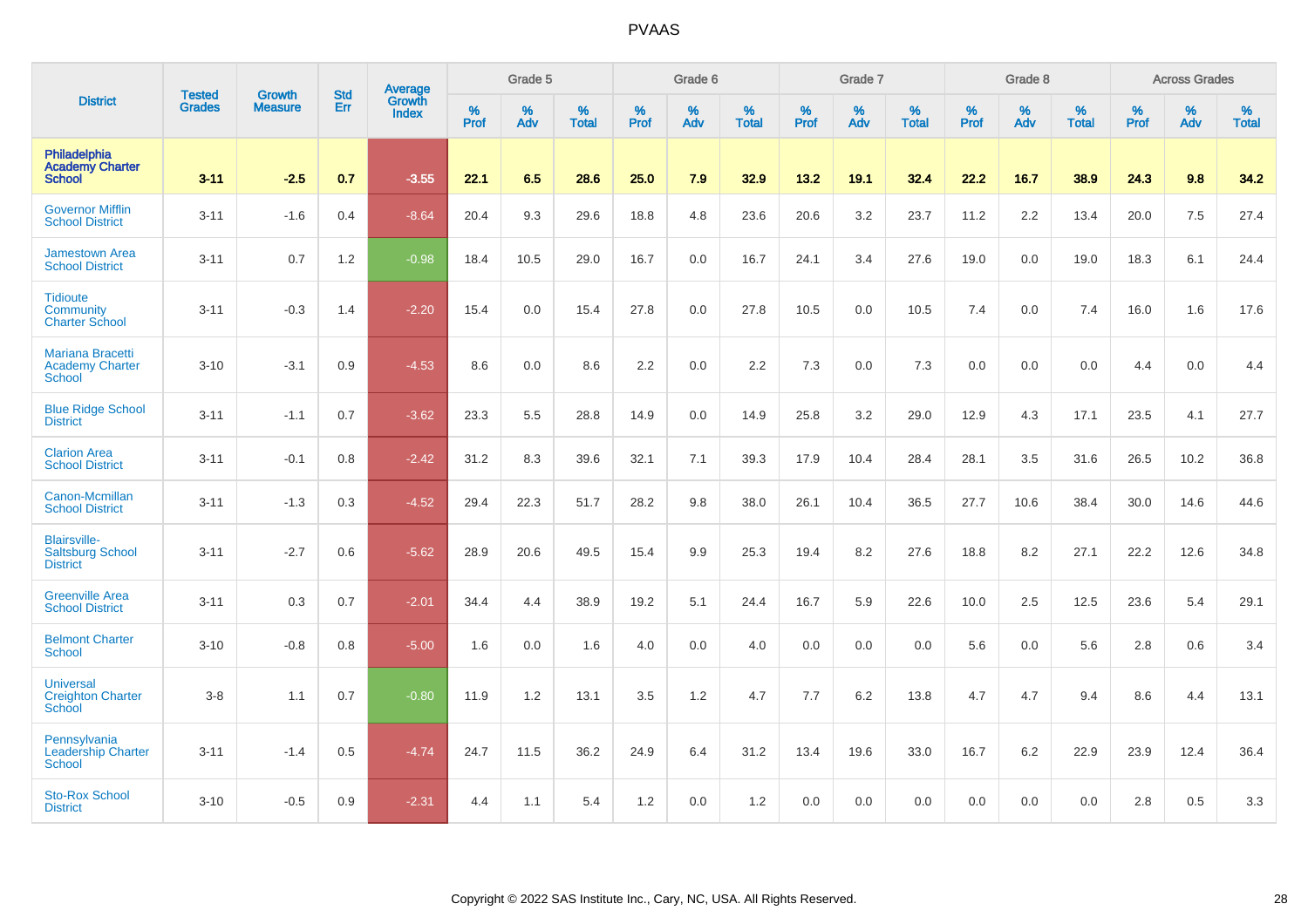| District | Tested Grades | Growth Measure | Std Err | Average Growth Index | Grade 5 | | | Grade 6 | | | Grade 7 | | | Grade 8 | | | Across Grades | | |
|---|---|---|---|---|---|---|---|---|---|---|---|---|---|---|---|---|---|---|---|
| | | | | | % Prof | % Adv | % Total | % Prof | % Adv | % Total | % Prof | % Adv | % Total | % Prof | % Adv | % Total | % Prof | % Adv | % Total |
| **Philadelphia Academy Charter School** | **3-11** | **-2.5** | **0.7** | **-3.55** | **22.1** | **6.5** | **28.6** | **25.0** | **7.9** | **32.9** | **13.2** | **19.1** | **32.4** | **22.2** | **16.7** | **38.9** | **24.3** | **9.8** | **34.2** |
| Governor Mifflin School District | 3-11 | -1.6 | 0.4 | -8.64 | 20.4 | 9.3 | 29.6 | 18.8 | 4.8 | 23.6 | 20.6 | 3.2 | 23.7 | 11.2 | 2.2 | 13.4 | 20.0 | 7.5 | 27.4 |
| Jamestown Area School District | 3-11 | 0.7 | 1.2 | -0.98 | 18.4 | 10.5 | 29.0 | 16.7 | 0.0 | 16.7 | 24.1 | 3.4 | 27.6 | 19.0 | 0.0 | 19.0 | 18.3 | 6.1 | 24.4 |
| Tidioute Community Charter School | 3-11 | -0.3 | 1.4 | -2.20 | 15.4 | 0.0 | 15.4 | 27.8 | 0.0 | 27.8 | 10.5 | 0.0 | 10.5 | 7.4 | 0.0 | 7.4 | 16.0 | 1.6 | 17.6 |
| Mariana Bracetti Academy Charter School | 3-10 | -3.1 | 0.9 | -4.53 | 8.6 | 0.0 | 8.6 | 2.2 | 0.0 | 2.2 | 7.3 | 0.0 | 7.3 | 0.0 | 0.0 | 0.0 | 4.4 | 0.0 | 4.4 |
| Blue Ridge School District | 3-11 | -1.1 | 0.7 | -3.62 | 23.3 | 5.5 | 28.8 | 14.9 | 0.0 | 14.9 | 25.8 | 3.2 | 29.0 | 12.9 | 4.3 | 17.1 | 23.5 | 4.1 | 27.7 |
| Clarion Area School District | 3-11 | -0.1 | 0.8 | -2.42 | 31.2 | 8.3 | 39.6 | 32.1 | 7.1 | 39.3 | 17.9 | 10.4 | 28.4 | 28.1 | 3.5 | 31.6 | 26.5 | 10.2 | 36.8 |
| Canon-Mcmillan School District | 3-11 | -1.3 | 0.3 | -4.52 | 29.4 | 22.3 | 51.7 | 28.2 | 9.8 | 38.0 | 26.1 | 10.4 | 36.5 | 27.7 | 10.6 | 38.4 | 30.0 | 14.6 | 44.6 |
| Blairsville-Saltsburg School District | 3-11 | -2.7 | 0.6 | -5.62 | 28.9 | 20.6 | 49.5 | 15.4 | 9.9 | 25.3 | 19.4 | 8.2 | 27.6 | 18.8 | 8.2 | 27.1 | 22.2 | 12.6 | 34.8 |
| Greenville Area School District | 3-11 | 0.3 | 0.7 | -2.01 | 34.4 | 4.4 | 38.9 | 19.2 | 5.1 | 24.4 | 16.7 | 5.9 | 22.6 | 10.0 | 2.5 | 12.5 | 23.6 | 5.4 | 29.1 |
| Belmont Charter School | 3-10 | -0.8 | 0.8 | -5.00 | 1.6 | 0.0 | 1.6 | 4.0 | 0.0 | 4.0 | 0.0 | 0.0 | 0.0 | 5.6 | 0.0 | 5.6 | 2.8 | 0.6 | 3.4 |
| Universal Creighton Charter School | 3-8 | 1.1 | 0.7 | -0.80 | 11.9 | 1.2 | 13.1 | 3.5 | 1.2 | 4.7 | 7.7 | 6.2 | 13.8 | 4.7 | 4.7 | 9.4 | 8.6 | 4.4 | 13.1 |
| Pennsylvania Leadership Charter School | 3-11 | -1.4 | 0.5 | -4.74 | 24.7 | 11.5 | 36.2 | 24.9 | 6.4 | 31.2 | 13.4 | 19.6 | 33.0 | 16.7 | 6.2 | 22.9 | 23.9 | 12.4 | 36.4 |
| Sto-Rox School District | 3-10 | -0.5 | 0.9 | -2.31 | 4.4 | 1.1 | 5.4 | 1.2 | 0.0 | 1.2 | 0.0 | 0.0 | 0.0 | 0.0 | 0.0 | 0.0 | 2.8 | 0.5 | 3.3 |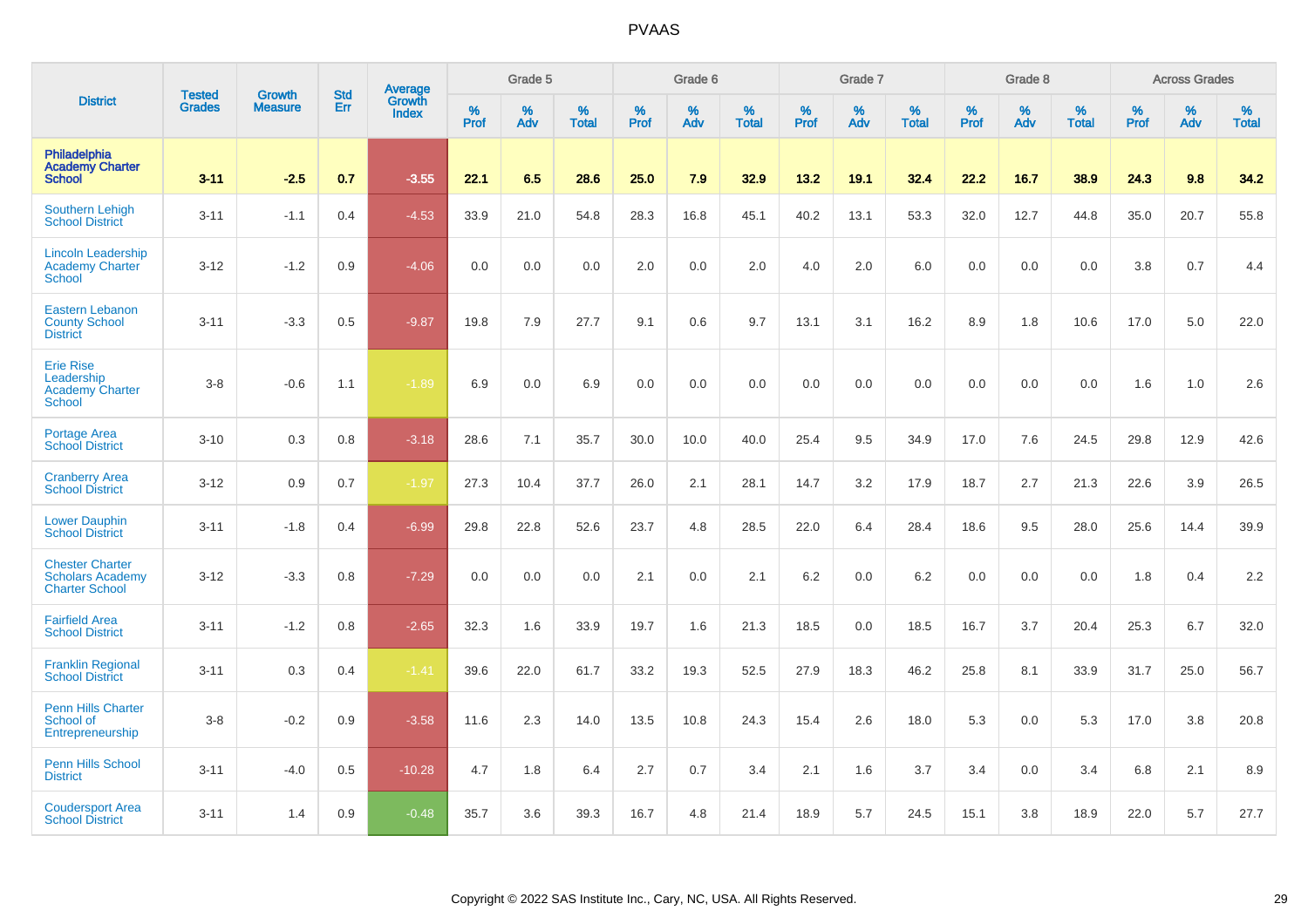| District | Tested Grades | Growth Measure | Std Err | Average Growth Index | Grade 5 | | | Grade 6 | | | Grade 7 | | | Grade 8 | | | Across Grades | | |
|---|---|---|---|---|---|---|---|---|---|---|---|---|---|---|---|---|---|---|---|
| | | | | | % Prof | % Adv | % Total | % Prof | % Adv | % Total | % Prof | % Adv | % Total | % Prof | % Adv | % Total | % Prof | % Adv | % Total |
| **Philadelphia Academy Charter School** | **3-11** | **-2.5** | **0.7** | **-3.55** | **22.1** | **6.5** | **28.6** | **25.0** | **7.9** | **32.9** | **13.2** | **19.1** | **32.4** | **22.2** | **16.7** | **38.9** | **24.3** | **9.8** | **34.2** |
| Southern Lehigh School District | 3-11 | -1.1 | 0.4 | -4.53 | 33.9 | 21.0 | 54.8 | 28.3 | 16.8 | 45.1 | 40.2 | 13.1 | 53.3 | 32.0 | 12.7 | 44.8 | 35.0 | 20.7 | 55.8 |
| Lincoln Leadership Academy Charter School | 3-12 | -1.2 | 0.9 | -4.06 | 0.0 | 0.0 | 0.0 | 2.0 | 0.0 | 2.0 | 4.0 | 2.0 | 6.0 | 0.0 | 0.0 | 0.0 | 3.8 | 0.7 | 4.4 |
| Eastern Lebanon County School District | 3-11 | -3.3 | 0.5 | -9.87 | 19.8 | 7.9 | 27.7 | 9.1 | 0.6 | 9.7 | 13.1 | 3.1 | 16.2 | 8.9 | 1.8 | 10.6 | 17.0 | 5.0 | 22.0 |
| Erie Rise Leadership Academy Charter School | 3-8 | -0.6 | 1.1 | -1.89 | 6.9 | 0.0 | 6.9 | 0.0 | 0.0 | 0.0 | 0.0 | 0.0 | 0.0 | 0.0 | 0.0 | 0.0 | 1.6 | 1.0 | 2.6 |
| Portage Area School District | 3-10 | 0.3 | 0.8 | -3.18 | 28.6 | 7.1 | 35.7 | 30.0 | 10.0 | 40.0 | 25.4 | 9.5 | 34.9 | 17.0 | 7.6 | 24.5 | 29.8 | 12.9 | 42.6 |
| Cranberry Area School District | 3-12 | 0.9 | 0.7 | -1.97 | 27.3 | 10.4 | 37.7 | 26.0 | 2.1 | 28.1 | 14.7 | 3.2 | 17.9 | 18.7 | 2.7 | 21.3 | 22.6 | 3.9 | 26.5 |
| Lower Dauphin School District | 3-11 | -1.8 | 0.4 | -6.99 | 29.8 | 22.8 | 52.6 | 23.7 | 4.8 | 28.5 | 22.0 | 6.4 | 28.4 | 18.6 | 9.5 | 28.0 | 25.6 | 14.4 | 39.9 |
| Chester Charter Scholars Academy Charter School | 3-12 | -3.3 | 0.8 | -7.29 | 0.0 | 0.0 | 0.0 | 2.1 | 0.0 | 2.1 | 6.2 | 0.0 | 6.2 | 0.0 | 0.0 | 0.0 | 1.8 | 0.4 | 2.2 |
| Fairfield Area School District | 3-11 | -1.2 | 0.8 | -2.65 | 32.3 | 1.6 | 33.9 | 19.7 | 1.6 | 21.3 | 18.5 | 0.0 | 18.5 | 16.7 | 3.7 | 20.4 | 25.3 | 6.7 | 32.0 |
| Franklin Regional School District | 3-11 | 0.3 | 0.4 | -1.41 | 39.6 | 22.0 | 61.7 | 33.2 | 19.3 | 52.5 | 27.9 | 18.3 | 46.2 | 25.8 | 8.1 | 33.9 | 31.7 | 25.0 | 56.7 |
| Penn Hills Charter School of Entrepreneurship | 3-8 | -0.2 | 0.9 | -3.58 | 11.6 | 2.3 | 14.0 | 13.5 | 10.8 | 24.3 | 15.4 | 2.6 | 18.0 | 5.3 | 0.0 | 5.3 | 17.0 | 3.8 | 20.8 |
| Penn Hills School District | 3-11 | -4.0 | 0.5 | -10.28 | 4.7 | 1.8 | 6.4 | 2.7 | 0.7 | 3.4 | 2.1 | 1.6 | 3.7 | 3.4 | 0.0 | 3.4 | 6.8 | 2.1 | 8.9 |
| Coudersport Area School District | 3-11 | 1.4 | 0.9 | -0.48 | 35.7 | 3.6 | 39.3 | 16.7 | 4.8 | 21.4 | 18.9 | 5.7 | 24.5 | 15.1 | 3.8 | 18.9 | 22.0 | 5.7 | 27.7 |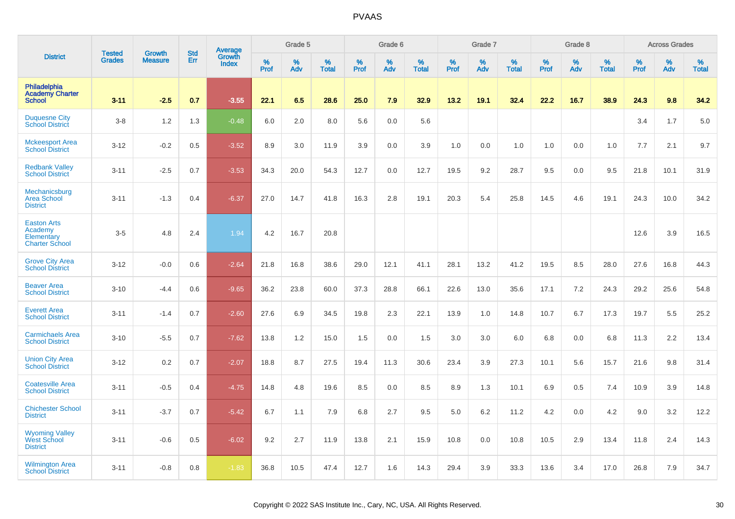| District | Tested Grades | Growth Measure | Std Err | Average Growth Index | Grade 5 | | | Grade 6 | | | Grade 7 | | | Grade 8 | | | Across Grades | | |
|---|---|---|---|---|---|---|---|---|---|---|---|---|---|---|---|---|---|---|---|
| | | | | | % Prof | % Adv | % Total | % Prof | % Adv | % Total | % Prof | % Adv | % Total | % Prof | % Adv | % Total | % Prof | % Adv | % Total |
| **Philadelphia Academy Charter School** | **3-11** | **-2.5** | **0.7** | **-3.55** | **22.1** | **6.5** | **28.6** | **25.0** | **7.9** | **32.9** | **13.2** | **19.1** | **32.4** | **22.2** | **16.7** | **38.9** | **24.3** | **9.8** | **34.2** |
| Duquesne City School District | 3-8 | 1.2 | 1.3 | -0.48 | 6.0 | 2.0 | 8.0 | 5.6 | 0.0 | 5.6 | | | | | | | 3.4 | 1.7 | 5.0 |
| Mckeesport Area School District | 3-12 | -0.2 | 0.5 | -3.52 | 8.9 | 3.0 | 11.9 | 3.9 | 0.0 | 3.9 | 1.0 | 0.0 | 1.0 | 1.0 | 0.0 | 1.0 | 7.7 | 2.1 | 9.7 |
| Redbank Valley School District | 3-11 | -2.5 | 0.7 | -3.53 | 34.3 | 20.0 | 54.3 | 12.7 | 0.0 | 12.7 | 19.5 | 9.2 | 28.7 | 9.5 | 0.0 | 9.5 | 21.8 | 10.1 | 31.9 |
| Mechanicsburg Area School District | 3-11 | -1.3 | 0.4 | -6.37 | 27.0 | 14.7 | 41.8 | 16.3 | 2.8 | 19.1 | 20.3 | 5.4 | 25.8 | 14.5 | 4.6 | 19.1 | 24.3 | 10.0 | 34.2 |
| Easton Arts Academy Elementary Charter School | 3-5 | 4.8 | 2.4 | 1.94 | 4.2 | 16.7 | 20.8 | | | | | | | | | | 12.6 | 3.9 | 16.5 |
| Grove City Area School District | 3-12 | -0.0 | 0.6 | -2.64 | 21.8 | 16.8 | 38.6 | 29.0 | 12.1 | 41.1 | 28.1 | 13.2 | 41.2 | 19.5 | 8.5 | 28.0 | 27.6 | 16.8 | 44.3 |
| Beaver Area School District | 3-10 | -4.4 | 0.6 | -9.65 | 36.2 | 23.8 | 60.0 | 37.3 | 28.8 | 66.1 | 22.6 | 13.0 | 35.6 | 17.1 | 7.2 | 24.3 | 29.2 | 25.6 | 54.8 |
| Everett Area School District | 3-11 | -1.4 | 0.7 | -2.60 | 27.6 | 6.9 | 34.5 | 19.8 | 2.3 | 22.1 | 13.9 | 1.0 | 14.8 | 10.7 | 6.7 | 17.3 | 19.7 | 5.5 | 25.2 |
| Carmichaels Area School District | 3-10 | -5.5 | 0.7 | -7.62 | 13.8 | 1.2 | 15.0 | 1.5 | 0.0 | 1.5 | 3.0 | 3.0 | 6.0 | 6.8 | 0.0 | 6.8 | 11.3 | 2.2 | 13.4 |
| Union City Area School District | 3-12 | 0.2 | 0.7 | -2.07 | 18.8 | 8.7 | 27.5 | 19.4 | 11.3 | 30.6 | 23.4 | 3.9 | 27.3 | 10.1 | 5.6 | 15.7 | 21.6 | 9.8 | 31.4 |
| Coatesville Area School District | 3-11 | -0.5 | 0.4 | -4.75 | 14.8 | 4.8 | 19.6 | 8.5 | 0.0 | 8.5 | 8.9 | 1.3 | 10.1 | 6.9 | 0.5 | 7.4 | 10.9 | 3.9 | 14.8 |
| Chichester School District | 3-11 | -3.7 | 0.7 | -5.42 | 6.7 | 1.1 | 7.9 | 6.8 | 2.7 | 9.5 | 5.0 | 6.2 | 11.2 | 4.2 | 0.0 | 4.2 | 9.0 | 3.2 | 12.2 |
| Wyoming Valley West School District | 3-11 | -0.6 | 0.5 | -6.02 | 9.2 | 2.7 | 11.9 | 13.8 | 2.1 | 15.9 | 10.8 | 0.0 | 10.8 | 10.5 | 2.9 | 13.4 | 11.8 | 2.4 | 14.3 |
| Wilmington Area School District | 3-11 | -0.8 | 0.8 | -1.83 | 36.8 | 10.5 | 47.4 | 12.7 | 1.6 | 14.3 | 29.4 | 3.9 | 33.3 | 13.6 | 3.4 | 17.0 | 26.8 | 7.9 | 34.7 |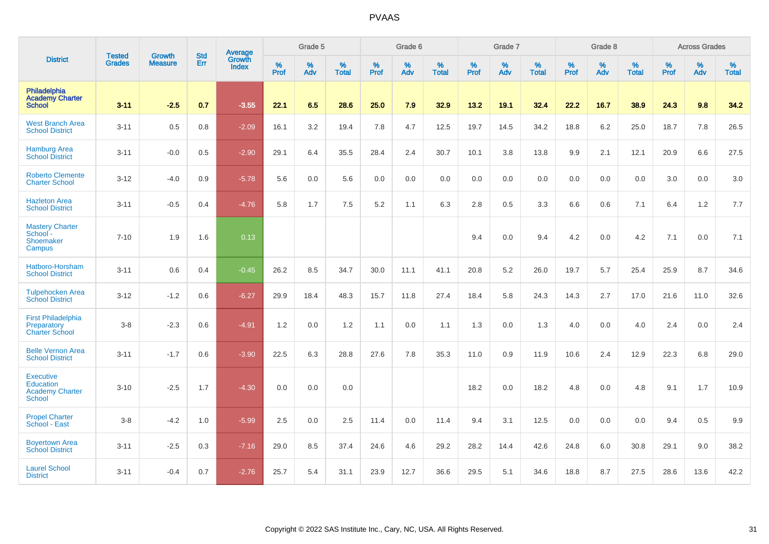# PVAAS

| District | Tested Grades | Growth Measure | Std Err | Average Growth Index | Grade 5 | | | Grade 6 | | | Grade 7 | | | Grade 8 | | | Across Grades | | |
|---|---|---|---|---|---|---|---|---|---|---|---|---|---|---|---|---|---|---|---|
| | | | | | % Prof | % Adv | % Total | % Prof | % Adv | % Total | % Prof | % Adv | % Total | % Prof | % Adv | % Total | % Prof | % Adv | % Total |
| **Philadelphia Academy Charter School** | **3-11** | **-2.5** | **0.7** | **-3.55** | **22.1** | **6.5** | **28.6** | **25.0** | **7.9** | **32.9** | **13.2** | **19.1** | **32.4** | **22.2** | **16.7** | **38.9** | **24.3** | **9.8** | **34.2** |
| West Branch Area School District | 3-11 | 0.5 | 0.8 | -2.09 | 16.1 | 3.2 | 19.4 | 7.8 | 4.7 | 12.5 | 19.7 | 14.5 | 34.2 | 18.8 | 6.2 | 25.0 | 18.7 | 7.8 | 26.5 |
| Hamburg Area School District | 3-11 | -0.0 | 0.5 | -2.90 | 29.1 | 6.4 | 35.5 | 28.4 | 2.4 | 30.7 | 10.1 | 3.8 | 13.8 | 9.9 | 2.1 | 12.1 | 20.9 | 6.6 | 27.5 |
| Roberto Clemente Charter School | 3-12 | -4.0 | 0.9 | -5.78 | 5.6 | 0.0 | 5.6 | 0.0 | 0.0 | 0.0 | 0.0 | 0.0 | 0.0 | 0.0 | 0.0 | 0.0 | 3.0 | 0.0 | 3.0 |
| Hazleton Area School District | 3-11 | -0.5 | 0.4 | -4.76 | 5.8 | 1.7 | 7.5 | 5.2 | 1.1 | 6.3 | 2.8 | 0.5 | 3.3 | 6.6 | 0.6 | 7.1 | 6.4 | 1.2 | 7.7 |
| Mastery Charter School - Shoemaker Campus | 7-10 | 1.9 | 1.6 | 0.13 | | | | | | | 9.4 | 0.0 | 9.4 | 4.2 | 0.0 | 4.2 | 7.1 | 0.0 | 7.1 |
| Hatboro-Horsham School District | 3-11 | 0.6 | 0.4 | -0.45 | 26.2 | 8.5 | 34.7 | 30.0 | 11.1 | 41.1 | 20.8 | 5.2 | 26.0 | 19.7 | 5.7 | 25.4 | 25.9 | 8.7 | 34.6 |
| Tulpehocken Area School District | 3-12 | -1.2 | 0.6 | -6.27 | 29.9 | 18.4 | 48.3 | 15.7 | 11.8 | 27.4 | 18.4 | 5.8 | 24.3 | 14.3 | 2.7 | 17.0 | 21.6 | 11.0 | 32.6 |
| First Philadelphia Preparatory Charter School | 3-8 | -2.3 | 0.6 | -4.91 | 1.2 | 0.0 | 1.2 | 1.1 | 0.0 | 1.1 | 1.3 | 0.0 | 1.3 | 4.0 | 0.0 | 4.0 | 2.4 | 0.0 | 2.4 |
| Belle Vernon Area School District | 3-11 | -1.7 | 0.6 | -3.90 | 22.5 | 6.3 | 28.8 | 27.6 | 7.8 | 35.3 | 11.0 | 0.9 | 11.9 | 10.6 | 2.4 | 12.9 | 22.3 | 6.8 | 29.0 |
| Executive Education Academy Charter School | 3-10 | -2.5 | 1.7 | -4.30 | 0.0 | 0.0 | 0.0 | | | | 18.2 | 0.0 | 18.2 | 4.8 | 0.0 | 4.8 | 9.1 | 1.7 | 10.9 |
| Propel Charter School - East | 3-8 | -4.2 | 1.0 | -5.99 | 2.5 | 0.0 | 2.5 | 11.4 | 0.0 | 11.4 | 9.4 | 3.1 | 12.5 | 0.0 | 0.0 | 0.0 | 9.4 | 0.5 | 9.9 |
| Boyertown Area School District | 3-11 | -2.5 | 0.3 | -7.16 | 29.0 | 8.5 | 37.4 | 24.6 | 4.6 | 29.2 | 28.2 | 14.4 | 42.6 | 24.8 | 6.0 | 30.8 | 29.1 | 9.0 | 38.2 |
| Laurel School District | 3-11 | -0.4 | 0.7 | -2.76 | 25.7 | 5.4 | 31.1 | 23.9 | 12.7 | 36.6 | 29.5 | 5.1 | 34.6 | 18.8 | 8.7 | 27.5 | 28.6 | 13.6 | 42.2 |

Copyright © 2022 SAS Institute Inc., Cary, NC, USA. All Rights Reserved.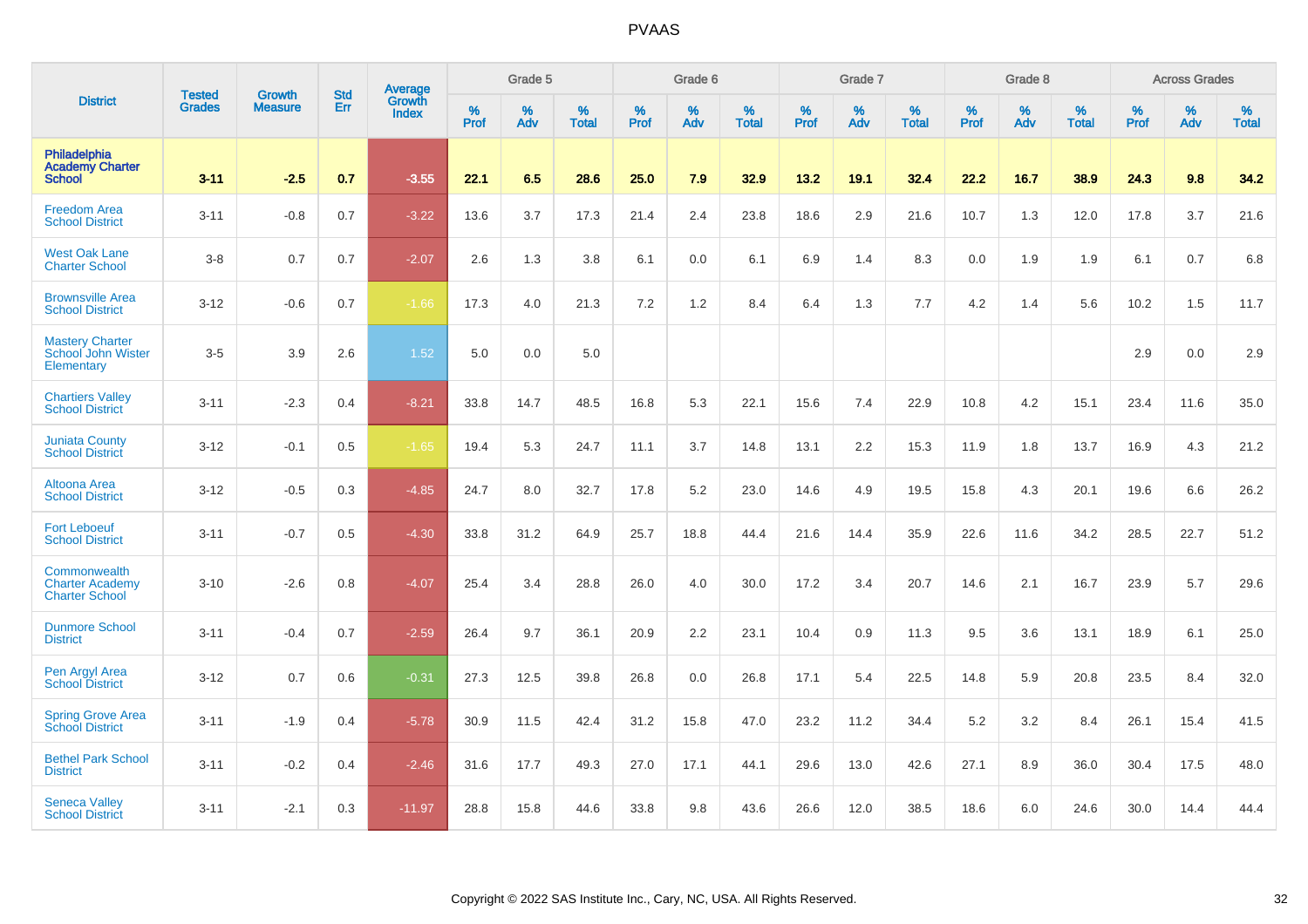| District | Tested Grades | Growth Measure | Std Err | Average Growth Index | Grade 5 | | | Grade 6 | | | Grade 7 | | | Grade 8 | | | Across Grades | | |
|---|---|---|---|---|---|---|---|---|---|---|---|---|---|---|---|---|---|---|---|
| | | | | | % Prof | % Adv | % Total | % Prof | % Adv | % Total | % Prof | % Adv | % Total | % Prof | % Adv | % Total | % Prof | % Adv | % Total |
| **Philadelphia Academy Charter School** | **3-11** | **-2.5** | **0.7** | **-3.55** | **22.1** | **6.5** | **28.6** | **25.0** | **7.9** | **32.9** | **13.2** | **19.1** | **32.4** | **22.2** | **16.7** | **38.9** | **24.3** | **9.8** | **34.2** |
| Freedom Area School District | 3-11 | -0.8 | 0.7 | -3.22 | 13.6 | 3.7 | 17.3 | 21.4 | 2.4 | 23.8 | 18.6 | 2.9 | 21.6 | 10.7 | 1.3 | 12.0 | 17.8 | 3.7 | 21.6 |
| West Oak Lane Charter School | 3-8 | 0.7 | 0.7 | -2.07 | 2.6 | 1.3 | 3.8 | 6.1 | 0.0 | 6.1 | 6.9 | 1.4 | 8.3 | 0.0 | 1.9 | 1.9 | 6.1 | 0.7 | 6.8 |
| Brownsville Area School District | 3-12 | -0.6 | 0.7 | -1.66 | 17.3 | 4.0 | 21.3 | 7.2 | 1.2 | 8.4 | 6.4 | 1.3 | 7.7 | 4.2 | 1.4 | 5.6 | 10.2 | 1.5 | 11.7 |
| Mastery Charter School John Wister Elementary | 3-5 | 3.9 | 2.6 | 1.52 | 5.0 | 0.0 | 5.0 | | | | | | | | | | 2.9 | 0.0 | 2.9 |
| Chartiers Valley School District | 3-11 | -2.3 | 0.4 | -8.21 | 33.8 | 14.7 | 48.5 | 16.8 | 5.3 | 22.1 | 15.6 | 7.4 | 22.9 | 10.8 | 4.2 | 15.1 | 23.4 | 11.6 | 35.0 |
| Juniata County School District | 3-12 | -0.1 | 0.5 | -1.65 | 19.4 | 5.3 | 24.7 | 11.1 | 3.7 | 14.8 | 13.1 | 2.2 | 15.3 | 11.9 | 1.8 | 13.7 | 16.9 | 4.3 | 21.2 |
| Altoona Area School District | 3-12 | -0.5 | 0.3 | -4.85 | 24.7 | 8.0 | 32.7 | 17.8 | 5.2 | 23.0 | 14.6 | 4.9 | 19.5 | 15.8 | 4.3 | 20.1 | 19.6 | 6.6 | 26.2 |
| Fort Leboeuf School District | 3-11 | -0.7 | 0.5 | -4.30 | 33.8 | 31.2 | 64.9 | 25.7 | 18.8 | 44.4 | 21.6 | 14.4 | 35.9 | 22.6 | 11.6 | 34.2 | 28.5 | 22.7 | 51.2 |
| Commonwealth Charter Academy Charter School | 3-10 | -2.6 | 0.8 | -4.07 | 25.4 | 3.4 | 28.8 | 26.0 | 4.0 | 30.0 | 17.2 | 3.4 | 20.7 | 14.6 | 2.1 | 16.7 | 23.9 | 5.7 | 29.6 |
| Dunmore School District | 3-11 | -0.4 | 0.7 | -2.59 | 26.4 | 9.7 | 36.1 | 20.9 | 2.2 | 23.1 | 10.4 | 0.9 | 11.3 | 9.5 | 3.6 | 13.1 | 18.9 | 6.1 | 25.0 |
| Pen Argyl Area School District | 3-12 | 0.7 | 0.6 | -0.31 | 27.3 | 12.5 | 39.8 | 26.8 | 0.0 | 26.8 | 17.1 | 5.4 | 22.5 | 14.8 | 5.9 | 20.8 | 23.5 | 8.4 | 32.0 |
| Spring Grove Area School District | 3-11 | -1.9 | 0.4 | -5.78 | 30.9 | 11.5 | 42.4 | 31.2 | 15.8 | 47.0 | 23.2 | 11.2 | 34.4 | 5.2 | 3.2 | 8.4 | 26.1 | 15.4 | 41.5 |
| Bethel Park School District | 3-11 | -0.2 | 0.4 | -2.46 | 31.6 | 17.7 | 49.3 | 27.0 | 17.1 | 44.1 | 29.6 | 13.0 | 42.6 | 27.1 | 8.9 | 36.0 | 30.4 | 17.5 | 48.0 |
| Seneca Valley School District | 3-11 | -2.1 | 0.3 | -11.97 | 28.8 | 15.8 | 44.6 | 33.8 | 9.8 | 43.6 | 26.6 | 12.0 | 38.5 | 18.6 | 6.0 | 24.6 | 30.0 | 14.4 | 44.4 |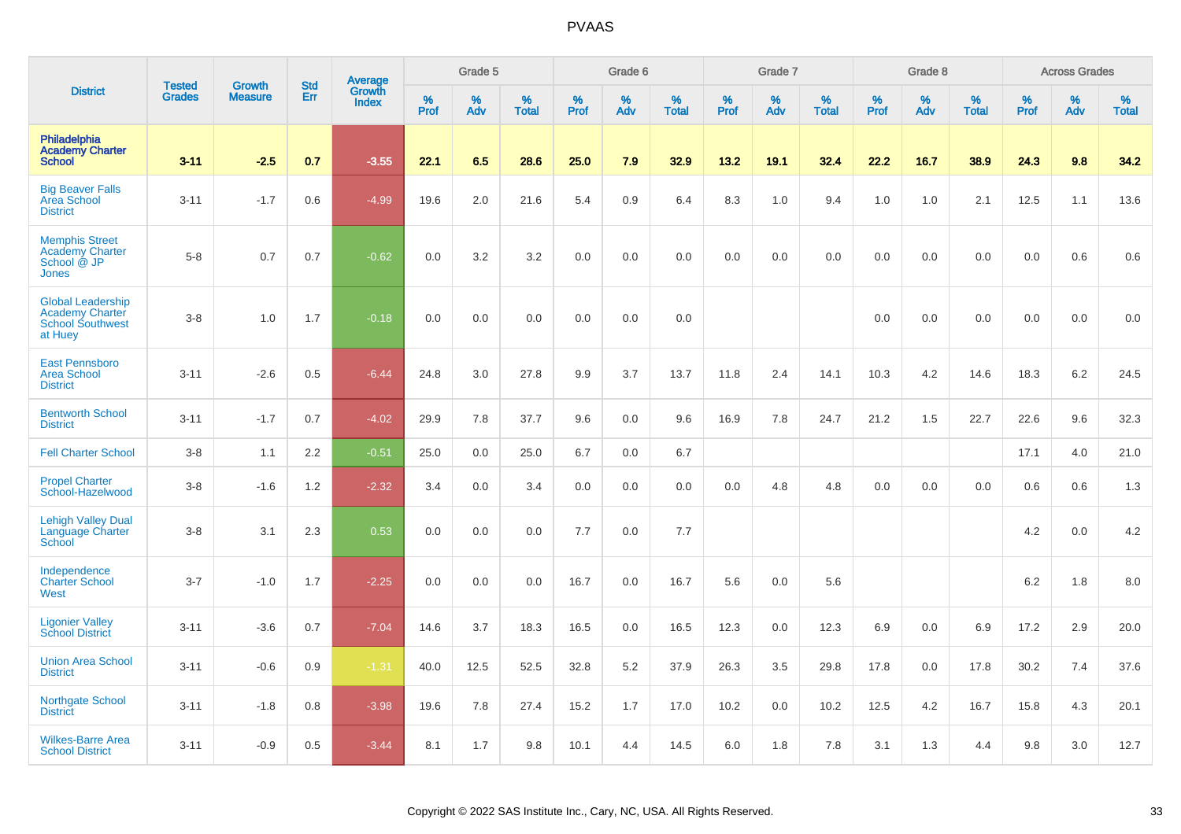# PVAAS

| District | Tested Grades | Growth Measure | Std Err | Average Growth Index | Grade 5 | | | Grade 6 | | | Grade 7 | | | Grade 8 | | | Across Grades | | |
|---|---|---|---|---|---|---|---|---|---|---|---|---|---|---|---|---|---|---|---|
| | | | | | % Prof | % Adv | % Total | % Prof | % Adv | % Total | % Prof | % Adv | % Total | % Prof | % Adv | % Total | % Prof | % Adv | % Total |
| **Philadelphia Academy Charter School** | **3-11** | **-2.5** | **0.7** | **-3.55** | **22.1** | **6.5** | **28.6** | **25.0** | **7.9** | **32.9** | **13.2** | **19.1** | **32.4** | **22.2** | **16.7** | **38.9** | **24.3** | **9.8** | **34.2** |
| Big Beaver Falls Area School District | 3-11 | -1.7 | 0.6 | -4.99 | 19.6 | 2.0 | 21.6 | 5.4 | 0.9 | 6.4 | 8.3 | 1.0 | 9.4 | 1.0 | 1.0 | 2.1 | 12.5 | 1.1 | 13.6 |
| Memphis Street Academy Charter School @ JP Jones | 5-8 | 0.7 | 0.7 | -0.62 | 0.0 | 3.2 | 3.2 | 0.0 | 0.0 | 0.0 | 0.0 | 0.0 | 0.0 | 0.0 | 0.0 | 0.0 | 0.0 | 0.6 | 0.6 |
| Global Leadership Academy Charter School Southwest at Huey | 3-8 | 1.0 | 1.7 | -0.18 | 0.0 | 0.0 | 0.0 | 0.0 | 0.0 | 0.0 | | | | 0.0 | 0.0 | 0.0 | 0.0 | 0.0 | 0.0 |
| East Pennsboro Area School District | 3-11 | -2.6 | 0.5 | -6.44 | 24.8 | 3.0 | 27.8 | 9.9 | 3.7 | 13.7 | 11.8 | 2.4 | 14.1 | 10.3 | 4.2 | 14.6 | 18.3 | 6.2 | 24.5 |
| Bentworth School District | 3-11 | -1.7 | 0.7 | -4.02 | 29.9 | 7.8 | 37.7 | 9.6 | 0.0 | 9.6 | 16.9 | 7.8 | 24.7 | 21.2 | 1.5 | 22.7 | 22.6 | 9.6 | 32.3 |
| Fell Charter School | 3-8 | 1.1 | 2.2 | -0.51 | 25.0 | 0.0 | 25.0 | 6.7 | 0.0 | 6.7 | | | | | | | 17.1 | 4.0 | 21.0 |
| Propel Charter School-Hazelwood | 3-8 | -1.6 | 1.2 | -2.32 | 3.4 | 0.0 | 3.4 | 0.0 | 0.0 | 0.0 | 0.0 | 4.8 | 4.8 | 0.0 | 0.0 | 0.0 | 0.6 | 0.6 | 1.3 |
| Lehigh Valley Dual Language Charter School | 3-8 | 3.1 | 2.3 | 0.53 | 0.0 | 0.0 | 0.0 | 7.7 | 0.0 | 7.7 | | | | | | | 4.2 | 0.0 | 4.2 |
| Independence Charter School West | 3-7 | -1.0 | 1.7 | -2.25 | 0.0 | 0.0 | 0.0 | 16.7 | 0.0 | 16.7 | 5.6 | 0.0 | 5.6 | | | | 6.2 | 1.8 | 8.0 |
| Ligonier Valley School District | 3-11 | -3.6 | 0.7 | -7.04 | 14.6 | 3.7 | 18.3 | 16.5 | 0.0 | 16.5 | 12.3 | 0.0 | 12.3 | 6.9 | 0.0 | 6.9 | 17.2 | 2.9 | 20.0 |
| Union Area School District | 3-11 | -0.6 | 0.9 | -1.31 | 40.0 | 12.5 | 52.5 | 32.8 | 5.2 | 37.9 | 26.3 | 3.5 | 29.8 | 17.8 | 0.0 | 17.8 | 30.2 | 7.4 | 37.6 |
| Northgate School District | 3-11 | -1.8 | 0.8 | -3.98 | 19.6 | 7.8 | 27.4 | 15.2 | 1.7 | 17.0 | 10.2 | 0.0 | 10.2 | 12.5 | 4.2 | 16.7 | 15.8 | 4.3 | 20.1 |
| Wilkes-Barre Area School District | 3-11 | -0.9 | 0.5 | -3.44 | 8.1 | 1.7 | 9.8 | 10.1 | 4.4 | 14.5 | 6.0 | 1.8 | 7.8 | 3.1 | 1.3 | 4.4 | 9.8 | 3.0 | 12.7 |

Copyright © 2022 SAS Institute Inc., Cary, NC, USA. All Rights Reserved.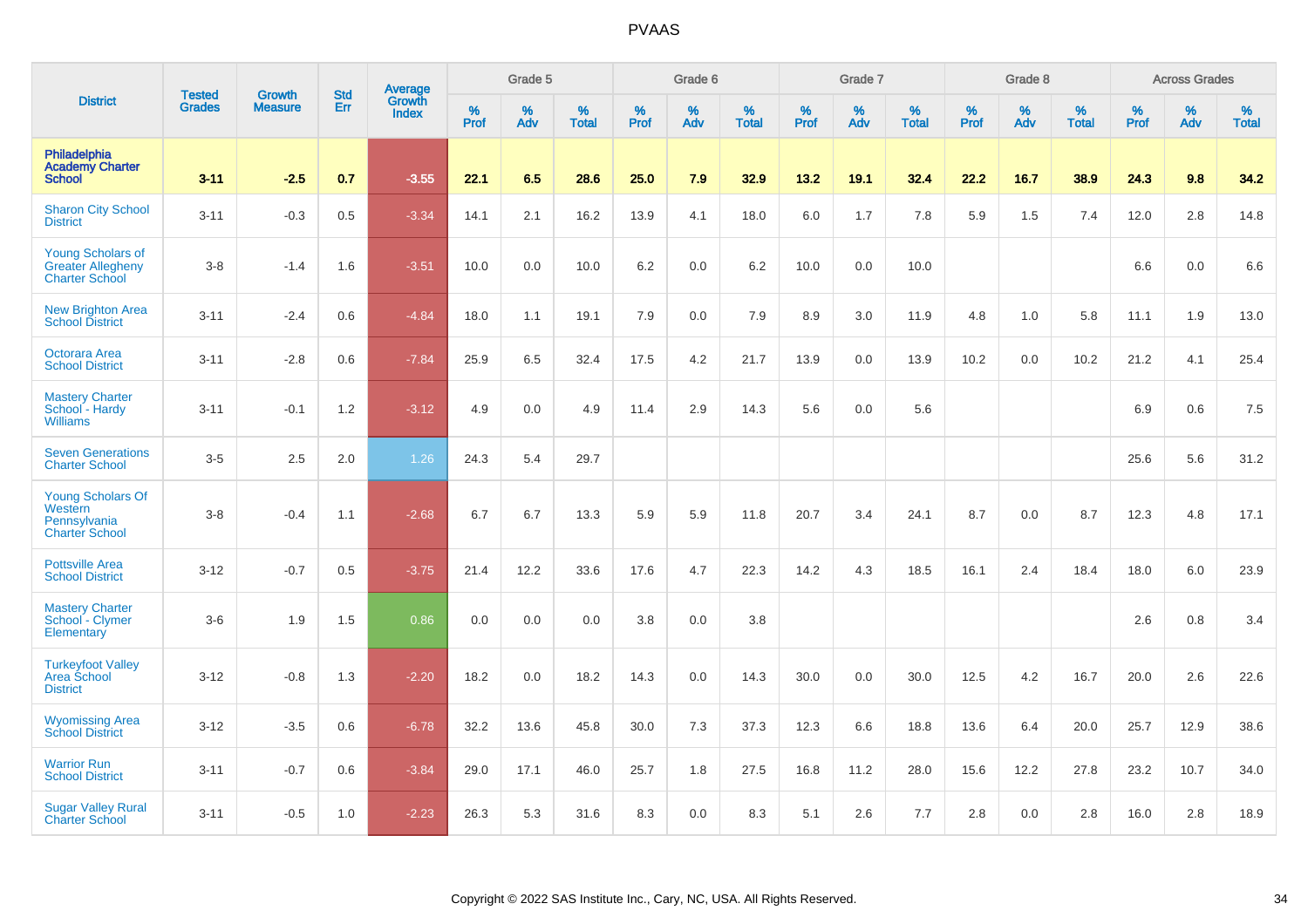| District | Tested Grades | Growth Measure | Std Err | Average Growth Index | Grade 5 | | | Grade 6 | | | Grade 7 | | | Grade 8 | | | Across Grades | | |
|---|---|---|---|---|---|---|---|---|---|---|---|---|---|---|---|---|---|---|---|
| | | | | | % Prof | % Adv | % Total | % Prof | % Adv | % Total | % Prof | % Adv | % Total | % Prof | % Adv | % Total | % Prof | % Adv | % Total |
| **Philadelphia Academy Charter School** | **3-11** | **-2.5** | **0.7** | **-3.55** | **22.1** | **6.5** | **28.6** | **25.0** | **7.9** | **32.9** | **13.2** | **19.1** | **32.4** | **22.2** | **16.7** | **38.9** | **24.3** | **9.8** | **34.2** |
| Sharon City School District | 3-11 | -0.3 | 0.5 | -3.34 | 14.1 | 2.1 | 16.2 | 13.9 | 4.1 | 18.0 | 6.0 | 1.7 | 7.8 | 5.9 | 1.5 | 7.4 | 12.0 | 2.8 | 14.8 |
| Young Scholars of Greater Allegheny Charter School | 3-8 | -1.4 | 1.6 | -3.51 | 10.0 | 0.0 | 10.0 | 6.2 | 0.0 | 6.2 | 10.0 | 0.0 | 10.0 | | | | 6.6 | 0.0 | 6.6 |
| New Brighton Area School District | 3-11 | -2.4 | 0.6 | -4.84 | 18.0 | 1.1 | 19.1 | 7.9 | 0.0 | 7.9 | 8.9 | 3.0 | 11.9 | 4.8 | 1.0 | 5.8 | 11.1 | 1.9 | 13.0 |
| Octorara Area School District | 3-11 | -2.8 | 0.6 | -7.84 | 25.9 | 6.5 | 32.4 | 17.5 | 4.2 | 21.7 | 13.9 | 0.0 | 13.9 | 10.2 | 0.0 | 10.2 | 21.2 | 4.1 | 25.4 |
| Mastery Charter School - Hardy Williams | 3-11 | -0.1 | 1.2 | -3.12 | 4.9 | 0.0 | 4.9 | 11.4 | 2.9 | 14.3 | 5.6 | 0.0 | 5.6 | | | | 6.9 | 0.6 | 7.5 |
| Seven Generations Charter School | 3-5 | 2.5 | 2.0 | 1.26 | 24.3 | 5.4 | 29.7 | | | | | | | | | | 25.6 | 5.6 | 31.2 |
| Young Scholars Of Western Pennsylvania Charter School | 3-8 | -0.4 | 1.1 | -2.68 | 6.7 | 6.7 | 13.3 | 5.9 | 5.9 | 11.8 | 20.7 | 3.4 | 24.1 | 8.7 | 0.0 | 8.7 | 12.3 | 4.8 | 17.1 |
| Pottsville Area School District | 3-12 | -0.7 | 0.5 | -3.75 | 21.4 | 12.2 | 33.6 | 17.6 | 4.7 | 22.3 | 14.2 | 4.3 | 18.5 | 16.1 | 2.4 | 18.4 | 18.0 | 6.0 | 23.9 |
| Mastery Charter School - Clymer Elementary | 3-6 | 1.9 | 1.5 | 0.86 | 0.0 | 0.0 | 0.0 | 3.8 | 0.0 | 3.8 | | | | | | | 2.6 | 0.8 | 3.4 |
| Turkeyfoot Valley Area School District | 3-12 | -0.8 | 1.3 | -2.20 | 18.2 | 0.0 | 18.2 | 14.3 | 0.0 | 14.3 | 30.0 | 0.0 | 30.0 | 12.5 | 4.2 | 16.7 | 20.0 | 2.6 | 22.6 |
| Wyomissing Area School District | 3-12 | -3.5 | 0.6 | -6.78 | 32.2 | 13.6 | 45.8 | 30.0 | 7.3 | 37.3 | 12.3 | 6.6 | 18.8 | 13.6 | 6.4 | 20.0 | 25.7 | 12.9 | 38.6 |
| Warrior Run School District | 3-11 | -0.7 | 0.6 | -3.84 | 29.0 | 17.1 | 46.0 | 25.7 | 1.8 | 27.5 | 16.8 | 11.2 | 28.0 | 15.6 | 12.2 | 27.8 | 23.2 | 10.7 | 34.0 |
| Sugar Valley Rural Charter School | 3-11 | -0.5 | 1.0 | -2.23 | 26.3 | 5.3 | 31.6 | 8.3 | 0.0 | 8.3 | 5.1 | 2.6 | 7.7 | 2.8 | 0.0 | 2.8 | 16.0 | 2.8 | 18.9 |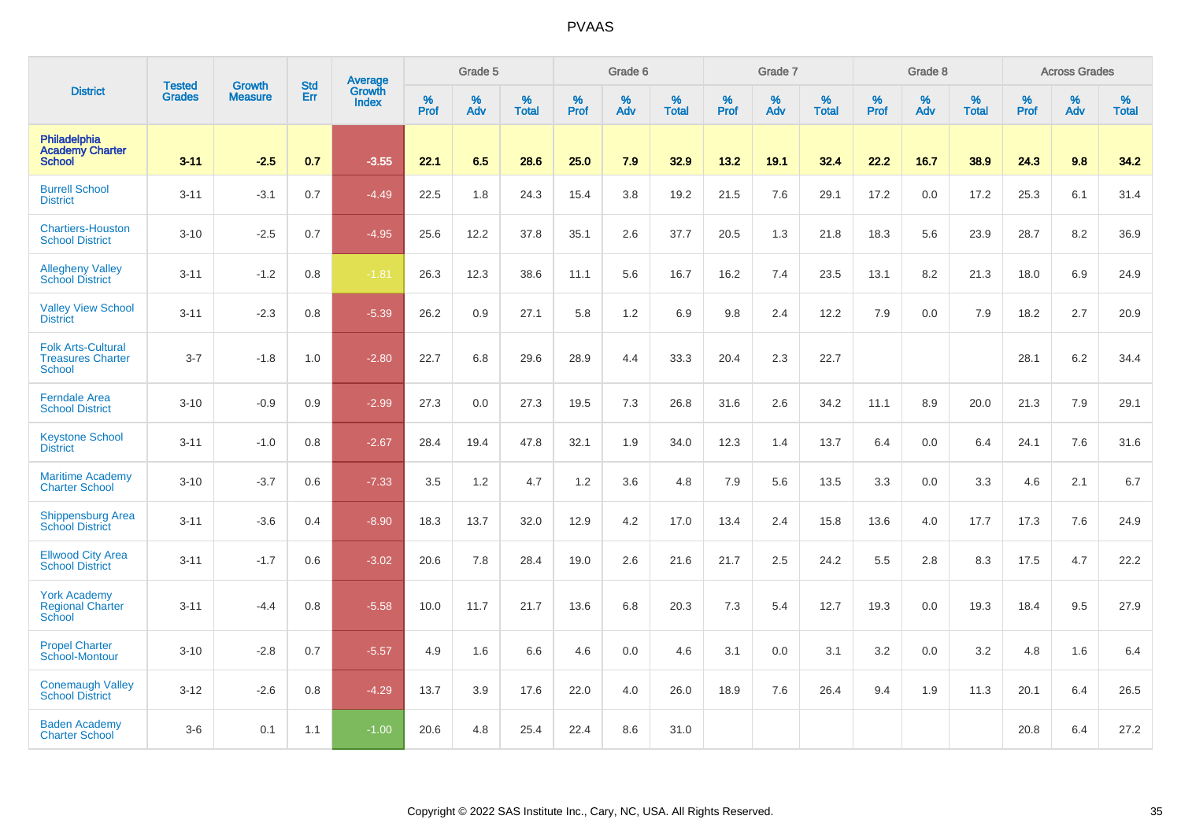| District | Tested Grades | Growth Measure | Std Err | Average Growth Index | Grade 5 | | | Grade 6 | | | Grade 7 | | | Grade 8 | | | Across Grades | | |
|---|---|---|---|---|---|---|---|---|---|---|---|---|---|---|---|---|---|---|---|
| | | | | | % Prof | % Adv | % Total | % Prof | % Adv | % Total | % Prof | % Adv | % Total | % Prof | % Adv | % Total | % Prof | % Adv | % Total |
| **Philadelphia Academy Charter School** | **3-11** | **-2.5** | **0.7** | **-3.55** | **22.1** | **6.5** | **28.6** | **25.0** | **7.9** | **32.9** | **13.2** | **19.1** | **32.4** | **22.2** | **16.7** | **38.9** | **24.3** | **9.8** | **34.2** |
| Burrell School District | 3-11 | -3.1 | 0.7 | -4.49 | 22.5 | 1.8 | 24.3 | 15.4 | 3.8 | 19.2 | 21.5 | 7.6 | 29.1 | 17.2 | 0.0 | 17.2 | 25.3 | 6.1 | 31.4 |
| Chartiers-Houston School District | 3-10 | -2.5 | 0.7 | -4.95 | 25.6 | 12.2 | 37.8 | 35.1 | 2.6 | 37.7 | 20.5 | 1.3 | 21.8 | 18.3 | 5.6 | 23.9 | 28.7 | 8.2 | 36.9 |
| Allegheny Valley School District | 3-11 | -1.2 | 0.8 | -1.81 | 26.3 | 12.3 | 38.6 | 11.1 | 5.6 | 16.7 | 16.2 | 7.4 | 23.5 | 13.1 | 8.2 | 21.3 | 18.0 | 6.9 | 24.9 |
| Valley View School District | 3-11 | -2.3 | 0.8 | -5.39 | 26.2 | 0.9 | 27.1 | 5.8 | 1.2 | 6.9 | 9.8 | 2.4 | 12.2 | 7.9 | 0.0 | 7.9 | 18.2 | 2.7 | 20.9 |
| Folk Arts-Cultural Treasures Charter School | 3-7 | -1.8 | 1.0 | -2.80 | 22.7 | 6.8 | 29.6 | 28.9 | 4.4 | 33.3 | 20.4 | 2.3 | 22.7 | | | | 28.1 | 6.2 | 34.4 |
| Ferndale Area School District | 3-10 | -0.9 | 0.9 | -2.99 | 27.3 | 0.0 | 27.3 | 19.5 | 7.3 | 26.8 | 31.6 | 2.6 | 34.2 | 11.1 | 8.9 | 20.0 | 21.3 | 7.9 | 29.1 |
| Keystone School District | 3-11 | -1.0 | 0.8 | -2.67 | 28.4 | 19.4 | 47.8 | 32.1 | 1.9 | 34.0 | 12.3 | 1.4 | 13.7 | 6.4 | 0.0 | 6.4 | 24.1 | 7.6 | 31.6 |
| Maritime Academy Charter School | 3-10 | -3.7 | 0.6 | -7.33 | 3.5 | 1.2 | 4.7 | 1.2 | 3.6 | 4.8 | 7.9 | 5.6 | 13.5 | 3.3 | 0.0 | 3.3 | 4.6 | 2.1 | 6.7 |
| Shippensburg Area School District | 3-11 | -3.6 | 0.4 | -8.90 | 18.3 | 13.7 | 32.0 | 12.9 | 4.2 | 17.0 | 13.4 | 2.4 | 15.8 | 13.6 | 4.0 | 17.7 | 17.3 | 7.6 | 24.9 |
| Ellwood City Area School District | 3-11 | -1.7 | 0.6 | -3.02 | 20.6 | 7.8 | 28.4 | 19.0 | 2.6 | 21.6 | 21.7 | 2.5 | 24.2 | 5.5 | 2.8 | 8.3 | 17.5 | 4.7 | 22.2 |
| York Academy Regional Charter School | 3-11 | -4.4 | 0.8 | -5.58 | 10.0 | 11.7 | 21.7 | 13.6 | 6.8 | 20.3 | 7.3 | 5.4 | 12.7 | 19.3 | 0.0 | 19.3 | 18.4 | 9.5 | 27.9 |
| Propel Charter School-Montour | 3-10 | -2.8 | 0.7 | -5.57 | 4.9 | 1.6 | 6.6 | 4.6 | 0.0 | 4.6 | 3.1 | 0.0 | 3.1 | 3.2 | 0.0 | 3.2 | 4.8 | 1.6 | 6.4 |
| Conemaugh Valley School District | 3-12 | -2.6 | 0.8 | -4.29 | 13.7 | 3.9 | 17.6 | 22.0 | 4.0 | 26.0 | 18.9 | 7.6 | 26.4 | 9.4 | 1.9 | 11.3 | 20.1 | 6.4 | 26.5 |
| Baden Academy Charter School | 3-6 | 0.1 | 1.1 | -1.00 | 20.6 | 4.8 | 25.4 | 22.4 | 8.6 | 31.0 | | | | | | | 20.8 | 6.4 | 27.2 |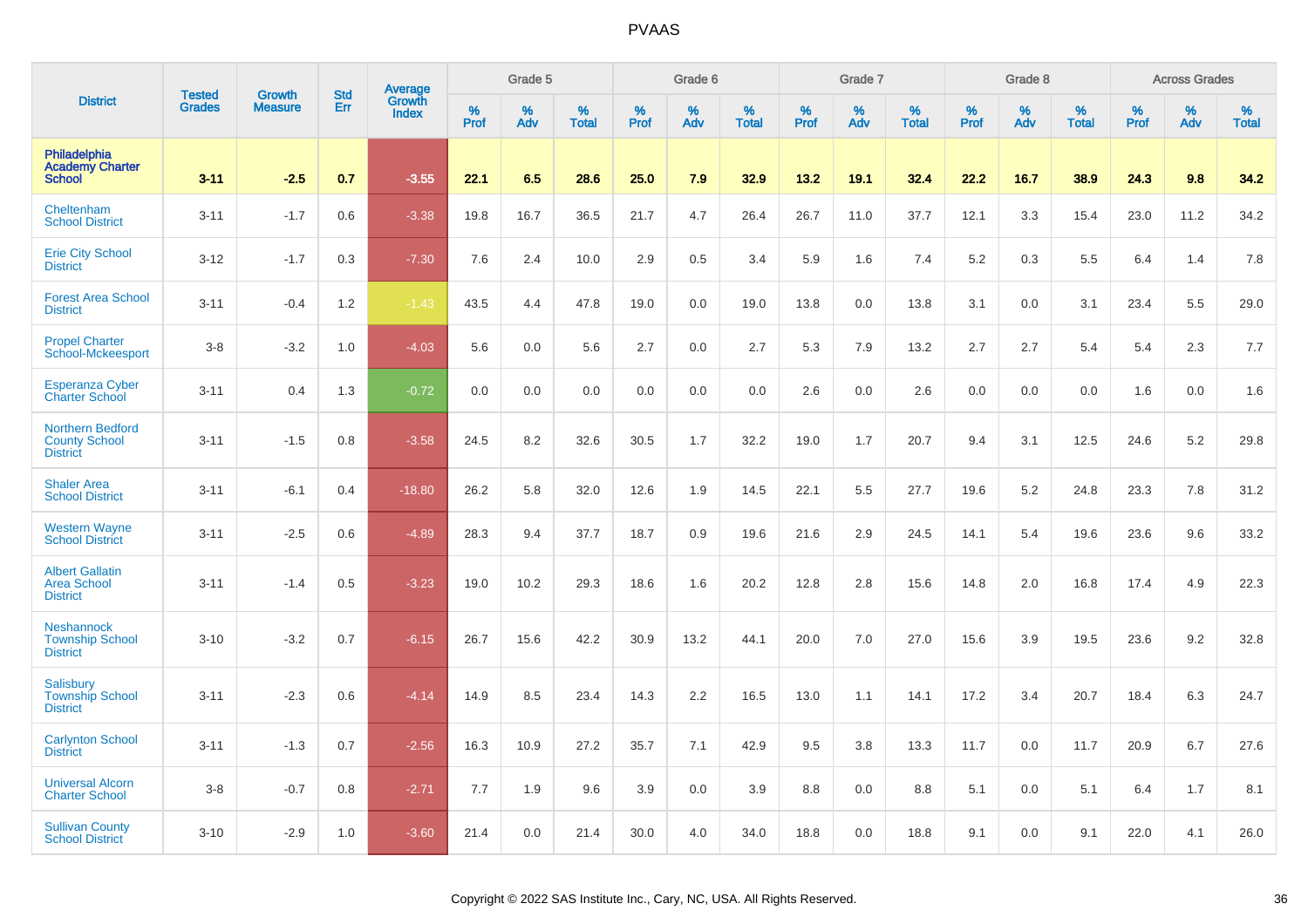| District | Tested Grades | Growth Measure | Std Err | Average Growth Index | Grade 5 | | | Grade 6 | | | Grade 7 | | | Grade 8 | | | Across Grades | | |
|---|---|---|---|---|---|---|---|---|---|---|---|---|---|---|---|---|---|---|---|
| | | | | | % Prof | % Adv | % Total | % Prof | % Adv | % Total | % Prof | % Adv | % Total | % Prof | % Adv | % Total | % Prof | % Adv | % Total |
| **Philadelphia Academy Charter School** | **3-11** | **-2.5** | **0.7** | **-3.55** | **22.1** | **6.5** | **28.6** | **25.0** | **7.9** | **32.9** | **13.2** | **19.1** | **32.4** | **22.2** | **16.7** | **38.9** | **24.3** | **9.8** | **34.2** |
| Cheltenham School District | 3-11 | -1.7 | 0.6 | -3.38 | 19.8 | 16.7 | 36.5 | 21.7 | 4.7 | 26.4 | 26.7 | 11.0 | 37.7 | 12.1 | 3.3 | 15.4 | 23.0 | 11.2 | 34.2 |
| Erie City School District | 3-12 | -1.7 | 0.3 | -7.30 | 7.6 | 2.4 | 10.0 | 2.9 | 0.5 | 3.4 | 5.9 | 1.6 | 7.4 | 5.2 | 0.3 | 5.5 | 6.4 | 1.4 | 7.8 |
| Forest Area School District | 3-11 | -0.4 | 1.2 | -1.43 | 43.5 | 4.4 | 47.8 | 19.0 | 0.0 | 19.0 | 13.8 | 0.0 | 13.8 | 3.1 | 0.0 | 3.1 | 23.4 | 5.5 | 29.0 |
| Propel Charter School-Mckeesport | 3-8 | -3.2 | 1.0 | -4.03 | 5.6 | 0.0 | 5.6 | 2.7 | 0.0 | 2.7 | 5.3 | 7.9 | 13.2 | 2.7 | 2.7 | 5.4 | 5.4 | 2.3 | 7.7 |
| Esperanza Cyber Charter School | 3-11 | 0.4 | 1.3 | -0.72 | 0.0 | 0.0 | 0.0 | 0.0 | 0.0 | 0.0 | 2.6 | 0.0 | 2.6 | 0.0 | 0.0 | 0.0 | 1.6 | 0.0 | 1.6 |
| Northern Bedford County School District | 3-11 | -1.5 | 0.8 | -3.58 | 24.5 | 8.2 | 32.6 | 30.5 | 1.7 | 32.2 | 19.0 | 1.7 | 20.7 | 9.4 | 3.1 | 12.5 | 24.6 | 5.2 | 29.8 |
| Shaler Area School District | 3-11 | -6.1 | 0.4 | -18.80 | 26.2 | 5.8 | 32.0 | 12.6 | 1.9 | 14.5 | 22.1 | 5.5 | 27.7 | 19.6 | 5.2 | 24.8 | 23.3 | 7.8 | 31.2 |
| Western Wayne School District | 3-11 | -2.5 | 0.6 | -4.89 | 28.3 | 9.4 | 37.7 | 18.7 | 0.9 | 19.6 | 21.6 | 2.9 | 24.5 | 14.1 | 5.4 | 19.6 | 23.6 | 9.6 | 33.2 |
| Albert Gallatin Area School District | 3-11 | -1.4 | 0.5 | -3.23 | 19.0 | 10.2 | 29.3 | 18.6 | 1.6 | 20.2 | 12.8 | 2.8 | 15.6 | 14.8 | 2.0 | 16.8 | 17.4 | 4.9 | 22.3 |
| Neshannock Township School District | 3-10 | -3.2 | 0.7 | -6.15 | 26.7 | 15.6 | 42.2 | 30.9 | 13.2 | 44.1 | 20.0 | 7.0 | 27.0 | 15.6 | 3.9 | 19.5 | 23.6 | 9.2 | 32.8 |
| Salisbury Township School District | 3-11 | -2.3 | 0.6 | -4.14 | 14.9 | 8.5 | 23.4 | 14.3 | 2.2 | 16.5 | 13.0 | 1.1 | 14.1 | 17.2 | 3.4 | 20.7 | 18.4 | 6.3 | 24.7 |
| Carlynton School District | 3-11 | -1.3 | 0.7 | -2.56 | 16.3 | 10.9 | 27.2 | 35.7 | 7.1 | 42.9 | 9.5 | 3.8 | 13.3 | 11.7 | 0.0 | 11.7 | 20.9 | 6.7 | 27.6 |
| Universal Alcorn Charter School | 3-8 | -0.7 | 0.8 | -2.71 | 7.7 | 1.9 | 9.6 | 3.9 | 0.0 | 3.9 | 8.8 | 0.0 | 8.8 | 5.1 | 0.0 | 5.1 | 6.4 | 1.7 | 8.1 |
| Sullivan County School District | 3-10 | -2.9 | 1.0 | -3.60 | 21.4 | 0.0 | 21.4 | 30.0 | 4.0 | 34.0 | 18.8 | 0.0 | 18.8 | 9.1 | 0.0 | 9.1 | 22.0 | 4.1 | 26.0 |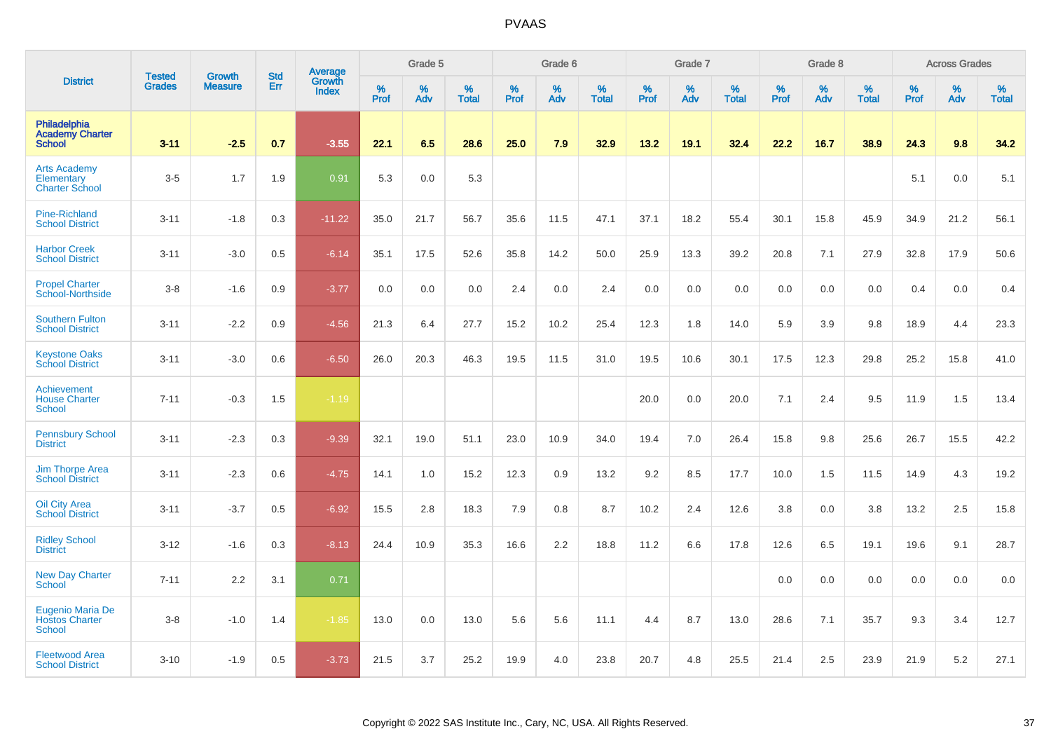# PVAAS

| District | Tested Grades | Growth Measure | Std Err | Average Growth Index | Grade 5 | | | Grade 6 | | | Grade 7 | | | Grade 8 | | | Across Grades | | |
|---|---|---|---|---|---|---|---|---|---|---|---|---|---|---|---|---|---|---|---|
| | | | | | % Prof | % Adv | % Total | % Prof | % Adv | % Total | % Prof | % Adv | % Total | % Prof | % Adv | % Total | % Prof | % Adv | % Total |
| **Philadelphia Academy Charter School** | **3-11** | **-2.5** | **0.7** | **-3.55** | **22.1** | **6.5** | **28.6** | **25.0** | **7.9** | **32.9** | **13.2** | **19.1** | **32.4** | **22.2** | **16.7** | **38.9** | **24.3** | **9.8** | **34.2** |
| Arts Academy Elementary Charter School | 3-5 | 1.7 | 1.9 | 0.91 | 5.3 | 0.0 | 5.3 | | | | | | | | | | 5.1 | 0.0 | 5.1 |
| Pine-Richland School District | 3-11 | -1.8 | 0.3 | -11.22 | 35.0 | 21.7 | 56.7 | 35.6 | 11.5 | 47.1 | 37.1 | 18.2 | 55.4 | 30.1 | 15.8 | 45.9 | 34.9 | 21.2 | 56.1 |
| Harbor Creek School District | 3-11 | -3.0 | 0.5 | -6.14 | 35.1 | 17.5 | 52.6 | 35.8 | 14.2 | 50.0 | 25.9 | 13.3 | 39.2 | 20.8 | 7.1 | 27.9 | 32.8 | 17.9 | 50.6 |
| Propel Charter School-Northside | 3-8 | -1.6 | 0.9 | -3.77 | 0.0 | 0.0 | 0.0 | 2.4 | 0.0 | 2.4 | 0.0 | 0.0 | 0.0 | 0.0 | 0.0 | 0.0 | 0.4 | 0.0 | 0.4 |
| Southern Fulton School District | 3-11 | -2.2 | 0.9 | -4.56 | 21.3 | 6.4 | 27.7 | 15.2 | 10.2 | 25.4 | 12.3 | 1.8 | 14.0 | 5.9 | 3.9 | 9.8 | 18.9 | 4.4 | 23.3 |
| Keystone Oaks School District | 3-11 | -3.0 | 0.6 | -6.50 | 26.0 | 20.3 | 46.3 | 19.5 | 11.5 | 31.0 | 19.5 | 10.6 | 30.1 | 17.5 | 12.3 | 29.8 | 25.2 | 15.8 | 41.0 |
| Achievement House Charter School | 7-11 | -0.3 | 1.5 | -1.19 | | | | | | | 20.0 | 0.0 | 20.0 | 7.1 | 2.4 | 9.5 | 11.9 | 1.5 | 13.4 |
| Pennsbury School District | 3-11 | -2.3 | 0.3 | -9.39 | 32.1 | 19.0 | 51.1 | 23.0 | 10.9 | 34.0 | 19.4 | 7.0 | 26.4 | 15.8 | 9.8 | 25.6 | 26.7 | 15.5 | 42.2 |
| Jim Thorpe Area School District | 3-11 | -2.3 | 0.6 | -4.75 | 14.1 | 1.0 | 15.2 | 12.3 | 0.9 | 13.2 | 9.2 | 8.5 | 17.7 | 10.0 | 1.5 | 11.5 | 14.9 | 4.3 | 19.2 |
| Oil City Area School District | 3-11 | -3.7 | 0.5 | -6.92 | 15.5 | 2.8 | 18.3 | 7.9 | 0.8 | 8.7 | 10.2 | 2.4 | 12.6 | 3.8 | 0.0 | 3.8 | 13.2 | 2.5 | 15.8 |
| Ridley School District | 3-12 | -1.6 | 0.3 | -8.13 | 24.4 | 10.9 | 35.3 | 16.6 | 2.2 | 18.8 | 11.2 | 6.6 | 17.8 | 12.6 | 6.5 | 19.1 | 19.6 | 9.1 | 28.7 |
| New Day Charter School | 7-11 | 2.2 | 3.1 | 0.71 | | | | | | | | | | 0.0 | 0.0 | 0.0 | 0.0 | 0.0 | 0.0 |
| Eugenio Maria De Hostos Charter School | 3-8 | -1.0 | 1.4 | -1.85 | 13.0 | 0.0 | 13.0 | 5.6 | 5.6 | 11.1 | 4.4 | 8.7 | 13.0 | 28.6 | 7.1 | 35.7 | 9.3 | 3.4 | 12.7 |
| Fleetwood Area School District | 3-10 | -1.9 | 0.5 | -3.73 | 21.5 | 3.7 | 25.2 | 19.9 | 4.0 | 23.8 | 20.7 | 4.8 | 25.5 | 21.4 | 2.5 | 23.9 | 21.9 | 5.2 | 27.1 |

Copyright © 2022 SAS Institute Inc., Cary, NC, USA. All Rights Reserved.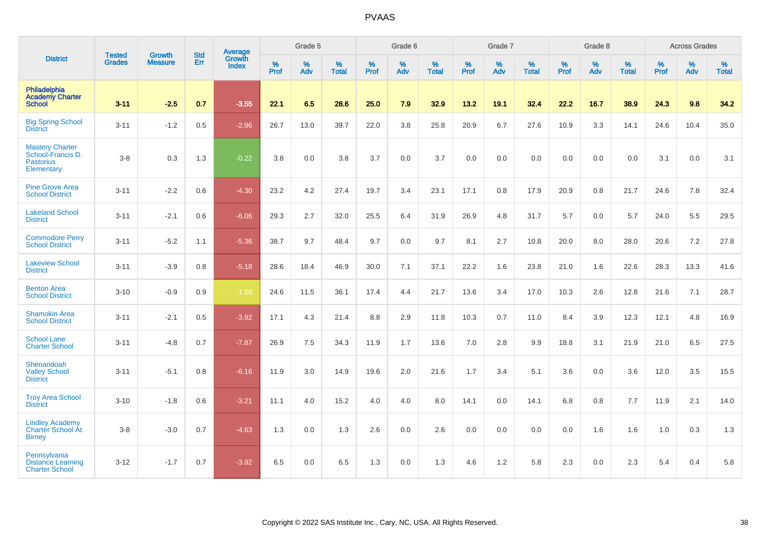# PVAAS

| District | Tested Grades | Growth Measure | Std Err | Average Growth Index | Grade 5 | | | Grade 6 | | | Grade 7 | | | Grade 8 | | | Across Grades | | |
|---|---|---|---|---|---|---|---|---|---|---|---|---|---|---|---|---|---|---|---|
| | | | | | % Prof | % Adv | % Total | % Prof | % Adv | % Total | % Prof | % Adv | % Total | % Prof | % Adv | % Total | % Prof | % Adv | % Total |
| **Philadelphia Academy Charter School** | **3-11** | **-2.5** | **0.7** | **-3.55** | **22.1** | **6.5** | **28.6** | **25.0** | **7.9** | **32.9** | **13.2** | **19.1** | **32.4** | **22.2** | **16.7** | **38.9** | **24.3** | **9.8** | **34.2** |
| Big Spring School District | 3-11 | -1.2 | 0.5 | -2.96 | 26.7 | 13.0 | 39.7 | 22.0 | 3.8 | 25.8 | 20.9 | 6.7 | 27.6 | 10.9 | 3.3 | 14.1 | 24.6 | 10.4 | 35.0 |
| Mastery Charter School-Francis D. Pastorius Elementary | 3-8 | 0.3 | 1.3 | -0.22 | 3.8 | 0.0 | 3.8 | 3.7 | 0.0 | 3.7 | 0.0 | 0.0 | 0.0 | 0.0 | 0.0 | 0.0 | 3.1 | 0.0 | 3.1 |
| Pine Grove Area School District | 3-11 | -2.2 | 0.6 | -4.30 | 23.2 | 4.2 | 27.4 | 19.7 | 3.4 | 23.1 | 17.1 | 0.8 | 17.9 | 20.9 | 0.8 | 21.7 | 24.6 | 7.8 | 32.4 |
| Lakeland School District | 3-11 | -2.1 | 0.6 | -6.06 | 29.3 | 2.7 | 32.0 | 25.5 | 6.4 | 31.9 | 26.9 | 4.8 | 31.7 | 5.7 | 0.0 | 5.7 | 24.0 | 5.5 | 29.5 |
| Commodore Perry School District | 3-11 | -5.2 | 1.1 | -5.36 | 38.7 | 9.7 | 48.4 | 9.7 | 0.0 | 9.7 | 8.1 | 2.7 | 10.8 | 20.0 | 8.0 | 28.0 | 20.6 | 7.2 | 27.8 |
| Lakeview School District | 3-11 | -3.9 | 0.8 | -5.18 | 28.6 | 18.4 | 46.9 | 30.0 | 7.1 | 37.1 | 22.2 | 1.6 | 23.8 | 21.0 | 1.6 | 22.6 | 28.3 | 13.3 | 41.6 |
| Benton Area School District | 3-10 | -0.9 | 0.9 | -1.58 | 24.6 | 11.5 | 36.1 | 17.4 | 4.4 | 21.7 | 13.6 | 3.4 | 17.0 | 10.3 | 2.6 | 12.8 | 21.6 | 7.1 | 28.7 |
| Shamokin Area School District | 3-11 | -2.1 | 0.5 | -3.92 | 17.1 | 4.3 | 21.4 | 8.8 | 2.9 | 11.8 | 10.3 | 0.7 | 11.0 | 8.4 | 3.9 | 12.3 | 12.1 | 4.8 | 16.9 |
| School Lane Charter School | 3-11 | -4.8 | 0.7 | -7.87 | 26.9 | 7.5 | 34.3 | 11.9 | 1.7 | 13.6 | 7.0 | 2.8 | 9.9 | 18.8 | 3.1 | 21.9 | 21.0 | 6.5 | 27.5 |
| Shenandoah Valley School District | 3-11 | -5.1 | 0.8 | -6.16 | 11.9 | 3.0 | 14.9 | 19.6 | 2.0 | 21.6 | 1.7 | 3.4 | 5.1 | 3.6 | 0.0 | 3.6 | 12.0 | 3.5 | 15.5 |
| Troy Area School District | 3-10 | -1.8 | 0.6 | -3.21 | 11.1 | 4.0 | 15.2 | 4.0 | 4.0 | 8.0 | 14.1 | 0.0 | 14.1 | 6.8 | 0.8 | 7.7 | 11.9 | 2.1 | 14.0 |
| Lindley Academy Charter School At Birney | 3-8 | -3.0 | 0.7 | -4.63 | 1.3 | 0.0 | 1.3 | 2.6 | 0.0 | 2.6 | 0.0 | 0.0 | 0.0 | 0.0 | 1.6 | 1.6 | 1.0 | 0.3 | 1.3 |
| Pennsylvania Distance Learning Charter School | 3-12 | -1.7 | 0.7 | -3.92 | 6.5 | 0.0 | 6.5 | 1.3 | 0.0 | 1.3 | 4.6 | 1.2 | 5.8 | 2.3 | 0.0 | 2.3 | 5.4 | 0.4 | 5.8 |

Copyright © 2022 SAS Institute Inc., Cary, NC, USA. All Rights Reserved.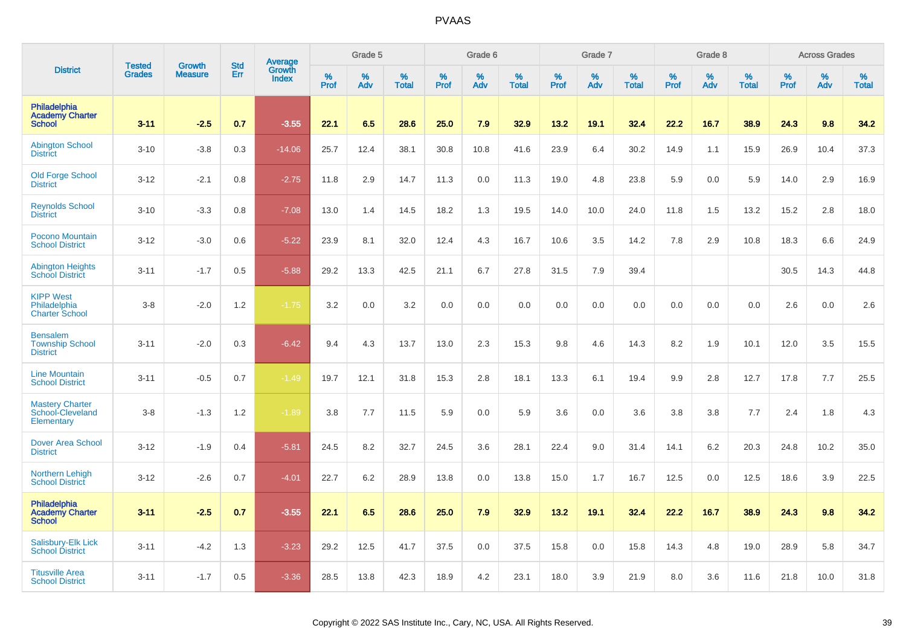# PVAAS

| District | Tested Grades | Growth Measure | Std Err | Average Growth Index | Grade 5 | | | Grade 6 | | | Grade 7 | | | Grade 8 | | | Across Grades | | |
|---|---|---|---|---|---|---|---|---|---|---|---|---|---|---|---|---|---|---|---|
| | | | | | % Prof | % Adv | % Total | % Prof | % Adv | % Total | % Prof | % Adv | % Total | % Prof | % Adv | % Total | % Prof | % Adv | % Total |
| **Philadelphia Academy Charter School** | **3-11** | **-2.5** | **0.7** | **-3.55** | **22.1** | **6.5** | **28.6** | **25.0** | **7.9** | **32.9** | **13.2** | **19.1** | **32.4** | **22.2** | **16.7** | **38.9** | **24.3** | **9.8** | **34.2** |
| Abington School District | 3-10 | -3.8 | 0.3 | -14.06 | 25.7 | 12.4 | 38.1 | 30.8 | 10.8 | 41.6 | 23.9 | 6.4 | 30.2 | 14.9 | 1.1 | 15.9 | 26.9 | 10.4 | 37.3 |
| Old Forge School District | 3-12 | -2.1 | 0.8 | -2.75 | 11.8 | 2.9 | 14.7 | 11.3 | 0.0 | 11.3 | 19.0 | 4.8 | 23.8 | 5.9 | 0.0 | 5.9 | 14.0 | 2.9 | 16.9 |
| Reynolds School District | 3-10 | -3.3 | 0.8 | -7.08 | 13.0 | 1.4 | 14.5 | 18.2 | 1.3 | 19.5 | 14.0 | 10.0 | 24.0 | 11.8 | 1.5 | 13.2 | 15.2 | 2.8 | 18.0 |
| Pocono Mountain School District | 3-12 | -3.0 | 0.6 | -5.22 | 23.9 | 8.1 | 32.0 | 12.4 | 4.3 | 16.7 | 10.6 | 3.5 | 14.2 | 7.8 | 2.9 | 10.8 | 18.3 | 6.6 | 24.9 |
| Abington Heights School District | 3-11 | -1.7 | 0.5 | -5.88 | 29.2 | 13.3 | 42.5 | 21.1 | 6.7 | 27.8 | 31.5 | 7.9 | 39.4 | | | | 30.5 | 14.3 | 44.8 |
| KIPP West Philadelphia Charter School | 3-8 | -2.0 | 1.2 | -1.75 | 3.2 | 0.0 | 3.2 | 0.0 | 0.0 | 0.0 | 0.0 | 0.0 | 0.0 | 0.0 | 0.0 | 0.0 | 2.6 | 0.0 | 2.6 |
| Bensalem Township School District | 3-11 | -2.0 | 0.3 | -6.42 | 9.4 | 4.3 | 13.7 | 13.0 | 2.3 | 15.3 | 9.8 | 4.6 | 14.3 | 8.2 | 1.9 | 10.1 | 12.0 | 3.5 | 15.5 |
| Line Mountain School District | 3-11 | -0.5 | 0.7 | -1.49 | 19.7 | 12.1 | 31.8 | 15.3 | 2.8 | 18.1 | 13.3 | 6.1 | 19.4 | 9.9 | 2.8 | 12.7 | 17.8 | 7.7 | 25.5 |
| Mastery Charter School-Cleveland Elementary | 3-8 | -1.3 | 1.2 | -1.89 | 3.8 | 7.7 | 11.5 | 5.9 | 0.0 | 5.9 | 3.6 | 0.0 | 3.6 | 3.8 | 3.8 | 7.7 | 2.4 | 1.8 | 4.3 |
| Dover Area School District | 3-12 | -1.9 | 0.4 | -5.81 | 24.5 | 8.2 | 32.7 | 24.5 | 3.6 | 28.1 | 22.4 | 9.0 | 31.4 | 14.1 | 6.2 | 20.3 | 24.8 | 10.2 | 35.0 |
| Northern Lehigh School District | 3-12 | -2.6 | 0.7 | -4.01 | 22.7 | 6.2 | 28.9 | 13.8 | 0.0 | 13.8 | 15.0 | 1.7 | 16.7 | 12.5 | 0.0 | 12.5 | 18.6 | 3.9 | 22.5 |
| **Philadelphia Academy Charter School** | **3-11** | **-2.5** | **0.7** | **-3.55** | **22.1** | **6.5** | **28.6** | **25.0** | **7.9** | **32.9** | **13.2** | **19.1** | **32.4** | **22.2** | **16.7** | **38.9** | **24.3** | **9.8** | **34.2** |
| Salisbury-Elk Lick School District | 3-11 | -4.2 | 1.3 | -3.23 | 29.2 | 12.5 | 41.7 | 37.5 | 0.0 | 37.5 | 15.8 | 0.0 | 15.8 | 14.3 | 4.8 | 19.0 | 28.9 | 5.8 | 34.7 |
| Titusville Area School District | 3-11 | -1.7 | 0.5 | -3.36 | 28.5 | 13.8 | 42.3 | 18.9 | 4.2 | 23.1 | 18.0 | 3.9 | 21.9 | 8.0 | 3.6 | 11.6 | 21.8 | 10.0 | 31.8 |

Copyright © 2022 SAS Institute Inc., Cary, NC, USA. All Rights Reserved.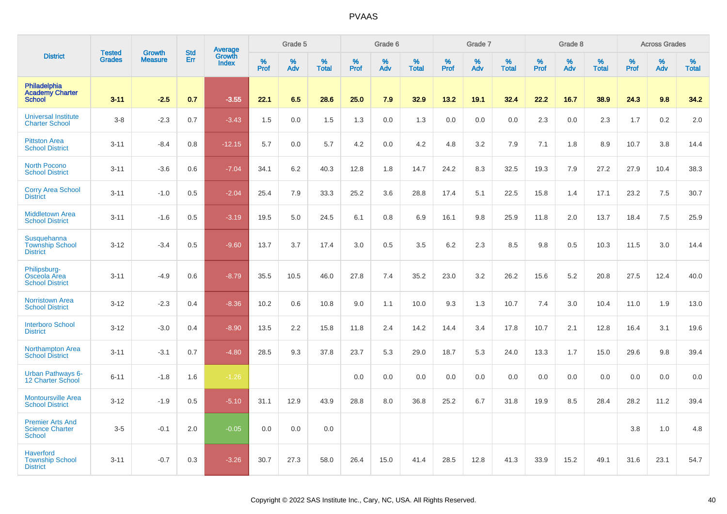| District | Tested Grades | Growth Measure | Std Err | Average Growth Index | Grade 5 | | | Grade 6 | | | Grade 7 | | | Grade 8 | | | Across Grades | | |
|---|---|---|---|---|---|---|---|---|---|---|---|---|---|---|---|---|---|---|---|
| | | | | | % Prof | % Adv | % Total | % Prof | % Adv | % Total | % Prof | % Adv | % Total | % Prof | % Adv | % Total | % Prof | % Adv | % Total |
| **Philadelphia Academy Charter School** | **3-11** | **-2.5** | **0.7** | **-3.55** | **22.1** | **6.5** | **28.6** | **25.0** | **7.9** | **32.9** | **13.2** | **19.1** | **32.4** | **22.2** | **16.7** | **38.9** | **24.3** | **9.8** | **34.2** |
| Universal Institute Charter School | 3-8 | -2.3 | 0.7 | -3.43 | 1.5 | 0.0 | 1.5 | 1.3 | 0.0 | 1.3 | 0.0 | 0.0 | 0.0 | 2.3 | 0.0 | 2.3 | 1.7 | 0.2 | 2.0 |
| Pittston Area School District | 3-11 | -8.4 | 0.8 | -12.15 | 5.7 | 0.0 | 5.7 | 4.2 | 0.0 | 4.2 | 4.8 | 3.2 | 7.9 | 7.1 | 1.8 | 8.9 | 10.7 | 3.8 | 14.4 |
| North Pocono School District | 3-11 | -3.6 | 0.6 | -7.04 | 34.1 | 6.2 | 40.3 | 12.8 | 1.8 | 14.7 | 24.2 | 8.3 | 32.5 | 19.3 | 7.9 | 27.2 | 27.9 | 10.4 | 38.3 |
| Corry Area School District | 3-11 | -1.0 | 0.5 | -2.04 | 25.4 | 7.9 | 33.3 | 25.2 | 3.6 | 28.8 | 17.4 | 5.1 | 22.5 | 15.8 | 1.4 | 17.1 | 23.2 | 7.5 | 30.7 |
| Middletown Area School District | 3-11 | -1.6 | 0.5 | -3.19 | 19.5 | 5.0 | 24.5 | 6.1 | 0.8 | 6.9 | 16.1 | 9.8 | 25.9 | 11.8 | 2.0 | 13.7 | 18.4 | 7.5 | 25.9 |
| Susquehanna Township School District | 3-12 | -3.4 | 0.5 | -9.60 | 13.7 | 3.7 | 17.4 | 3.0 | 0.5 | 3.5 | 6.2 | 2.3 | 8.5 | 9.8 | 0.5 | 10.3 | 11.5 | 3.0 | 14.4 |
| Philipsburg-Osceola Area School District | 3-11 | -4.9 | 0.6 | -8.79 | 35.5 | 10.5 | 46.0 | 27.8 | 7.4 | 35.2 | 23.0 | 3.2 | 26.2 | 15.6 | 5.2 | 20.8 | 27.5 | 12.4 | 40.0 |
| Norristown Area School District | 3-12 | -2.3 | 0.4 | -8.36 | 10.2 | 0.6 | 10.8 | 9.0 | 1.1 | 10.0 | 9.3 | 1.3 | 10.7 | 7.4 | 3.0 | 10.4 | 11.0 | 1.9 | 13.0 |
| Interboro School District | 3-12 | -3.0 | 0.4 | -8.90 | 13.5 | 2.2 | 15.8 | 11.8 | 2.4 | 14.2 | 14.4 | 3.4 | 17.8 | 10.7 | 2.1 | 12.8 | 16.4 | 3.1 | 19.6 |
| Northampton Area School District | 3-11 | -3.1 | 0.7 | -4.80 | 28.5 | 9.3 | 37.8 | 23.7 | 5.3 | 29.0 | 18.7 | 5.3 | 24.0 | 13.3 | 1.7 | 15.0 | 29.6 | 9.8 | 39.4 |
| Urban Pathways 6-12 Charter School | 6-11 | -1.8 | 1.6 | -1.26 | | | | 0.0 | 0.0 | 0.0 | 0.0 | 0.0 | 0.0 | 0.0 | 0.0 | 0.0 | 0.0 | 0.0 | 0.0 |
| Montoursville Area School District | 3-12 | -1.9 | 0.5 | -5.10 | 31.1 | 12.9 | 43.9 | 28.8 | 8.0 | 36.8 | 25.2 | 6.7 | 31.8 | 19.9 | 8.5 | 28.4 | 28.2 | 11.2 | 39.4 |
| Premier Arts And Science Charter School | 3-5 | -0.1 | 2.0 | -0.05 | 0.0 | 0.0 | 0.0 | | | | | | | | | | 3.8 | 1.0 | 4.8 |
| Haverford Township School District | 3-11 | -0.7 | 0.3 | -3.26 | 30.7 | 27.3 | 58.0 | 26.4 | 15.0 | 41.4 | 28.5 | 12.8 | 41.3 | 33.9 | 15.2 | 49.1 | 31.6 | 23.1 | 54.7 |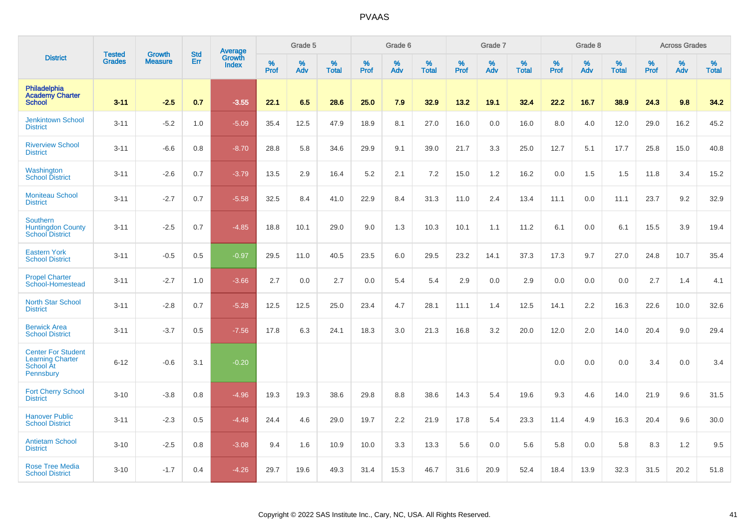# PVAAS

| District | Tested Grades | Growth Measure | Std Err | Average Growth Index | Grade 5 | | | Grade 6 | | | Grade 7 | | | Grade 8 | | | Across Grades | | |
|---|---|---|---|---|---|---|---|---|---|---|---|---|---|---|---|---|---|---|---|
| | | | | | % Prof | % Adv | % Total | % Prof | % Adv | % Total | % Prof | % Adv | % Total | % Prof | % Adv | % Total | % Prof | % Adv | % Total |
| **Philadelphia Academy Charter School** | **3-11** | **-2.5** | **0.7** | **-3.55** | **22.1** | **6.5** | **28.6** | **25.0** | **7.9** | **32.9** | **13.2** | **19.1** | **32.4** | **22.2** | **16.7** | **38.9** | **24.3** | **9.8** | **34.2** |
| Jenkintown School District | 3-11 | -5.2 | 1.0 | -5.09 | 35.4 | 12.5 | 47.9 | 18.9 | 8.1 | 27.0 | 16.0 | 0.0 | 16.0 | 8.0 | 4.0 | 12.0 | 29.0 | 16.2 | 45.2 |
| Riverview School District | 3-11 | -6.6 | 0.8 | -8.70 | 28.8 | 5.8 | 34.6 | 29.9 | 9.1 | 39.0 | 21.7 | 3.3 | 25.0 | 12.7 | 5.1 | 17.7 | 25.8 | 15.0 | 40.8 |
| Washington School District | 3-11 | -2.6 | 0.7 | -3.79 | 13.5 | 2.9 | 16.4 | 5.2 | 2.1 | 7.2 | 15.0 | 1.2 | 16.2 | 0.0 | 1.5 | 1.5 | 11.8 | 3.4 | 15.2 |
| Moniteau School District | 3-11 | -2.7 | 0.7 | -5.58 | 32.5 | 8.4 | 41.0 | 22.9 | 8.4 | 31.3 | 11.0 | 2.4 | 13.4 | 11.1 | 0.0 | 11.1 | 23.7 | 9.2 | 32.9 |
| Southern Huntingdon County School District | 3-11 | -2.5 | 0.7 | -4.85 | 18.8 | 10.1 | 29.0 | 9.0 | 1.3 | 10.3 | 10.1 | 1.1 | 11.2 | 6.1 | 0.0 | 6.1 | 15.5 | 3.9 | 19.4 |
| Eastern York School District | 3-11 | -0.5 | 0.5 | -0.97 | 29.5 | 11.0 | 40.5 | 23.5 | 6.0 | 29.5 | 23.2 | 14.1 | 37.3 | 17.3 | 9.7 | 27.0 | 24.8 | 10.7 | 35.4 |
| Propel Charter School-Homestead | 3-11 | -2.7 | 1.0 | -3.66 | 2.7 | 0.0 | 2.7 | 0.0 | 5.4 | 5.4 | 2.9 | 0.0 | 2.9 | 0.0 | 0.0 | 0.0 | 2.7 | 1.4 | 4.1 |
| North Star School District | 3-11 | -2.8 | 0.7 | -5.28 | 12.5 | 12.5 | 25.0 | 23.4 | 4.7 | 28.1 | 11.1 | 1.4 | 12.5 | 14.1 | 2.2 | 16.3 | 22.6 | 10.0 | 32.6 |
| Berwick Area School District | 3-11 | -3.7 | 0.5 | -7.56 | 17.8 | 6.3 | 24.1 | 18.3 | 3.0 | 21.3 | 16.8 | 3.2 | 20.0 | 12.0 | 2.0 | 14.0 | 20.4 | 9.0 | 29.4 |
| Center For Student Learning Charter School At Pennsbury | 6-12 | -0.6 | 3.1 | -0.20 | | | | | | | | | | 0.0 | 0.0 | 0.0 | 3.4 | 0.0 | 3.4 |
| Fort Cherry School District | 3-10 | -3.8 | 0.8 | -4.96 | 19.3 | 19.3 | 38.6 | 29.8 | 8.8 | 38.6 | 14.3 | 5.4 | 19.6 | 9.3 | 4.6 | 14.0 | 21.9 | 9.6 | 31.5 |
| Hanover Public School District | 3-11 | -2.3 | 0.5 | -4.48 | 24.4 | 4.6 | 29.0 | 19.7 | 2.2 | 21.9 | 17.8 | 5.4 | 23.3 | 11.4 | 4.9 | 16.3 | 20.4 | 9.6 | 30.0 |
| Antietam School District | 3-10 | -2.5 | 0.8 | -3.08 | 9.4 | 1.6 | 10.9 | 10.0 | 3.3 | 13.3 | 5.6 | 0.0 | 5.6 | 5.8 | 0.0 | 5.8 | 8.3 | 1.2 | 9.5 |
| Rose Tree Media School District | 3-10 | -1.7 | 0.4 | -4.26 | 29.7 | 19.6 | 49.3 | 31.4 | 15.3 | 46.7 | 31.6 | 20.9 | 52.4 | 18.4 | 13.9 | 32.3 | 31.5 | 20.2 | 51.8 |

Copyright © 2022 SAS Institute Inc., Cary, NC, USA. All Rights Reserved.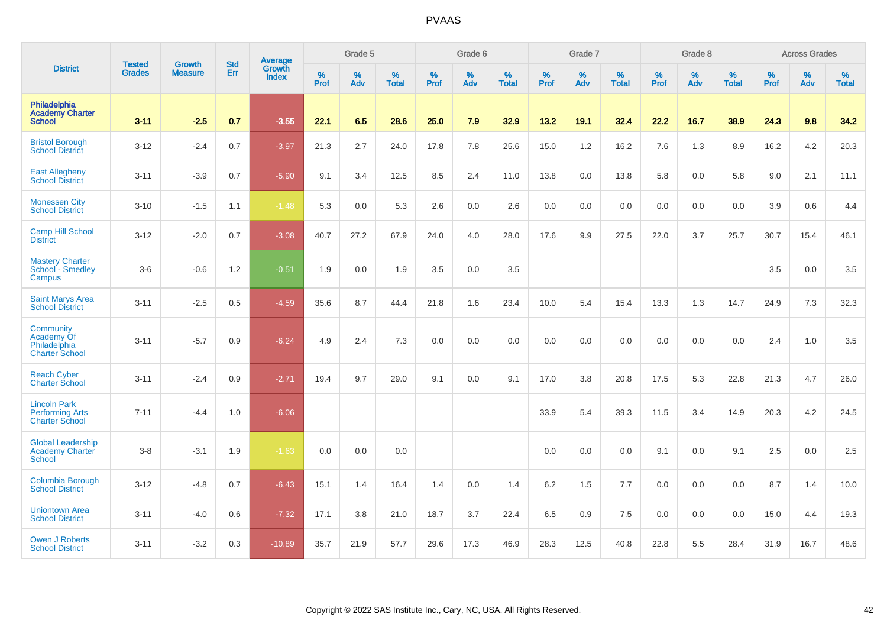# PVAAS

| District | Tested Grades | Growth Measure | Std Err | Average Growth Index | Grade 5 | | | Grade 6 | | | Grade 7 | | | Grade 8 | | | Across Grades | | |
|---|---|---|---|---|---|---|---|---|---|---|---|---|---|---|---|---|---|---|---|
| | | | | | % Prof | % Adv | % Total | % Prof | % Adv | % Total | % Prof | % Adv | % Total | % Prof | % Adv | % Total | % Prof | % Adv | % Total |
| **Philadelphia Academy Charter School** | **3-11** | **-2.5** | **0.7** | **-3.55** | **22.1** | **6.5** | **28.6** | **25.0** | **7.9** | **32.9** | **13.2** | **19.1** | **32.4** | **22.2** | **16.7** | **38.9** | **24.3** | **9.8** | **34.2** |
| Bristol Borough School District | 3-12 | -2.4 | 0.7 | -3.97 | 21.3 | 2.7 | 24.0 | 17.8 | 7.8 | 25.6 | 15.0 | 1.2 | 16.2 | 7.6 | 1.3 | 8.9 | 16.2 | 4.2 | 20.3 |
| East Allegheny School District | 3-11 | -3.9 | 0.7 | -5.90 | 9.1 | 3.4 | 12.5 | 8.5 | 2.4 | 11.0 | 13.8 | 0.0 | 13.8 | 5.8 | 0.0 | 5.8 | 9.0 | 2.1 | 11.1 |
| Monessen City School District | 3-10 | -1.5 | 1.1 | -1.48 | 5.3 | 0.0 | 5.3 | 2.6 | 0.0 | 2.6 | 0.0 | 0.0 | 0.0 | 0.0 | 0.0 | 0.0 | 3.9 | 0.6 | 4.4 |
| Camp Hill School District | 3-12 | -2.0 | 0.7 | -3.08 | 40.7 | 27.2 | 67.9 | 24.0 | 4.0 | 28.0 | 17.6 | 9.9 | 27.5 | 22.0 | 3.7 | 25.7 | 30.7 | 15.4 | 46.1 |
| Mastery Charter School - Smedley Campus | 3-6 | -0.6 | 1.2 | -0.51 | 1.9 | 0.0 | 1.9 | 3.5 | 0.0 | 3.5 | | | | | | | 3.5 | 0.0 | 3.5 |
| Saint Marys Area School District | 3-11 | -2.5 | 0.5 | -4.59 | 35.6 | 8.7 | 44.4 | 21.8 | 1.6 | 23.4 | 10.0 | 5.4 | 15.4 | 13.3 | 1.3 | 14.7 | 24.9 | 7.3 | 32.3 |
| Community Academy Of Philadelphia Charter School | 3-11 | -5.7 | 0.9 | -6.24 | 4.9 | 2.4 | 7.3 | 0.0 | 0.0 | 0.0 | 0.0 | 0.0 | 0.0 | 0.0 | 0.0 | 0.0 | 2.4 | 1.0 | 3.5 |
| Reach Cyber Charter School | 3-11 | -2.4 | 0.9 | -2.71 | 19.4 | 9.7 | 29.0 | 9.1 | 0.0 | 9.1 | 17.0 | 3.8 | 20.8 | 17.5 | 5.3 | 22.8 | 21.3 | 4.7 | 26.0 |
| Lincoln Park Performing Arts Charter School | 7-11 | -4.4 | 1.0 | -6.06 | | | | | | | 33.9 | 5.4 | 39.3 | 11.5 | 3.4 | 14.9 | 20.3 | 4.2 | 24.5 |
| Global Leadership Academy Charter School | 3-8 | -3.1 | 1.9 | -1.63 | 0.0 | 0.0 | 0.0 | | | | 0.0 | 0.0 | 0.0 | 9.1 | 0.0 | 9.1 | 2.5 | 0.0 | 2.5 |
| Columbia Borough School District | 3-12 | -4.8 | 0.7 | -6.43 | 15.1 | 1.4 | 16.4 | 1.4 | 0.0 | 1.4 | 6.2 | 1.5 | 7.7 | 0.0 | 0.0 | 0.0 | 8.7 | 1.4 | 10.0 |
| Uniontown Area School District | 3-11 | -4.0 | 0.6 | -7.32 | 17.1 | 3.8 | 21.0 | 18.7 | 3.7 | 22.4 | 6.5 | 0.9 | 7.5 | 0.0 | 0.0 | 0.0 | 15.0 | 4.4 | 19.3 |
| Owen J Roberts School District | 3-11 | -3.2 | 0.3 | -10.89 | 35.7 | 21.9 | 57.7 | 29.6 | 17.3 | 46.9 | 28.3 | 12.5 | 40.8 | 22.8 | 5.5 | 28.4 | 31.9 | 16.7 | 48.6 |

Copyright © 2022 SAS Institute Inc., Cary, NC, USA. All Rights Reserved.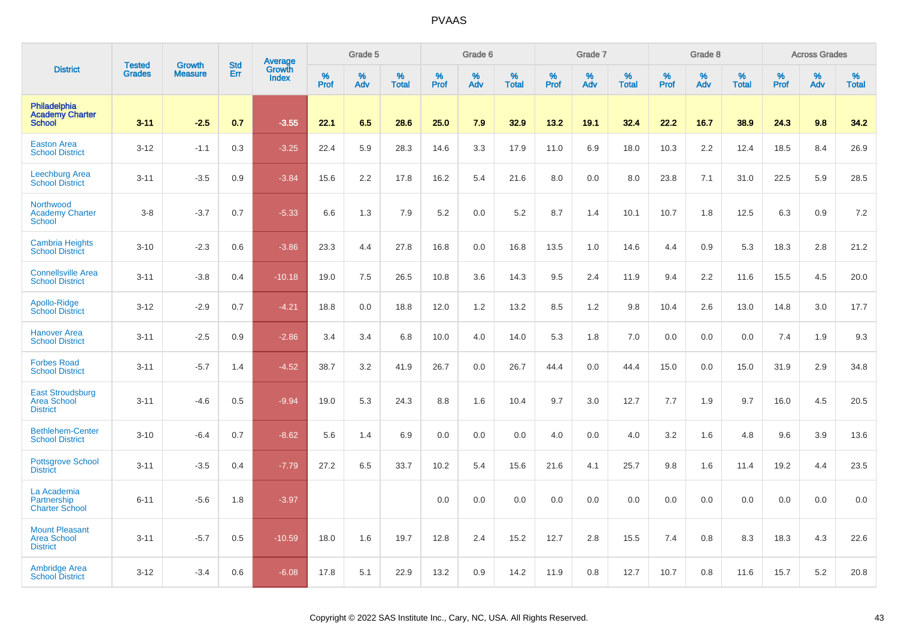| District | Tested Grades | Growth Measure | Std Err | Average Growth Index | Grade 5 | | | Grade 6 | | | Grade 7 | | | Grade 8 | | | Across Grades | | |
|---|---|---|---|---|---|---|---|---|---|---|---|---|---|---|---|---|---|---|---|
| | | | | | % Prof | % Adv | % Total | % Prof | % Adv | % Total | % Prof | % Adv | % Total | % Prof | % Adv | % Total | % Prof | % Adv | % Total |
| **Philadelphia Academy Charter School** | **3-11** | **-2.5** | **0.7** | **-3.55** | **22.1** | **6.5** | **28.6** | **25.0** | **7.9** | **32.9** | **13.2** | **19.1** | **32.4** | **22.2** | **16.7** | **38.9** | **24.3** | **9.8** | **34.2** |
| Easton Area School District | 3-12 | -1.1 | 0.3 | -3.25 | 22.4 | 5.9 | 28.3 | 14.6 | 3.3 | 17.9 | 11.0 | 6.9 | 18.0 | 10.3 | 2.2 | 12.4 | 18.5 | 8.4 | 26.9 |
| Leechburg Area School District | 3-11 | -3.5 | 0.9 | -3.84 | 15.6 | 2.2 | 17.8 | 16.2 | 5.4 | 21.6 | 8.0 | 0.0 | 8.0 | 23.8 | 7.1 | 31.0 | 22.5 | 5.9 | 28.5 |
| Northwood Academy Charter School | 3-8 | -3.7 | 0.7 | -5.33 | 6.6 | 1.3 | 7.9 | 5.2 | 0.0 | 5.2 | 8.7 | 1.4 | 10.1 | 10.7 | 1.8 | 12.5 | 6.3 | 0.9 | 7.2 |
| Cambria Heights School District | 3-10 | -2.3 | 0.6 | -3.86 | 23.3 | 4.4 | 27.8 | 16.8 | 0.0 | 16.8 | 13.5 | 1.0 | 14.6 | 4.4 | 0.9 | 5.3 | 18.3 | 2.8 | 21.2 |
| Connellsville Area School District | 3-11 | -3.8 | 0.4 | -10.18 | 19.0 | 7.5 | 26.5 | 10.8 | 3.6 | 14.3 | 9.5 | 2.4 | 11.9 | 9.4 | 2.2 | 11.6 | 15.5 | 4.5 | 20.0 |
| Apollo-Ridge School District | 3-12 | -2.9 | 0.7 | -4.21 | 18.8 | 0.0 | 18.8 | 12.0 | 1.2 | 13.2 | 8.5 | 1.2 | 9.8 | 10.4 | 2.6 | 13.0 | 14.8 | 3.0 | 17.7 |
| Hanover Area School District | 3-11 | -2.5 | 0.9 | -2.86 | 3.4 | 3.4 | 6.8 | 10.0 | 4.0 | 14.0 | 5.3 | 1.8 | 7.0 | 0.0 | 0.0 | 0.0 | 7.4 | 1.9 | 9.3 |
| Forbes Road School District | 3-11 | -5.7 | 1.4 | -4.52 | 38.7 | 3.2 | 41.9 | 26.7 | 0.0 | 26.7 | 44.4 | 0.0 | 44.4 | 15.0 | 0.0 | 15.0 | 31.9 | 2.9 | 34.8 |
| East Stroudsburg Area School District | 3-11 | -4.6 | 0.5 | -9.94 | 19.0 | 5.3 | 24.3 | 8.8 | 1.6 | 10.4 | 9.7 | 3.0 | 12.7 | 7.7 | 1.9 | 9.7 | 16.0 | 4.5 | 20.5 |
| Bethlehem-Center School District | 3-10 | -6.4 | 0.7 | -8.62 | 5.6 | 1.4 | 6.9 | 0.0 | 0.0 | 0.0 | 4.0 | 0.0 | 4.0 | 3.2 | 1.6 | 4.8 | 9.6 | 3.9 | 13.6 |
| Pottsgrove School District | 3-11 | -3.5 | 0.4 | -7.79 | 27.2 | 6.5 | 33.7 | 10.2 | 5.4 | 15.6 | 21.6 | 4.1 | 25.7 | 9.8 | 1.6 | 11.4 | 19.2 | 4.4 | 23.5 |
| La Academia Partnership Charter School | 6-11 | -5.6 | 1.8 | -3.97 | | | | 0.0 | 0.0 | 0.0 | 0.0 | 0.0 | 0.0 | 0.0 | 0.0 | 0.0 | 0.0 | 0.0 | 0.0 |
| Mount Pleasant Area School District | 3-11 | -5.7 | 0.5 | -10.59 | 18.0 | 1.6 | 19.7 | 12.8 | 2.4 | 15.2 | 12.7 | 2.8 | 15.5 | 7.4 | 0.8 | 8.3 | 18.3 | 4.3 | 22.6 |
| Ambridge Area School District | 3-12 | -3.4 | 0.6 | -6.08 | 17.8 | 5.1 | 22.9 | 13.2 | 0.9 | 14.2 | 11.9 | 0.8 | 12.7 | 10.7 | 0.8 | 11.6 | 15.7 | 5.2 | 20.8 |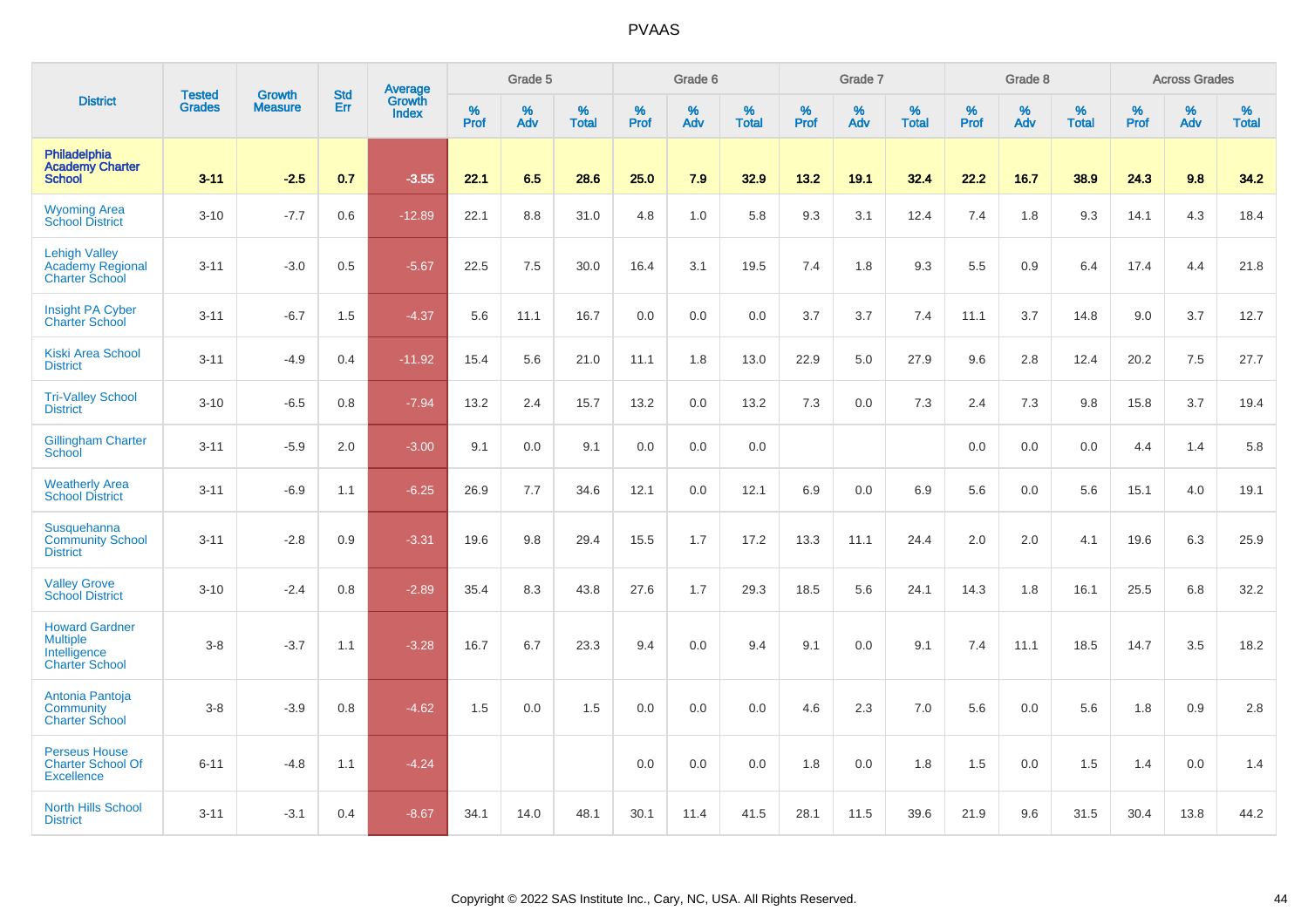# PVAAS

| District | Tested Grades | Growth Measure | Std Err | Average Growth Index | Grade 5 | | | Grade 6 | | | Grade 7 | | | Grade 8 | | | Across Grades | | |
|---|---|---|---|---|---|---|---|---|---|---|---|---|---|---|---|---|---|---|---|
| | | | | | % Prof | % Adv | % Total | % Prof | % Adv | % Total | % Prof | % Adv | % Total | % Prof | % Adv | % Total | % Prof | % Adv | % Total |
| **Philadelphia Academy Charter School** | **3-11** | **-2.5** | **0.7** | **-3.55** | **22.1** | **6.5** | **28.6** | **25.0** | **7.9** | **32.9** | **13.2** | **19.1** | **32.4** | **22.2** | **16.7** | **38.9** | **24.3** | **9.8** | **34.2** |
| Wyoming Area School District | 3-10 | -7.7 | 0.6 | -12.89 | 22.1 | 8.8 | 31.0 | 4.8 | 1.0 | 5.8 | 9.3 | 3.1 | 12.4 | 7.4 | 1.8 | 9.3 | 14.1 | 4.3 | 18.4 |
| Lehigh Valley Academy Regional Charter School | 3-11 | -3.0 | 0.5 | -5.67 | 22.5 | 7.5 | 30.0 | 16.4 | 3.1 | 19.5 | 7.4 | 1.8 | 9.3 | 5.5 | 0.9 | 6.4 | 17.4 | 4.4 | 21.8 |
| Insight PA Cyber Charter School | 3-11 | -6.7 | 1.5 | -4.37 | 5.6 | 11.1 | 16.7 | 0.0 | 0.0 | 0.0 | 3.7 | 3.7 | 7.4 | 11.1 | 3.7 | 14.8 | 9.0 | 3.7 | 12.7 |
| Kiski Area School District | 3-11 | -4.9 | 0.4 | -11.92 | 15.4 | 5.6 | 21.0 | 11.1 | 1.8 | 13.0 | 22.9 | 5.0 | 27.9 | 9.6 | 2.8 | 12.4 | 20.2 | 7.5 | 27.7 |
| Tri-Valley School District | 3-10 | -6.5 | 0.8 | -7.94 | 13.2 | 2.4 | 15.7 | 13.2 | 0.0 | 13.2 | 7.3 | 0.0 | 7.3 | 2.4 | 7.3 | 9.8 | 15.8 | 3.7 | 19.4 |
| Gillingham Charter School | 3-11 | -5.9 | 2.0 | -3.00 | 9.1 | 0.0 | 9.1 | 0.0 | 0.0 | 0.0 | | | | 0.0 | 0.0 | 0.0 | 4.4 | 1.4 | 5.8 |
| Weatherly Area School District | 3-11 | -6.9 | 1.1 | -6.25 | 26.9 | 7.7 | 34.6 | 12.1 | 0.0 | 12.1 | 6.9 | 0.0 | 6.9 | 5.6 | 0.0 | 5.6 | 15.1 | 4.0 | 19.1 |
| Susquehanna Community School District | 3-11 | -2.8 | 0.9 | -3.31 | 19.6 | 9.8 | 29.4 | 15.5 | 1.7 | 17.2 | 13.3 | 11.1 | 24.4 | 2.0 | 2.0 | 4.1 | 19.6 | 6.3 | 25.9 |
| Valley Grove School District | 3-10 | -2.4 | 0.8 | -2.89 | 35.4 | 8.3 | 43.8 | 27.6 | 1.7 | 29.3 | 18.5 | 5.6 | 24.1 | 14.3 | 1.8 | 16.1 | 25.5 | 6.8 | 32.2 |
| Howard Gardner Multiple Intelligence Charter School | 3-8 | -3.7 | 1.1 | -3.28 | 16.7 | 6.7 | 23.3 | 9.4 | 0.0 | 9.4 | 9.1 | 0.0 | 9.1 | 7.4 | 11.1 | 18.5 | 14.7 | 3.5 | 18.2 |
| Antonia Pantoja Community Charter School | 3-8 | -3.9 | 0.8 | -4.62 | 1.5 | 0.0 | 1.5 | 0.0 | 0.0 | 0.0 | 4.6 | 2.3 | 7.0 | 5.6 | 0.0 | 5.6 | 1.8 | 0.9 | 2.8 |
| Perseus House Charter School Of Excellence | 6-11 | -4.8 | 1.1 | -4.24 | | | | 0.0 | 0.0 | 0.0 | 1.8 | 0.0 | 1.8 | 1.5 | 0.0 | 1.5 | 1.4 | 0.0 | 1.4 |
| North Hills School District | 3-11 | -3.1 | 0.4 | -8.67 | 34.1 | 14.0 | 48.1 | 30.1 | 11.4 | 41.5 | 28.1 | 11.5 | 39.6 | 21.9 | 9.6 | 31.5 | 30.4 | 13.8 | 44.2 |

Copyright © 2022 SAS Institute Inc., Cary, NC, USA. All Rights Reserved.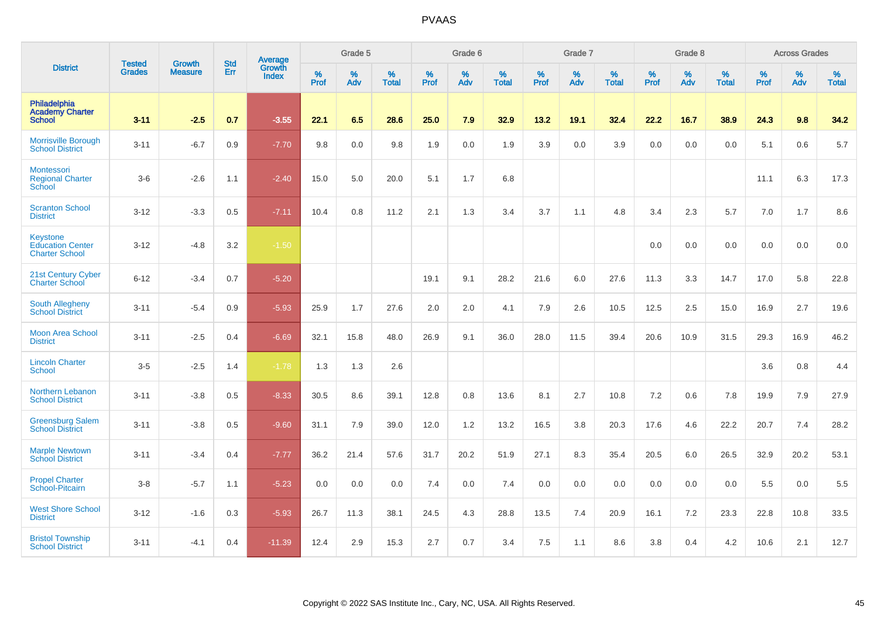# PVAAS

| District | Tested Grades | Growth Measure | Std Err | Average Growth Index | Grade 5 | | | Grade 6 | | | Grade 7 | | | Grade 8 | | | Across Grades | | |
|---|---|---|---|---|---|---|---|---|---|---|---|---|---|---|---|---|---|---|---|
| | | | | | % Prof | % Adv | % Total | % Prof | % Adv | % Total | % Prof | % Adv | % Total | % Prof | % Adv | % Total | % Prof | % Adv | % Total |
| **Philadelphia Academy Charter School** | **3-11** | **-2.5** | **0.7** | **-3.55** | **22.1** | **6.5** | **28.6** | **25.0** | **7.9** | **32.9** | **13.2** | **19.1** | **32.4** | **22.2** | **16.7** | **38.9** | **24.3** | **9.8** | **34.2** |
| Morrisville Borough School District | 3-11 | -6.7 | 0.9 | -7.70 | 9.8 | 0.0 | 9.8 | 1.9 | 0.0 | 1.9 | 3.9 | 0.0 | 3.9 | 0.0 | 0.0 | 0.0 | 5.1 | 0.6 | 5.7 |
| Montessori Regional Charter School | 3-6 | -2.6 | 1.1 | -2.40 | 15.0 | 5.0 | 20.0 | 5.1 | 1.7 | 6.8 | | | | | | | 11.1 | 6.3 | 17.3 |
| Scranton School District | 3-12 | -3.3 | 0.5 | -7.11 | 10.4 | 0.8 | 11.2 | 2.1 | 1.3 | 3.4 | 3.7 | 1.1 | 4.8 | 3.4 | 2.3 | 5.7 | 7.0 | 1.7 | 8.6 |
| Keystone Education Center Charter School | 3-12 | -4.8 | 3.2 | -1.50 | | | | | | | | | | 0.0 | 0.0 | 0.0 | 0.0 | 0.0 | 0.0 |
| 21st Century Cyber Charter School | 6-12 | -3.4 | 0.7 | -5.20 | | | | 19.1 | 9.1 | 28.2 | 21.6 | 6.0 | 27.6 | 11.3 | 3.3 | 14.7 | 17.0 | 5.8 | 22.8 |
| South Allegheny School District | 3-11 | -5.4 | 0.9 | -5.93 | 25.9 | 1.7 | 27.6 | 2.0 | 2.0 | 4.1 | 7.9 | 2.6 | 10.5 | 12.5 | 2.5 | 15.0 | 16.9 | 2.7 | 19.6 |
| Moon Area School District | 3-11 | -2.5 | 0.4 | -6.69 | 32.1 | 15.8 | 48.0 | 26.9 | 9.1 | 36.0 | 28.0 | 11.5 | 39.4 | 20.6 | 10.9 | 31.5 | 29.3 | 16.9 | 46.2 |
| Lincoln Charter School | 3-5 | -2.5 | 1.4 | -1.78 | 1.3 | 1.3 | 2.6 | | | | | | | | | | 3.6 | 0.8 | 4.4 |
| Northern Lebanon School District | 3-11 | -3.8 | 0.5 | -8.33 | 30.5 | 8.6 | 39.1 | 12.8 | 0.8 | 13.6 | 8.1 | 2.7 | 10.8 | 7.2 | 0.6 | 7.8 | 19.9 | 7.9 | 27.9 |
| Greensburg Salem School District | 3-11 | -3.8 | 0.5 | -9.60 | 31.1 | 7.9 | 39.0 | 12.0 | 1.2 | 13.2 | 16.5 | 3.8 | 20.3 | 17.6 | 4.6 | 22.2 | 20.7 | 7.4 | 28.2 |
| Marple Newtown School District | 3-11 | -3.4 | 0.4 | -7.77 | 36.2 | 21.4 | 57.6 | 31.7 | 20.2 | 51.9 | 27.1 | 8.3 | 35.4 | 20.5 | 6.0 | 26.5 | 32.9 | 20.2 | 53.1 |
| Propel Charter School-Pitcairn | 3-8 | -5.7 | 1.1 | -5.23 | 0.0 | 0.0 | 0.0 | 7.4 | 0.0 | 7.4 | 0.0 | 0.0 | 0.0 | 0.0 | 0.0 | 0.0 | 5.5 | 0.0 | 5.5 |
| West Shore School District | 3-12 | -1.6 | 0.3 | -5.93 | 26.7 | 11.3 | 38.1 | 24.5 | 4.3 | 28.8 | 13.5 | 7.4 | 20.9 | 16.1 | 7.2 | 23.3 | 22.8 | 10.8 | 33.5 |
| Bristol Township School District | 3-11 | -4.1 | 0.4 | -11.39 | 12.4 | 2.9 | 15.3 | 2.7 | 0.7 | 3.4 | 7.5 | 1.1 | 8.6 | 3.8 | 0.4 | 4.2 | 10.6 | 2.1 | 12.7 |

Copyright © 2022 SAS Institute Inc., Cary, NC, USA. All Rights Reserved.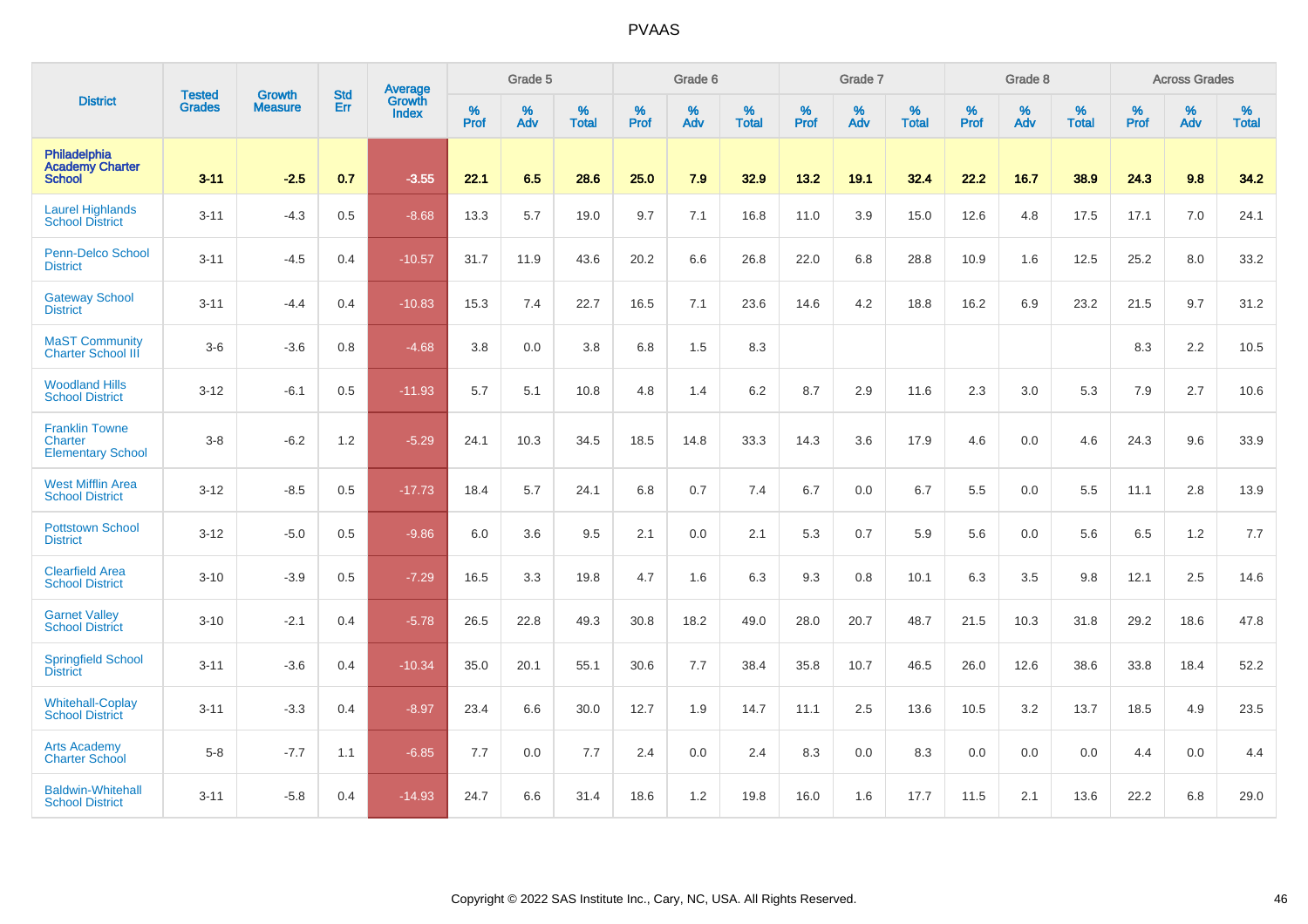| District | Tested Grades | Growth Measure | Std Err | Average Growth Index | Grade 5 | | | Grade 6 | | | Grade 7 | | | Grade 8 | | | Across Grades | | |
|---|---|---|---|---|---|---|---|---|---|---|---|---|---|---|---|---|---|---|---|
| | | | | | % Prof | % Adv | % Total | % Prof | % Adv | % Total | % Prof | % Adv | % Total | % Prof | % Adv | % Total | % Prof | % Adv | % Total |
| **Philadelphia Academy Charter School** | **3-11** | **-2.5** | **0.7** | **-3.55** | **22.1** | **6.5** | **28.6** | **25.0** | **7.9** | **32.9** | **13.2** | **19.1** | **32.4** | **22.2** | **16.7** | **38.9** | **24.3** | **9.8** | **34.2** |
| Laurel Highlands School District | 3-11 | -4.3 | 0.5 | -8.68 | 13.3 | 5.7 | 19.0 | 9.7 | 7.1 | 16.8 | 11.0 | 3.9 | 15.0 | 12.6 | 4.8 | 17.5 | 17.1 | 7.0 | 24.1 |
| Penn-Delco School District | 3-11 | -4.5 | 0.4 | -10.57 | 31.7 | 11.9 | 43.6 | 20.2 | 6.6 | 26.8 | 22.0 | 6.8 | 28.8 | 10.9 | 1.6 | 12.5 | 25.2 | 8.0 | 33.2 |
| Gateway School District | 3-11 | -4.4 | 0.4 | -10.83 | 15.3 | 7.4 | 22.7 | 16.5 | 7.1 | 23.6 | 14.6 | 4.2 | 18.8 | 16.2 | 6.9 | 23.2 | 21.5 | 9.7 | 31.2 |
| MaST Community Charter School III | 3-6 | -3.6 | 0.8 | -4.68 | 3.8 | 0.0 | 3.8 | 6.8 | 1.5 | 8.3 | | | | | | | 8.3 | 2.2 | 10.5 |
| Woodland Hills School District | 3-12 | -6.1 | 0.5 | -11.93 | 5.7 | 5.1 | 10.8 | 4.8 | 1.4 | 6.2 | 8.7 | 2.9 | 11.6 | 2.3 | 3.0 | 5.3 | 7.9 | 2.7 | 10.6 |
| Franklin Towne Charter Elementary School | 3-8 | -6.2 | 1.2 | -5.29 | 24.1 | 10.3 | 34.5 | 18.5 | 14.8 | 33.3 | 14.3 | 3.6 | 17.9 | 4.6 | 0.0 | 4.6 | 24.3 | 9.6 | 33.9 |
| West Mifflin Area School District | 3-12 | -8.5 | 0.5 | -17.73 | 18.4 | 5.7 | 24.1 | 6.8 | 0.7 | 7.4 | 6.7 | 0.0 | 6.7 | 5.5 | 0.0 | 5.5 | 11.1 | 2.8 | 13.9 |
| Pottstown School District | 3-12 | -5.0 | 0.5 | -9.86 | 6.0 | 3.6 | 9.5 | 2.1 | 0.0 | 2.1 | 5.3 | 0.7 | 5.9 | 5.6 | 0.0 | 5.6 | 6.5 | 1.2 | 7.7 |
| Clearfield Area School District | 3-10 | -3.9 | 0.5 | -7.29 | 16.5 | 3.3 | 19.8 | 4.7 | 1.6 | 6.3 | 9.3 | 0.8 | 10.1 | 6.3 | 3.5 | 9.8 | 12.1 | 2.5 | 14.6 |
| Garnet Valley School District | 3-10 | -2.1 | 0.4 | -5.78 | 26.5 | 22.8 | 49.3 | 30.8 | 18.2 | 49.0 | 28.0 | 20.7 | 48.7 | 21.5 | 10.3 | 31.8 | 29.2 | 18.6 | 47.8 |
| Springfield School District | 3-11 | -3.6 | 0.4 | -10.34 | 35.0 | 20.1 | 55.1 | 30.6 | 7.7 | 38.4 | 35.8 | 10.7 | 46.5 | 26.0 | 12.6 | 38.6 | 33.8 | 18.4 | 52.2 |
| Whitehall-Coplay School District | 3-11 | -3.3 | 0.4 | -8.97 | 23.4 | 6.6 | 30.0 | 12.7 | 1.9 | 14.7 | 11.1 | 2.5 | 13.6 | 10.5 | 3.2 | 13.7 | 18.5 | 4.9 | 23.5 |
| Arts Academy Charter School | 5-8 | -7.7 | 1.1 | -6.85 | 7.7 | 0.0 | 7.7 | 2.4 | 0.0 | 2.4 | 8.3 | 0.0 | 8.3 | 0.0 | 0.0 | 0.0 | 4.4 | 0.0 | 4.4 |
| Baldwin-Whitehall School District | 3-11 | -5.8 | 0.4 | -14.93 | 24.7 | 6.6 | 31.4 | 18.6 | 1.2 | 19.8 | 16.0 | 1.6 | 17.7 | 11.5 | 2.1 | 13.6 | 22.2 | 6.8 | 29.0 |

Copyright © 2022 SAS Institute Inc., Cary, NC, USA. All Rights Reserved.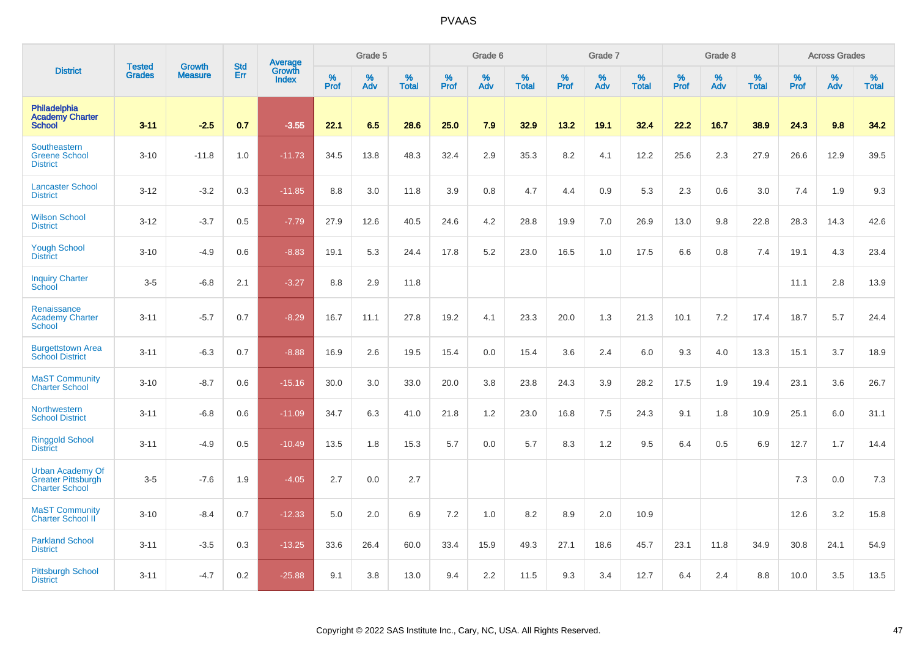# PVAAS

| District | Tested Grades | Growth Measure | Std Err | Average Growth Index | Grade 5 | | | Grade 6 | | | Grade 7 | | | Grade 8 | | | Across Grades | | |
|---|---|---|---|---|---|---|---|---|---|---|---|---|---|---|---|---|---|---|---|
| | | | | | % Prof | % Adv | % Total | % Prof | % Adv | % Total | % Prof | % Adv | % Total | % Prof | % Adv | % Total | % Prof | % Adv | % Total |
| **Philadelphia Academy Charter School** | **3-11** | **-2.5** | **0.7** | **-3.55** | **22.1** | **6.5** | **28.6** | **25.0** | **7.9** | **32.9** | **13.2** | **19.1** | **32.4** | **22.2** | **16.7** | **38.9** | **24.3** | **9.8** | **34.2** |
| Southeastern Greene School District | 3-10 | -11.8 | 1.0 | -11.73 | 34.5 | 13.8 | 48.3 | 32.4 | 2.9 | 35.3 | 8.2 | 4.1 | 12.2 | 25.6 | 2.3 | 27.9 | 26.6 | 12.9 | 39.5 |
| Lancaster School District | 3-12 | -3.2 | 0.3 | -11.85 | 8.8 | 3.0 | 11.8 | 3.9 | 0.8 | 4.7 | 4.4 | 0.9 | 5.3 | 2.3 | 0.6 | 3.0 | 7.4 | 1.9 | 9.3 |
| Wilson School District | 3-12 | -3.7 | 0.5 | -7.79 | 27.9 | 12.6 | 40.5 | 24.6 | 4.2 | 28.8 | 19.9 | 7.0 | 26.9 | 13.0 | 9.8 | 22.8 | 28.3 | 14.3 | 42.6 |
| Yough School District | 3-10 | -4.9 | 0.6 | -8.83 | 19.1 | 5.3 | 24.4 | 17.8 | 5.2 | 23.0 | 16.5 | 1.0 | 17.5 | 6.6 | 0.8 | 7.4 | 19.1 | 4.3 | 23.4 |
| Inquiry Charter School | 3-5 | -6.8 | 2.1 | -3.27 | 8.8 | 2.9 | 11.8 | | | | | | | | | | 11.1 | 2.8 | 13.9 |
| Renaissance Academy Charter School | 3-11 | -5.7 | 0.7 | -8.29 | 16.7 | 11.1 | 27.8 | 19.2 | 4.1 | 23.3 | 20.0 | 1.3 | 21.3 | 10.1 | 7.2 | 17.4 | 18.7 | 5.7 | 24.4 |
| Burgettstown Area School District | 3-11 | -6.3 | 0.7 | -8.88 | 16.9 | 2.6 | 19.5 | 15.4 | 0.0 | 15.4 | 3.6 | 2.4 | 6.0 | 9.3 | 4.0 | 13.3 | 15.1 | 3.7 | 18.9 |
| MaST Community Charter School | 3-10 | -8.7 | 0.6 | -15.16 | 30.0 | 3.0 | 33.0 | 20.0 | 3.8 | 23.8 | 24.3 | 3.9 | 28.2 | 17.5 | 1.9 | 19.4 | 23.1 | 3.6 | 26.7 |
| Northwestern School District | 3-11 | -6.8 | 0.6 | -11.09 | 34.7 | 6.3 | 41.0 | 21.8 | 1.2 | 23.0 | 16.8 | 7.5 | 24.3 | 9.1 | 1.8 | 10.9 | 25.1 | 6.0 | 31.1 |
| Ringgold School District | 3-11 | -4.9 | 0.5 | -10.49 | 13.5 | 1.8 | 15.3 | 5.7 | 0.0 | 5.7 | 8.3 | 1.2 | 9.5 | 6.4 | 0.5 | 6.9 | 12.7 | 1.7 | 14.4 |
| Urban Academy Of Greater Pittsburgh Charter School | 3-5 | -7.6 | 1.9 | -4.05 | 2.7 | 0.0 | 2.7 | | | | | | | | | | 7.3 | 0.0 | 7.3 |
| MaST Community Charter School II | 3-10 | -8.4 | 0.7 | -12.33 | 5.0 | 2.0 | 6.9 | 7.2 | 1.0 | 8.2 | 8.9 | 2.0 | 10.9 | | | | 12.6 | 3.2 | 15.8 |
| Parkland School District | 3-11 | -3.5 | 0.3 | -13.25 | 33.6 | 26.4 | 60.0 | 33.4 | 15.9 | 49.3 | 27.1 | 18.6 | 45.7 | 23.1 | 11.8 | 34.9 | 30.8 | 24.1 | 54.9 |
| Pittsburgh School District | 3-11 | -4.7 | 0.2 | -25.88 | 9.1 | 3.8 | 13.0 | 9.4 | 2.2 | 11.5 | 9.3 | 3.4 | 12.7 | 6.4 | 2.4 | 8.8 | 10.0 | 3.5 | 13.5 |

Copyright © 2022 SAS Institute Inc., Cary, NC, USA. All Rights Reserved.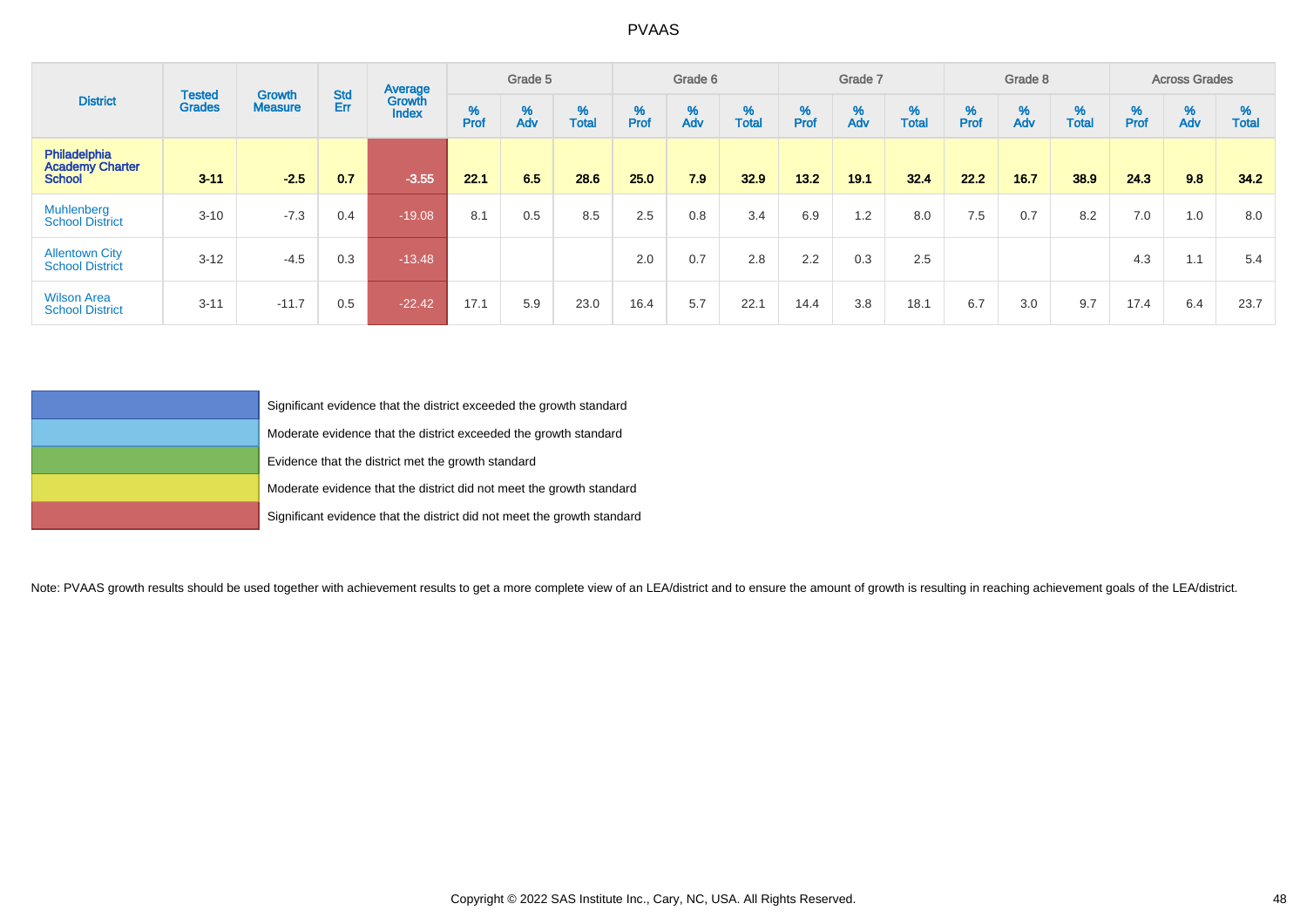# PVAAS

| District | Tested Grades | Growth Measure | Std Err | Average Growth Index | Grade 5 | | | Grade 6 | | | Grade 7 | | | Grade 8 | | | Across Grades | | |
|---|---|---|---|---|---|---|---|---|---|---|---|---|---|---|---|---|---|---|---|
| | | | | | % Prof | % Adv | % Total | % Prof | % Adv | % Total | % Prof | % Adv | % Total | % Prof | % Adv | % Total | % Prof | % Adv | % Total |
| **Philadelphia Academy Charter School** | **3-11** | **-2.5** | **0.7** | **-3.55** | **22.1** | **6.5** | **28.6** | **25.0** | **7.9** | **32.9** | **13.2** | **19.1** | **32.4** | **22.2** | **16.7** | **38.9** | **24.3** | **9.8** | **34.2** |
| Muhlenberg School District | 3-10 | -7.3 | 0.4 | -19.08 | 8.1 | 0.5 | 8.5 | 2.5 | 0.8 | 3.4 | 6.9 | 1.2 | 8.0 | 7.5 | 0.7 | 8.2 | 7.0 | 1.0 | 8.0 |
| Allentown City School District | 3-12 | -4.5 | 0.3 | -13.48 | | | | 2.0 | 0.7 | 2.8 | 2.2 | 0.3 | 2.5 | | | | 4.3 | 1.1 | 5.4 |
| Wilson Area School District | 3-11 | -11.7 | 0.5 | -22.42 | 17.1 | 5.9 | 23.0 | 16.4 | 5.7 | 22.1 | 14.4 | 3.8 | 18.1 | 6.7 | 3.0 | 9.7 | 17.4 | 6.4 | 23.7 |

Significant evidence that the district exceeded the growth standard

Moderate evidence that the district exceeded the growth standard

Evidence that the district met the growth standard

Moderate evidence that the district did not meet the growth standard

Significant evidence that the district did not meet the growth standard

Note: PVAAS growth results should be used together with achievement results to get a more complete view of an LEA/district and to ensure the amount of growth is resulting in reaching achievement goals of the LEA/district.

Copyright © 2022 SAS Institute Inc., Cary, NC, USA. All Rights Reserved.